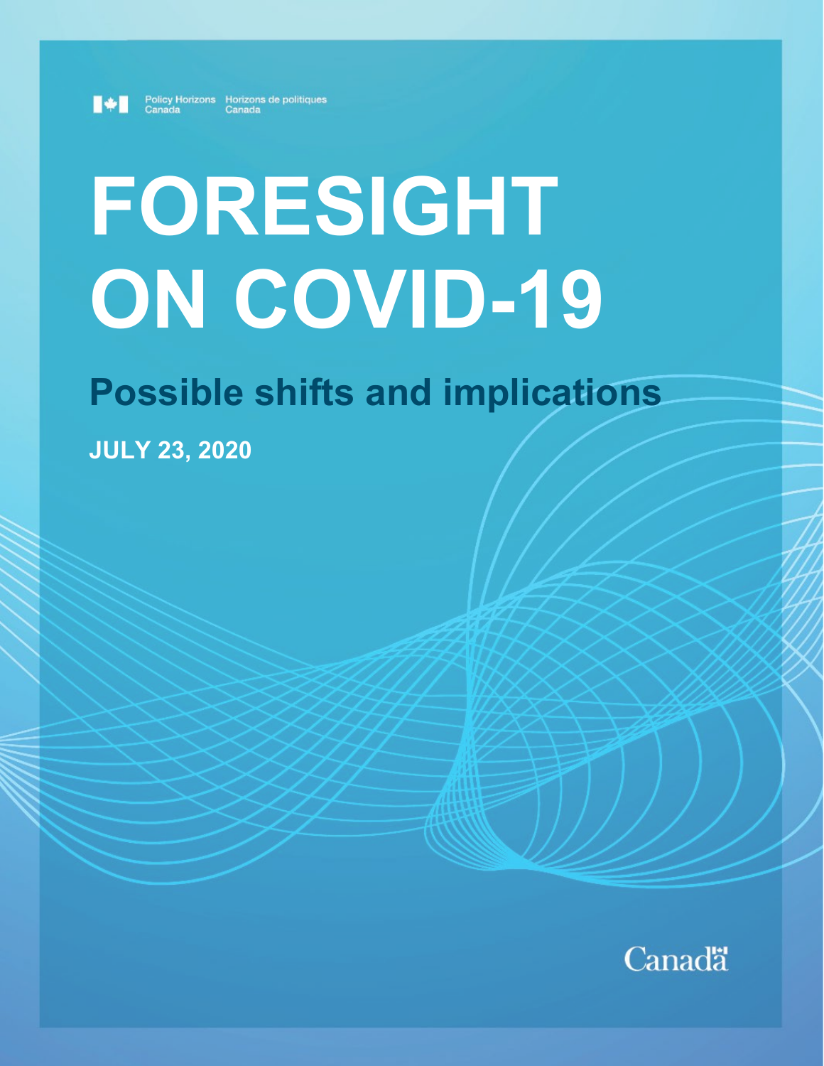Policy Horizons Canada | Horizons de politiques Canada

# FORESIGHT ON COVID-19

## Possible shifts and implications

**JULY 23, 2020**

Canada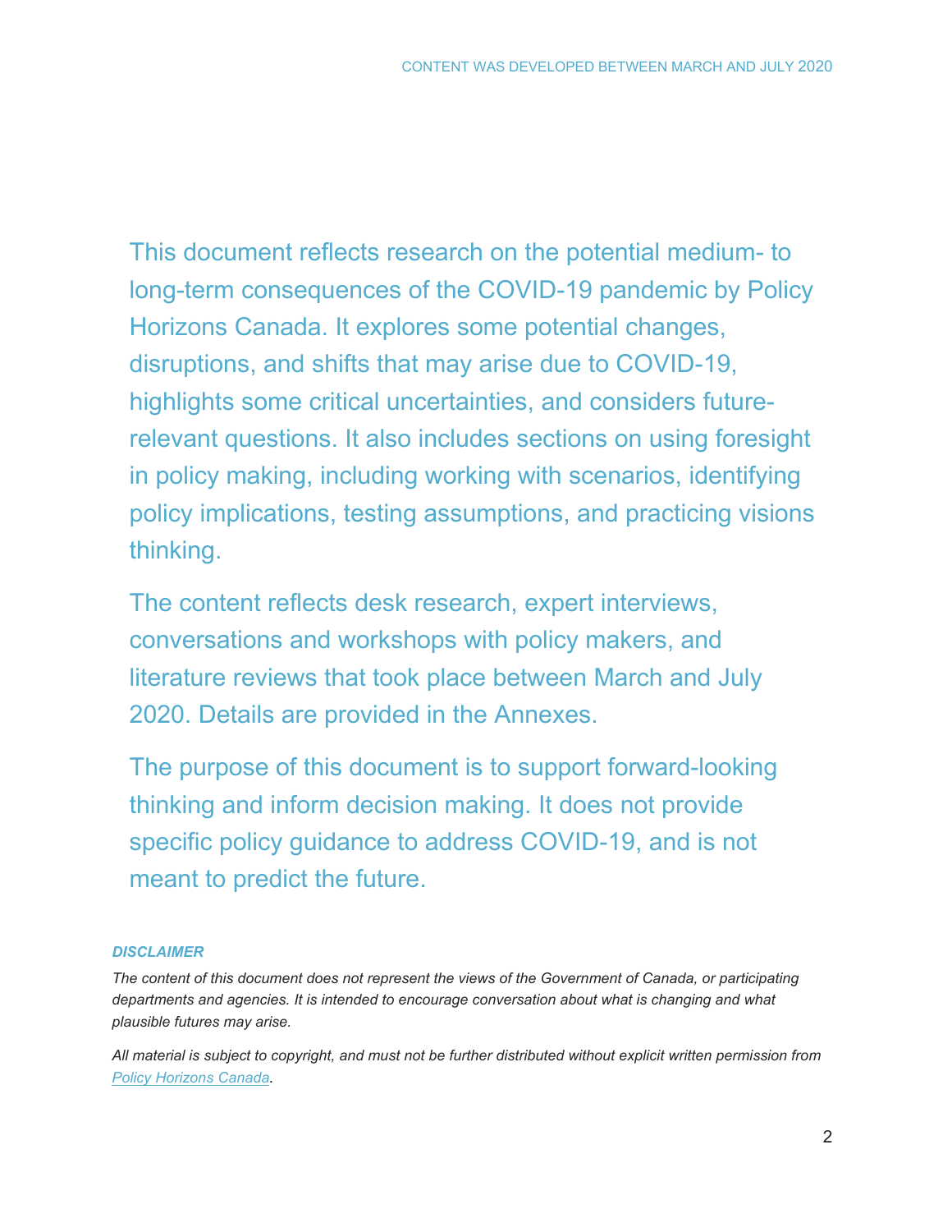This document reflects research on the potential medium- to long-term consequences of the COVID-19 pandemic by Policy Horizons Canada. It explores some potential changes, disruptions, and shifts that may arise due to COVID-19, highlights some critical uncertainties, and considers future-relevant questions. It also includes sections on using foresight in policy making, including working with scenarios, identifying policy implications, testing assumptions, and practicing visions thinking.

The content reflects desk research, expert interviews, conversations and workshops with policy makers, and literature reviews that took place between March and July 2020. Details are provided in the Annexes.

The purpose of this document is to support forward-looking thinking and inform decision making. It does not provide specific policy guidance to address COVID-19, and is not meant to predict the future.

***DISCLAIMER***

*The content of this document does not represent the views of the Government of Canada, or participating departments and agencies. It is intended to encourage conversation about what is changing and what plausible futures may arise.*

*All material is subject to copyright, and must not be further distributed without explicit written permission from Policy Horizons Canada.*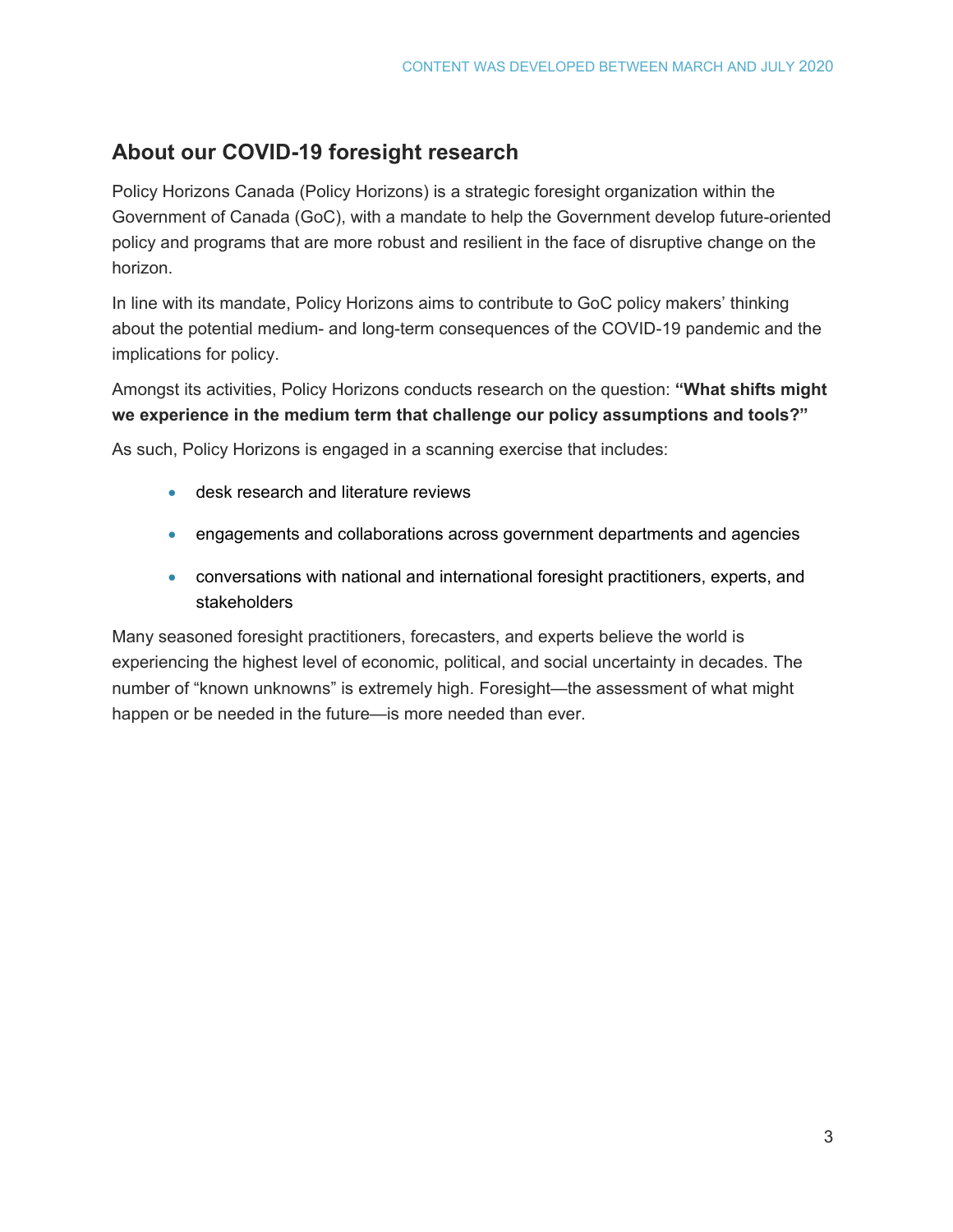## About our COVID-19 foresight research

Policy Horizons Canada (Policy Horizons) is a strategic foresight organization within the Government of Canada (GoC), with a mandate to help the Government develop future-oriented policy and programs that are more robust and resilient in the face of disruptive change on the horizon.

In line with its mandate, Policy Horizons aims to contribute to GoC policy makers' thinking about the potential medium- and long-term consequences of the COVID-19 pandemic and the implications for policy.

Amongst its activities, Policy Horizons conducts research on the question: **"What shifts might we experience in the medium term that challenge our policy assumptions and tools?"**

As such, Policy Horizons is engaged in a scanning exercise that includes:

- desk research and literature reviews
- engagements and collaborations across government departments and agencies
- conversations with national and international foresight practitioners, experts, and stakeholders

Many seasoned foresight practitioners, forecasters, and experts believe the world is experiencing the highest level of economic, political, and social uncertainty in decades. The number of "known unknowns" is extremely high. Foresight—the assessment of what might happen or be needed in the future—is more needed than ever.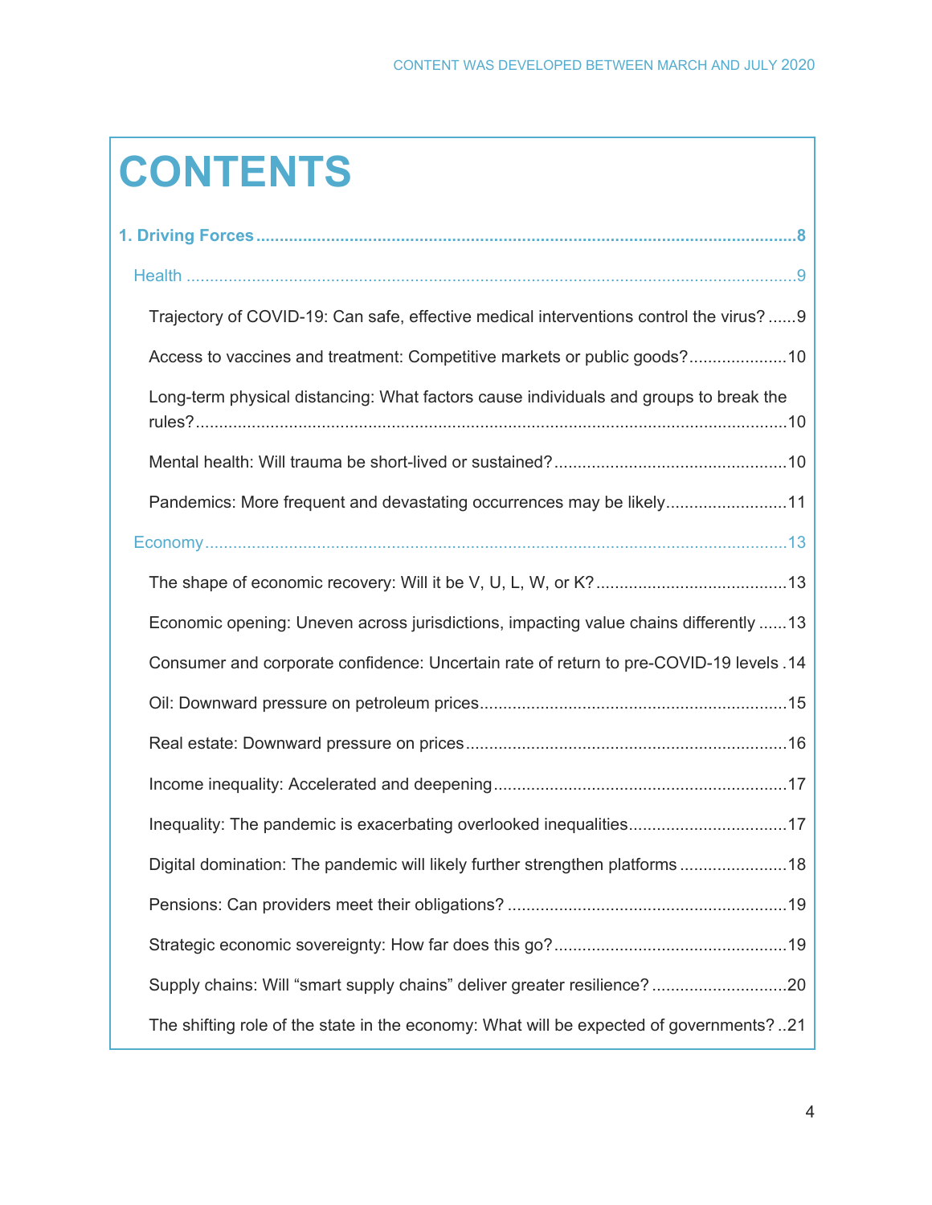# CONTENTS

**1. Driving Forces** ........................................................................ 8

Health ........................................................................ 9

Trajectory of COVID-19: Can safe, effective medical interventions control the virus? ...... 9

Access to vaccines and treatment: Competitive markets or public goods? ..................... 10

Long-term physical distancing: What factors cause individuals and groups to break the rules? ........................................................................ 10

Mental health: Will trauma be short-lived or sustained? ........................................ 10

Pandemics: More frequent and devastating occurrences may be likely .......................... 11

Economy ........................................................................ 13

The shape of economic recovery: Will it be V, U, L, W, or K? .................................... 13

Economic opening: Uneven across jurisdictions, impacting value chains differently ...... 13

Consumer and corporate confidence: Uncertain rate of return to pre-COVID-19 levels . 14

Oil: Downward pressure on petroleum prices ........................................................ 15

Real estate: Downward pressure on prices ........................................................ 16

Income inequality: Accelerated and deepening ........................................................ 17

Inequality: The pandemic is exacerbating overlooked inequalities .............................. 17

Digital domination: The pandemic will likely further strengthen platforms ..................... 18

Pensions: Can providers meet their obligations? ........................................................ 19

Strategic economic sovereignty: How far does this go? ........................................ 19

Supply chains: Will "smart supply chains" deliver greater resilience? ............................ 20

The shifting role of the state in the economy: What will be expected of governments? .. 21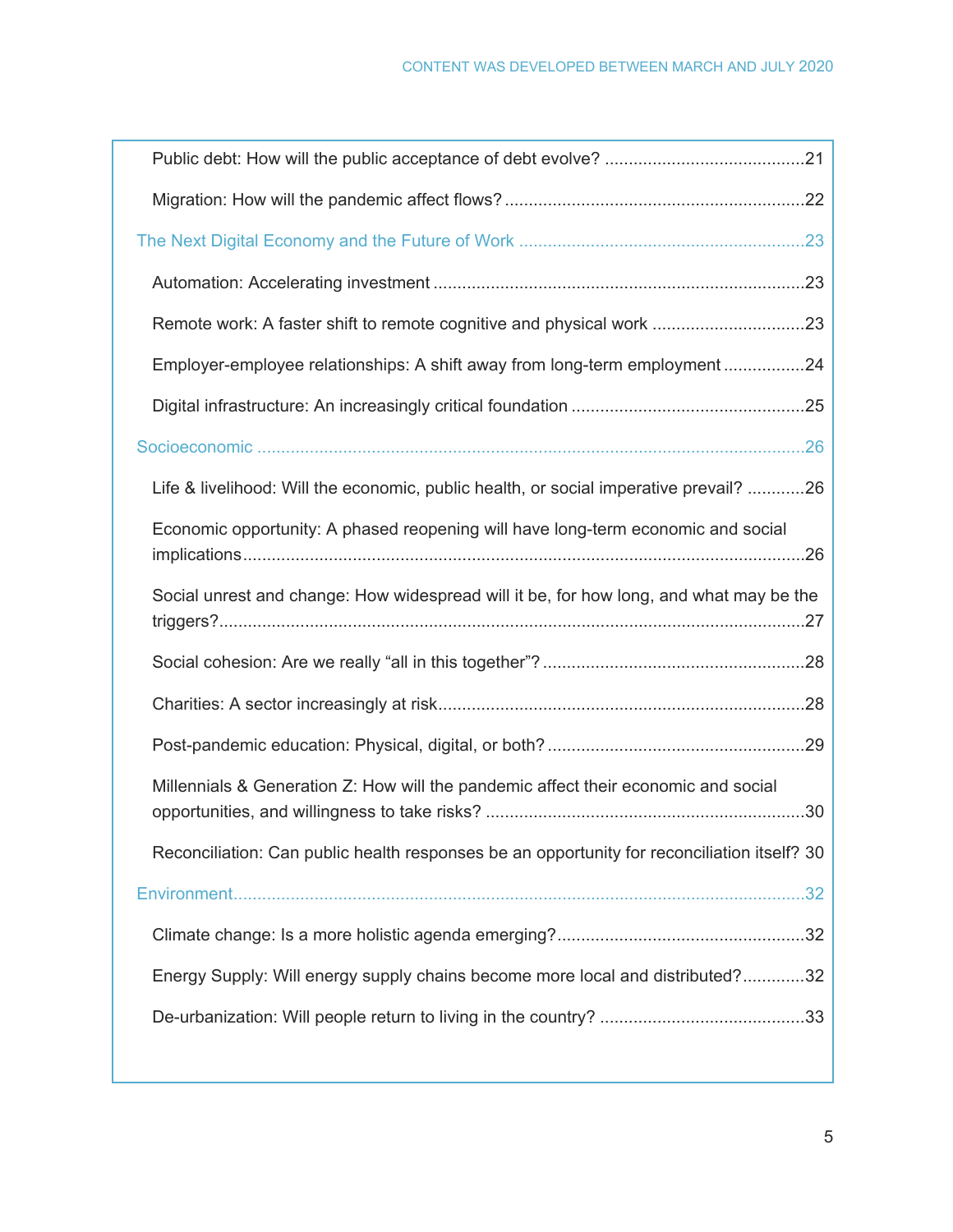Public debt: How will the public acceptance of debt evolve? .......................................... 21

Migration: How will the pandemic affect flows? .............................................................. 22

The Next Digital Economy and the Future of Work ........................................................... 23

Automation: Accelerating investment ............................................................................. 23

Remote work: A faster shift to remote cognitive and physical work ................................ 23

Employer-employee relationships: A shift away from long-term employment ................. 24

Digital infrastructure: An increasingly critical foundation ................................................. 25

Socioeconomic .................................................................................................................. 26

Life & livelihood: Will the economic, public health, or social imperative prevail? ............ 26

Economic opportunity: A phased reopening will have long-term economic and social implications ..................................................................................................................... 26

Social unrest and change: How widespread will it be, for how long, and what may be the triggers? .......................................................................................................................... 27

Social cohesion: Are we really "all in this together"? ....................................................... 28

Charities: A sector increasingly at risk ............................................................................. 28

Post-pandemic education: Physical, digital, or both? ...................................................... 29

Millennials & Generation Z: How will the pandemic affect their economic and social opportunities, and willingness to take risks? ................................................................... 30

Reconciliation: Can public health responses be an opportunity for reconciliation itself? 30

Environment ....................................................................................................................... 32

Climate change: Is a more holistic agenda emerging? .................................................... 32

Energy Supply: Will energy supply chains become more local and distributed? ............. 32

De-urbanization: Will people return to living in the country? ........................................... 33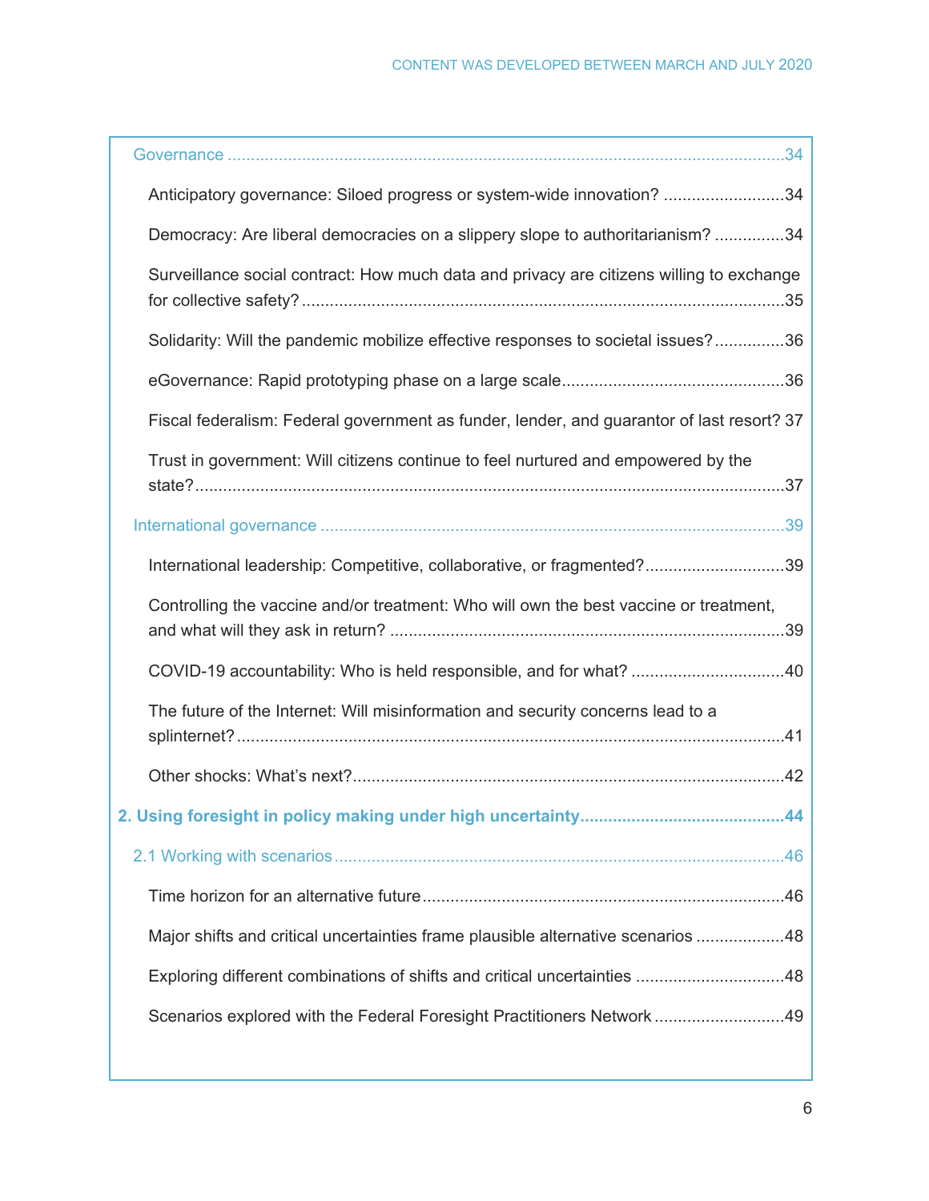Governance ....................................................................................................................34

Anticipatory governance: Siloed progress or system-wide innovation? ..........................34

Democracy: Are liberal democracies on a slippery slope to authoritarianism? ...............34

Surveillance social contract: How much data and privacy are citizens willing to exchange for collective safety? .......................................................................................................35

Solidarity: Will the pandemic mobilize effective responses to societal issues? ...............36

eGovernance: Rapid prototyping phase on a large scale ...............................................36

Fiscal federalism: Federal government as funder, lender, and guarantor of last resort? 37

Trust in government: Will citizens continue to feel nurtured and empowered by the state? ..............................................................................................................................37

International governance ...................................................................................................39

International leadership: Competitive, collaborative, or fragmented? ..............................39

Controlling the vaccine and/or treatment: Who will own the best vaccine or treatment, and what will they ask in return? .....................................................................................39

COVID-19 accountability: Who is held responsible, and for what? .................................40

The future of the Internet: Will misinformation and security concerns lead to a splinternet? .....................................................................................................................41

Other shocks: What's next? .............................................................................................42

**2. Using foresight in policy making under high uncertainty ...........................................44**

2.1 Working with scenarios ................................................................................................46

Time horizon for an alternative future .............................................................................46

Major shifts and critical uncertainties frame plausible alternative scenarios ...................48

Exploring different combinations of shifts and critical uncertainties ................................48

Scenarios explored with the Federal Foresight Practitioners Network ............................49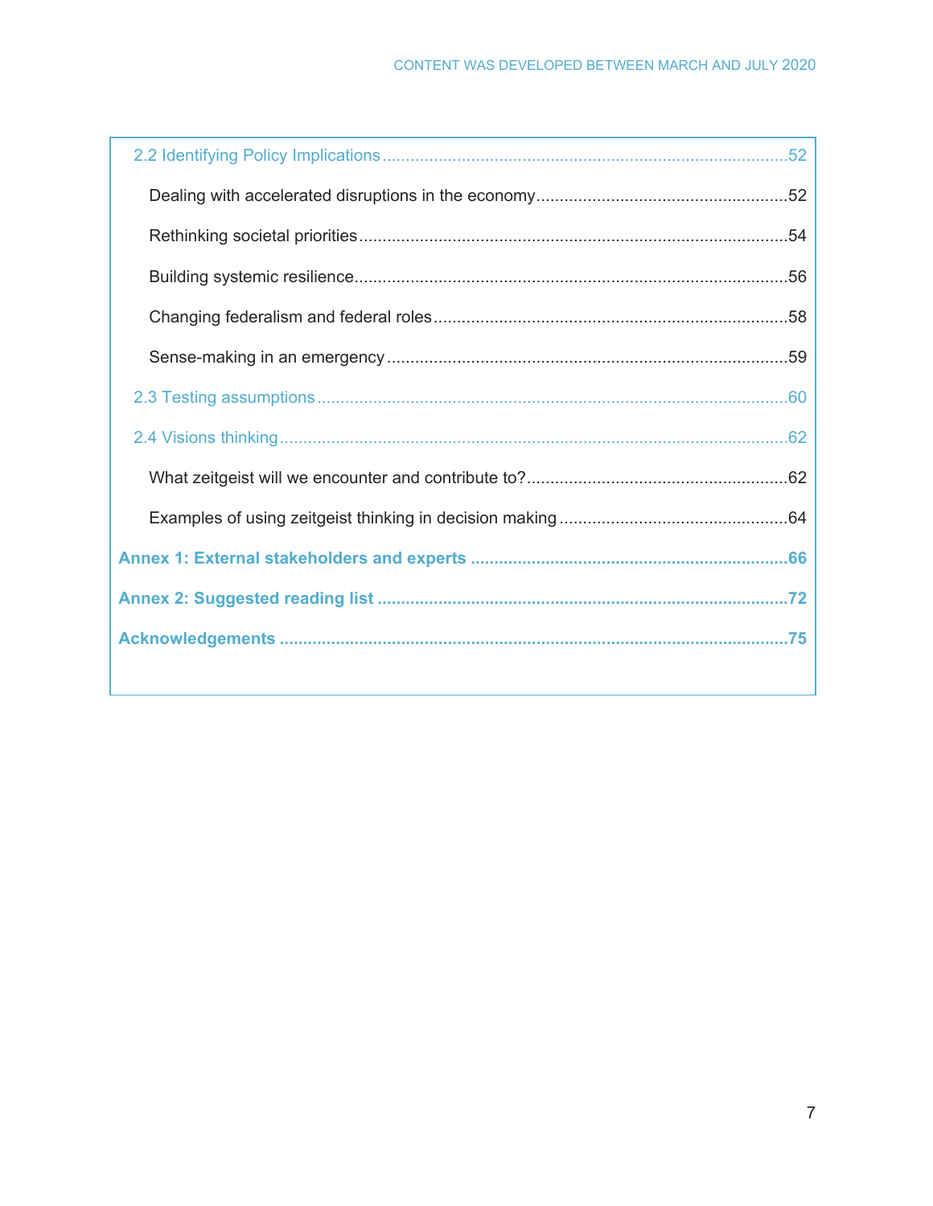2.2 Identifying Policy Implications ..... 52

Dealing with accelerated disruptions in the economy ..... 52

Rethinking societal priorities ..... 54

Building systemic resilience ..... 56

Changing federalism and federal roles ..... 58

Sense-making in an emergency ..... 59

2.3 Testing assumptions ..... 60

2.4 Visions thinking ..... 62

What zeitgeist will we encounter and contribute to? ..... 62

Examples of using zeitgeist thinking in decision making ..... 64

**Annex 1: External stakeholders and experts ..... 66**

**Annex 2: Suggested reading list ..... 72**

**Acknowledgements ..... 75**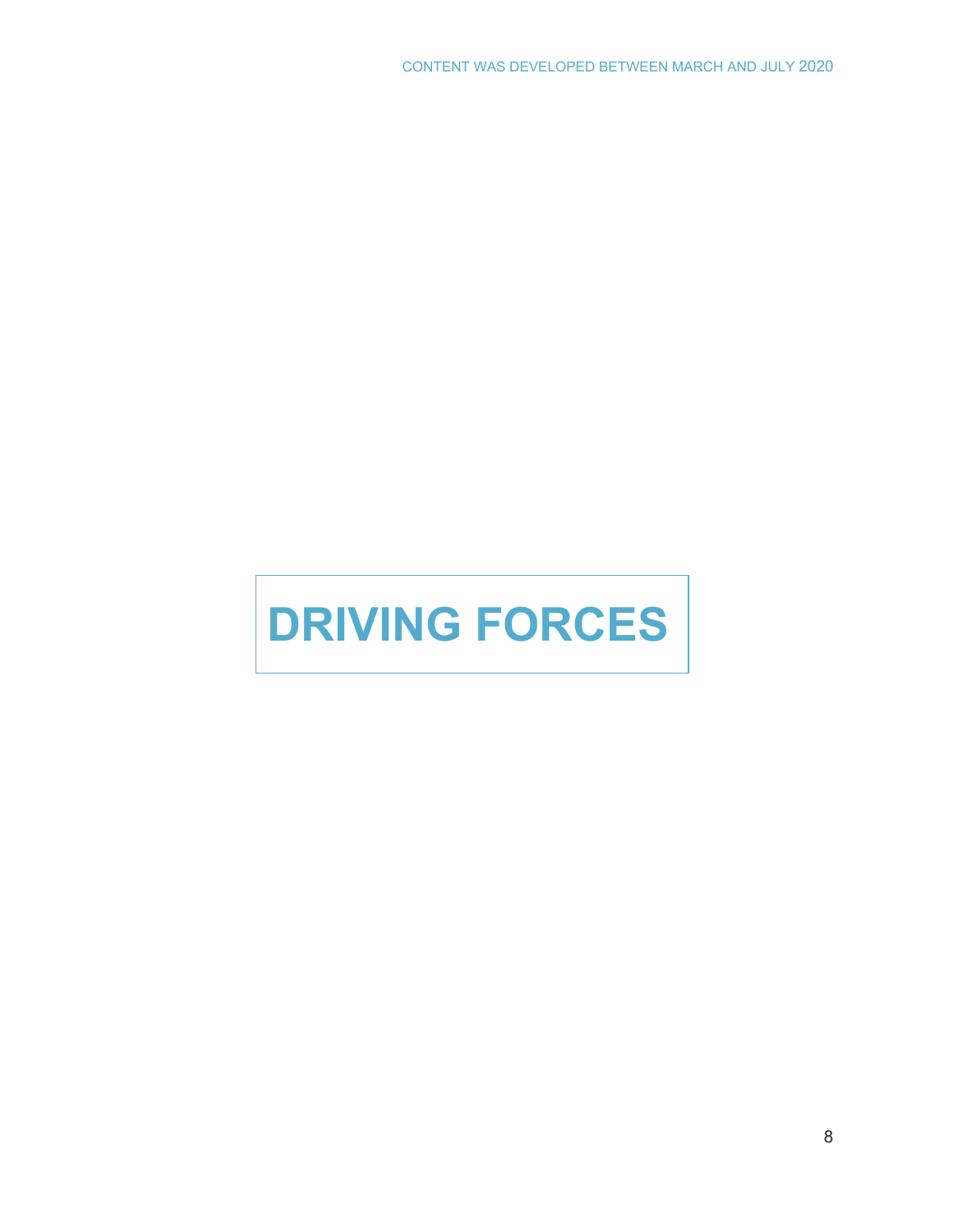# DRIVING FORCES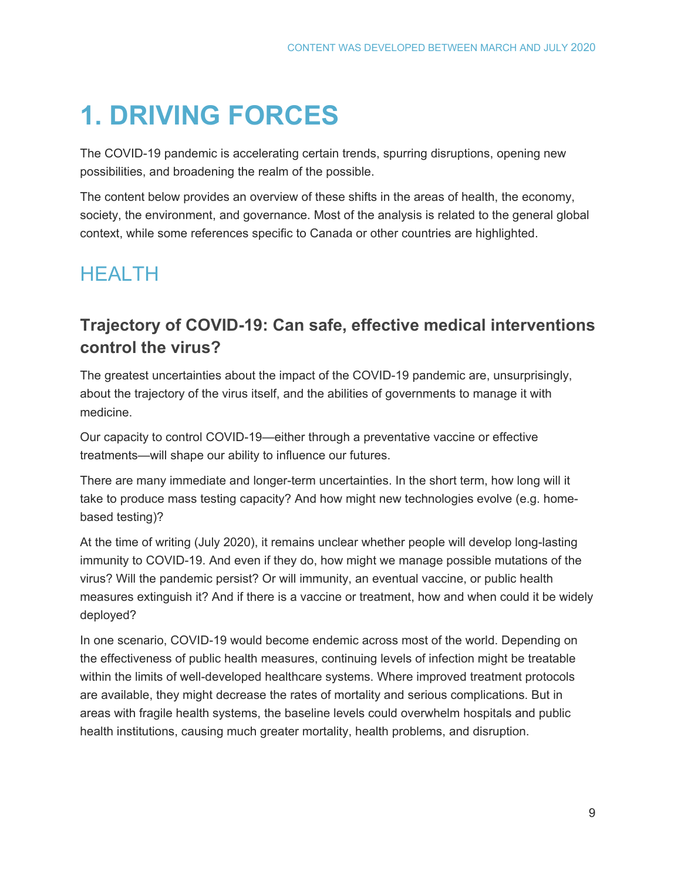# 1. DRIVING FORCES

The COVID-19 pandemic is accelerating certain trends, spurring disruptions, opening new possibilities, and broadening the realm of the possible.

The content below provides an overview of these shifts in the areas of health, the economy, society, the environment, and governance. Most of the analysis is related to the general global context, while some references specific to Canada or other countries are highlighted.

## HEALTH

### Trajectory of COVID-19: Can safe, effective medical interventions control the virus?

The greatest uncertainties about the impact of the COVID-19 pandemic are, unsurprisingly, about the trajectory of the virus itself, and the abilities of governments to manage it with medicine.

Our capacity to control COVID-19—either through a preventative vaccine or effective treatments—will shape our ability to influence our futures.

There are many immediate and longer-term uncertainties. In the short term, how long will it take to produce mass testing capacity? And how might new technologies evolve (e.g. home-based testing)?

At the time of writing (July 2020), it remains unclear whether people will develop long-lasting immunity to COVID-19. And even if they do, how might we manage possible mutations of the virus? Will the pandemic persist? Or will immunity, an eventual vaccine, or public health measures extinguish it? And if there is a vaccine or treatment, how and when could it be widely deployed?

In one scenario, COVID-19 would become endemic across most of the world. Depending on the effectiveness of public health measures, continuing levels of infection might be treatable within the limits of well-developed healthcare systems. Where improved treatment protocols are available, they might decrease the rates of mortality and serious complications. But in areas with fragile health systems, the baseline levels could overwhelm hospitals and public health institutions, causing much greater mortality, health problems, and disruption.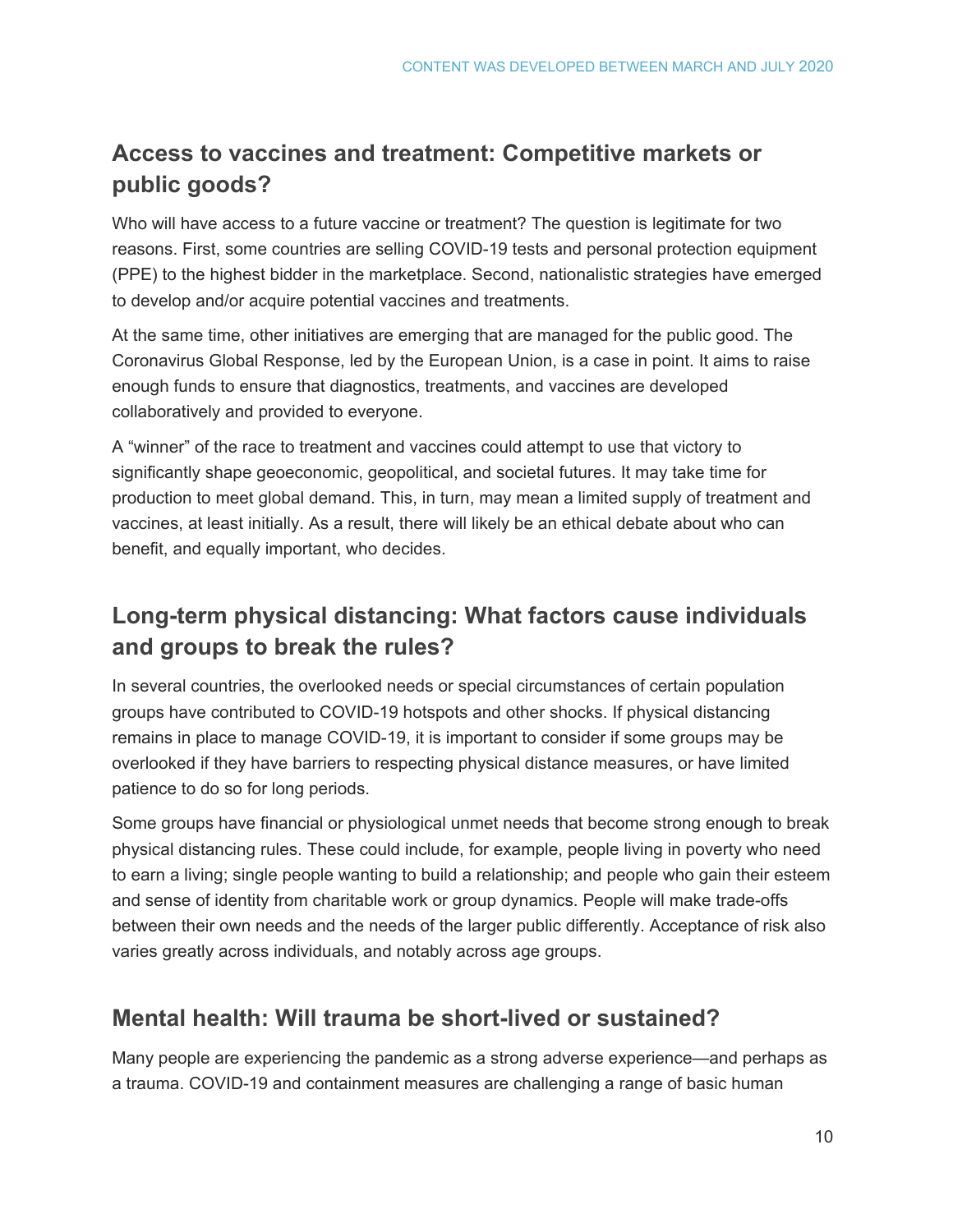## Access to vaccines and treatment: Competitive markets or public goods?

Who will have access to a future vaccine or treatment? The question is legitimate for two reasons. First, some countries are selling COVID-19 tests and personal protection equipment (PPE) to the highest bidder in the marketplace. Second, nationalistic strategies have emerged to develop and/or acquire potential vaccines and treatments.

At the same time, other initiatives are emerging that are managed for the public good. The Coronavirus Global Response, led by the European Union, is a case in point. It aims to raise enough funds to ensure that diagnostics, treatments, and vaccines are developed collaboratively and provided to everyone.

A "winner" of the race to treatment and vaccines could attempt to use that victory to significantly shape geoeconomic, geopolitical, and societal futures. It may take time for production to meet global demand. This, in turn, may mean a limited supply of treatment and vaccines, at least initially. As a result, there will likely be an ethical debate about who can benefit, and equally important, who decides.

## Long-term physical distancing: What factors cause individuals and groups to break the rules?

In several countries, the overlooked needs or special circumstances of certain population groups have contributed to COVID-19 hotspots and other shocks. If physical distancing remains in place to manage COVID-19, it is important to consider if some groups may be overlooked if they have barriers to respecting physical distance measures, or have limited patience to do so for long periods.

Some groups have financial or physiological unmet needs that become strong enough to break physical distancing rules. These could include, for example, people living in poverty who need to earn a living; single people wanting to build a relationship; and people who gain their esteem and sense of identity from charitable work or group dynamics. People will make trade-offs between their own needs and the needs of the larger public differently. Acceptance of risk also varies greatly across individuals, and notably across age groups.

## Mental health: Will trauma be short-lived or sustained?

Many people are experiencing the pandemic as a strong adverse experience—and perhaps as a trauma. COVID-19 and containment measures are challenging a range of basic human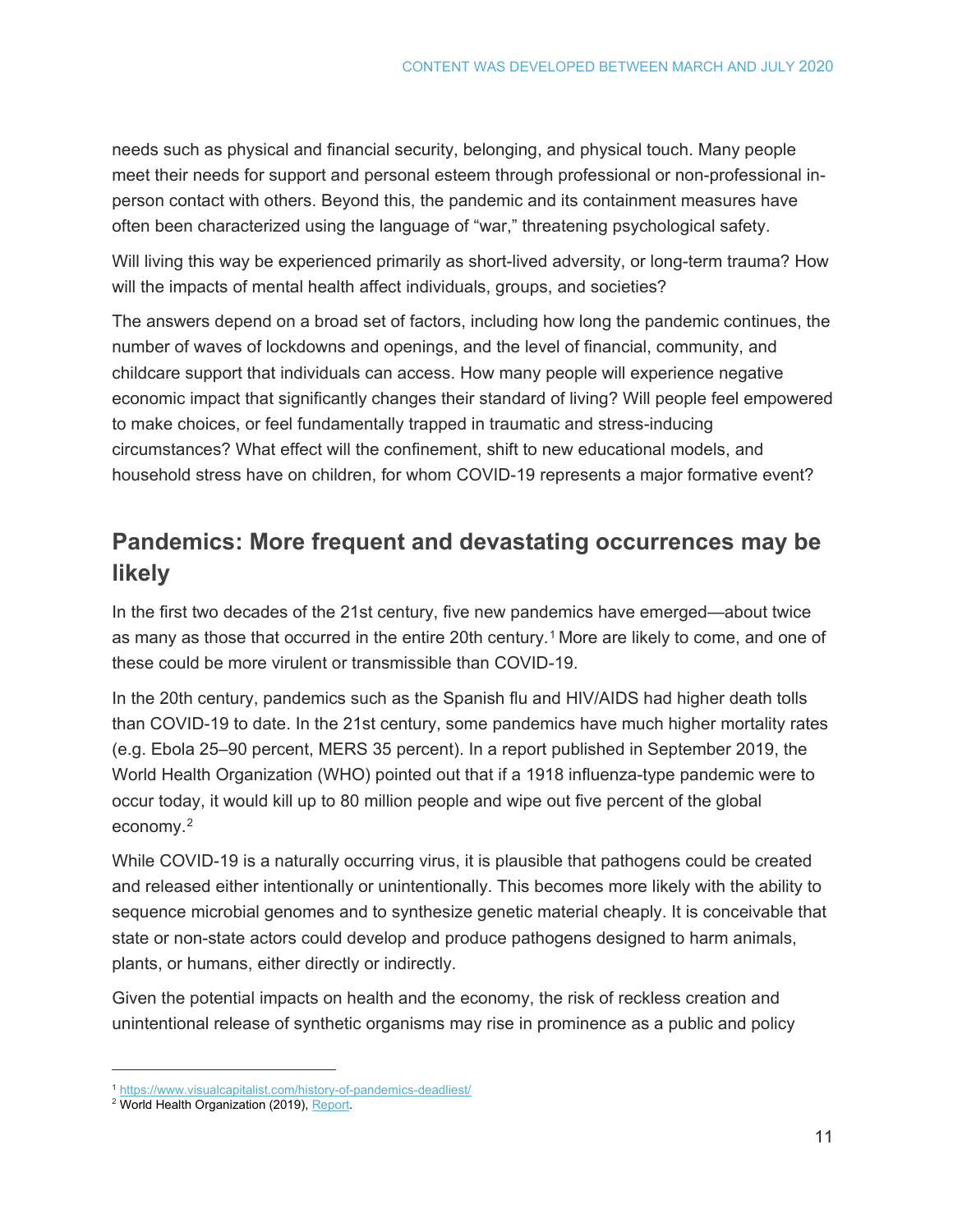needs such as physical and financial security, belonging, and physical touch. Many people meet their needs for support and personal esteem through professional or non-professional in-person contact with others. Beyond this, the pandemic and its containment measures have often been characterized using the language of “war,” threatening psychological safety.

Will living this way be experienced primarily as short-lived adversity, or long-term trauma? How will the impacts of mental health affect individuals, groups, and societies?

The answers depend on a broad set of factors, including how long the pandemic continues, the number of waves of lockdowns and openings, and the level of financial, community, and childcare support that individuals can access. How many people will experience negative economic impact that significantly changes their standard of living? Will people feel empowered to make choices, or feel fundamentally trapped in traumatic and stress-inducing circumstances? What effect will the confinement, shift to new educational models, and household stress have on children, for whom COVID-19 represents a major formative event?

## Pandemics: More frequent and devastating occurrences may be likely

In the first two decades of the 21st century, five new pandemics have emerged—about twice as many as those that occurred in the entire 20th century.[1] More are likely to come, and one of these could be more virulent or transmissible than COVID-19.

In the 20th century, pandemics such as the Spanish flu and HIV/AIDS had higher death tolls than COVID-19 to date. In the 21st century, some pandemics have much higher mortality rates (e.g. Ebola 25–90 percent, MERS 35 percent). In a report published in September 2019, the World Health Organization (WHO) pointed out that if a 1918 influenza-type pandemic were to occur today, it would kill up to 80 million people and wipe out five percent of the global economy.[2]

While COVID-19 is a naturally occurring virus, it is plausible that pathogens could be created and released either intentionally or unintentionally. This becomes more likely with the ability to sequence microbial genomes and to synthesize genetic material cheaply. It is conceivable that state or non-state actors could develop and produce pathogens designed to harm animals, plants, or humans, either directly or indirectly.

Given the potential impacts on health and the economy, the risk of reckless creation and unintentional release of synthetic organisms may rise in prominence as a public and policy

[1] https://www.visualcapitalist.com/history-of-pandemics-deadliest/

[2] World Health Organization (2019), Report.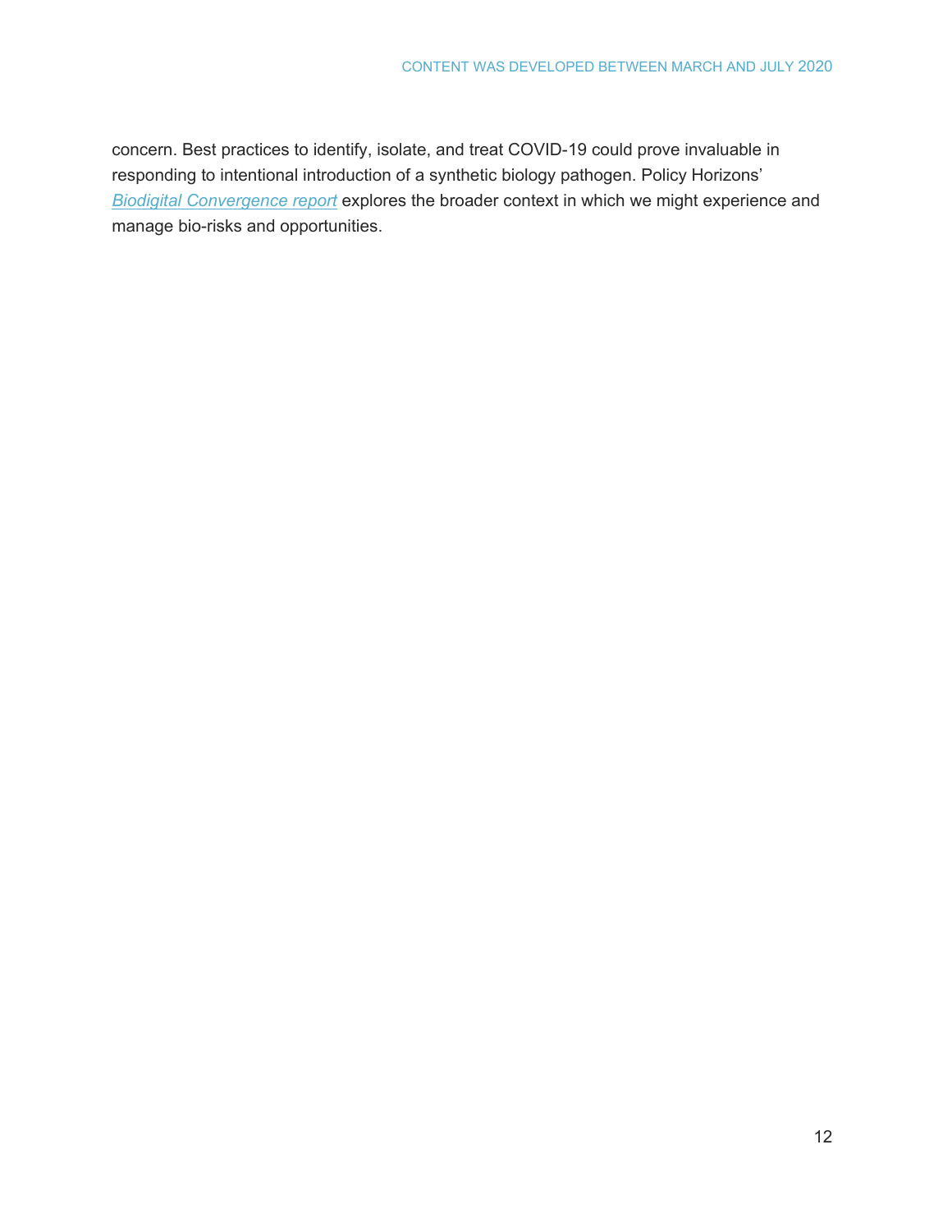concern. Best practices to identify, isolate, and treat COVID-19 could prove invaluable in responding to intentional introduction of a synthetic biology pathogen. Policy Horizons' *Biodigital Convergence report* explores the broader context in which we might experience and manage bio-risks and opportunities.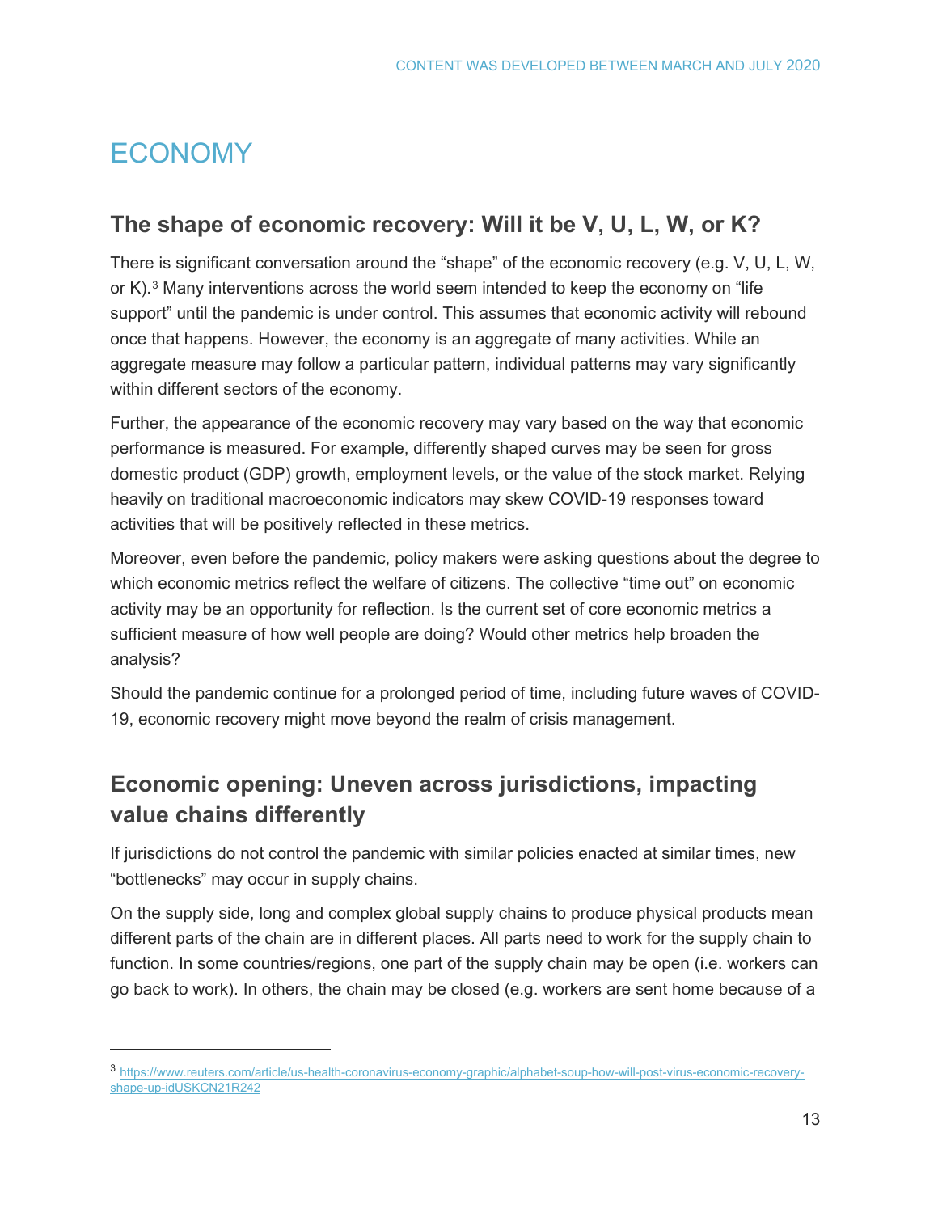# ECONOMY

## The shape of economic recovery: Will it be V, U, L, W, or K?

There is significant conversation around the "shape" of the economic recovery (e.g. V, U, L, W, or K).[3] Many interventions across the world seem intended to keep the economy on "life support" until the pandemic is under control. This assumes that economic activity will rebound once that happens. However, the economy is an aggregate of many activities. While an aggregate measure may follow a particular pattern, individual patterns may vary significantly within different sectors of the economy.

Further, the appearance of the economic recovery may vary based on the way that economic performance is measured. For example, differently shaped curves may be seen for gross domestic product (GDP) growth, employment levels, or the value of the stock market. Relying heavily on traditional macroeconomic indicators may skew COVID-19 responses toward activities that will be positively reflected in these metrics.

Moreover, even before the pandemic, policy makers were asking questions about the degree to which economic metrics reflect the welfare of citizens. The collective "time out" on economic activity may be an opportunity for reflection. Is the current set of core economic metrics a sufficient measure of how well people are doing? Would other metrics help broaden the analysis?

Should the pandemic continue for a prolonged period of time, including future waves of COVID-19, economic recovery might move beyond the realm of crisis management.

## Economic opening: Uneven across jurisdictions, impacting value chains differently

If jurisdictions do not control the pandemic with similar policies enacted at similar times, new "bottlenecks" may occur in supply chains.

On the supply side, long and complex global supply chains to produce physical products mean different parts of the chain are in different places. All parts need to work for the supply chain to function. In some countries/regions, one part of the supply chain may be open (i.e. workers can go back to work). In others, the chain may be closed (e.g. workers are sent home because of a

---

[3] https://www.reuters.com/article/us-health-coronavirus-economy-graphic/alphabet-soup-how-will-post-virus-economic-recovery-shape-up-idUSKCN21R242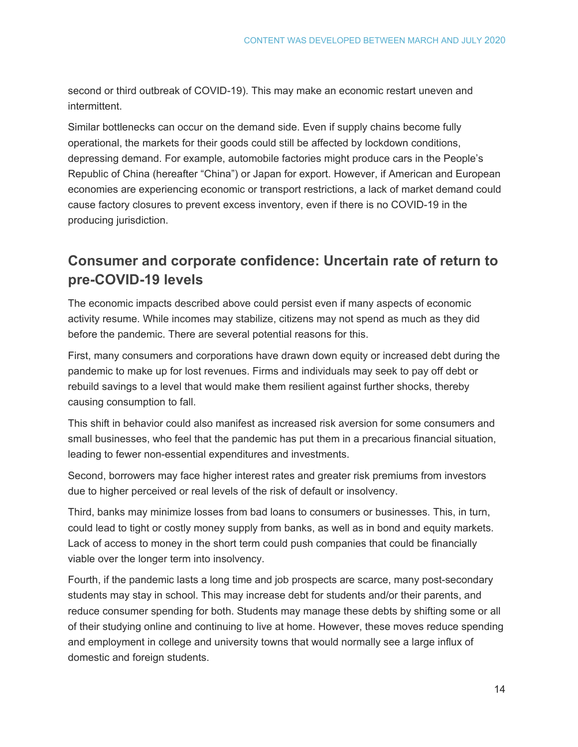second or third outbreak of COVID-19). This may make an economic restart uneven and intermittent.

Similar bottlenecks can occur on the demand side. Even if supply chains become fully operational, the markets for their goods could still be affected by lockdown conditions, depressing demand. For example, automobile factories might produce cars in the People's Republic of China (hereafter "China") or Japan for export. However, if American and European economies are experiencing economic or transport restrictions, a lack of market demand could cause factory closures to prevent excess inventory, even if there is no COVID-19 in the producing jurisdiction.

## Consumer and corporate confidence: Uncertain rate of return to pre-COVID-19 levels

The economic impacts described above could persist even if many aspects of economic activity resume. While incomes may stabilize, citizens may not spend as much as they did before the pandemic. There are several potential reasons for this.

First, many consumers and corporations have drawn down equity or increased debt during the pandemic to make up for lost revenues. Firms and individuals may seek to pay off debt or rebuild savings to a level that would make them resilient against further shocks, thereby causing consumption to fall.

This shift in behavior could also manifest as increased risk aversion for some consumers and small businesses, who feel that the pandemic has put them in a precarious financial situation, leading to fewer non-essential expenditures and investments.

Second, borrowers may face higher interest rates and greater risk premiums from investors due to higher perceived or real levels of the risk of default or insolvency.

Third, banks may minimize losses from bad loans to consumers or businesses. This, in turn, could lead to tight or costly money supply from banks, as well as in bond and equity markets. Lack of access to money in the short term could push companies that could be financially viable over the longer term into insolvency.

Fourth, if the pandemic lasts a long time and job prospects are scarce, many post-secondary students may stay in school. This may increase debt for students and/or their parents, and reduce consumer spending for both. Students may manage these debts by shifting some or all of their studying online and continuing to live at home. However, these moves reduce spending and employment in college and university towns that would normally see a large influx of domestic and foreign students.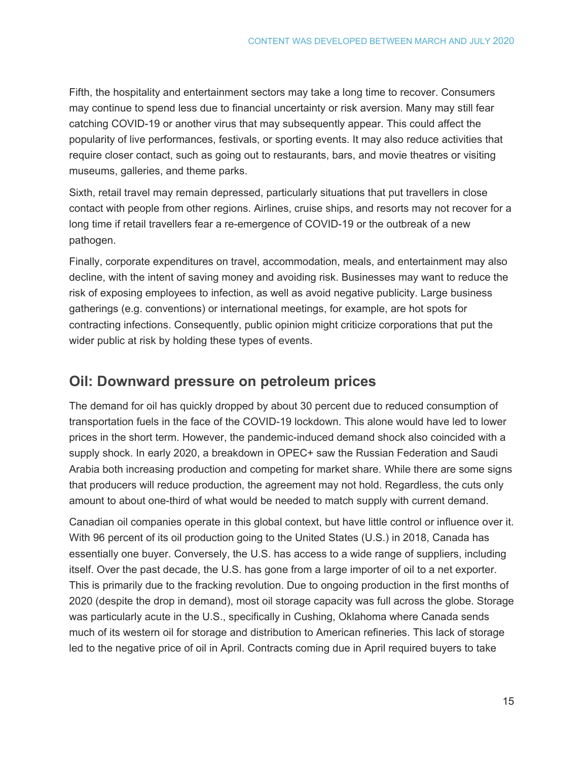Fifth, the hospitality and entertainment sectors may take a long time to recover. Consumers may continue to spend less due to financial uncertainty or risk aversion. Many may still fear catching COVID-19 or another virus that may subsequently appear. This could affect the popularity of live performances, festivals, or sporting events. It may also reduce activities that require closer contact, such as going out to restaurants, bars, and movie theatres or visiting museums, galleries, and theme parks.

Sixth, retail travel may remain depressed, particularly situations that put travellers in close contact with people from other regions. Airlines, cruise ships, and resorts may not recover for a long time if retail travellers fear a re-emergence of COVID-19 or the outbreak of a new pathogen.

Finally, corporate expenditures on travel, accommodation, meals, and entertainment may also decline, with the intent of saving money and avoiding risk. Businesses may want to reduce the risk of exposing employees to infection, as well as avoid negative publicity. Large business gatherings (e.g. conventions) or international meetings, for example, are hot spots for contracting infections. Consequently, public opinion might criticize corporations that put the wider public at risk by holding these types of events.

## Oil: Downward pressure on petroleum prices

The demand for oil has quickly dropped by about 30 percent due to reduced consumption of transportation fuels in the face of the COVID-19 lockdown. This alone would have led to lower prices in the short term. However, the pandemic-induced demand shock also coincided with a supply shock. In early 2020, a breakdown in OPEC+ saw the Russian Federation and Saudi Arabia both increasing production and competing for market share. While there are some signs that producers will reduce production, the agreement may not hold. Regardless, the cuts only amount to about one-third of what would be needed to match supply with current demand.

Canadian oil companies operate in this global context, but have little control or influence over it. With 96 percent of its oil production going to the United States (U.S.) in 2018, Canada has essentially one buyer. Conversely, the U.S. has access to a wide range of suppliers, including itself. Over the past decade, the U.S. has gone from a large importer of oil to a net exporter. This is primarily due to the fracking revolution. Due to ongoing production in the first months of 2020 (despite the drop in demand), most oil storage capacity was full across the globe. Storage was particularly acute in the U.S., specifically in Cushing, Oklahoma where Canada sends much of its western oil for storage and distribution to American refineries. This lack of storage led to the negative price of oil in April. Contracts coming due in April required buyers to take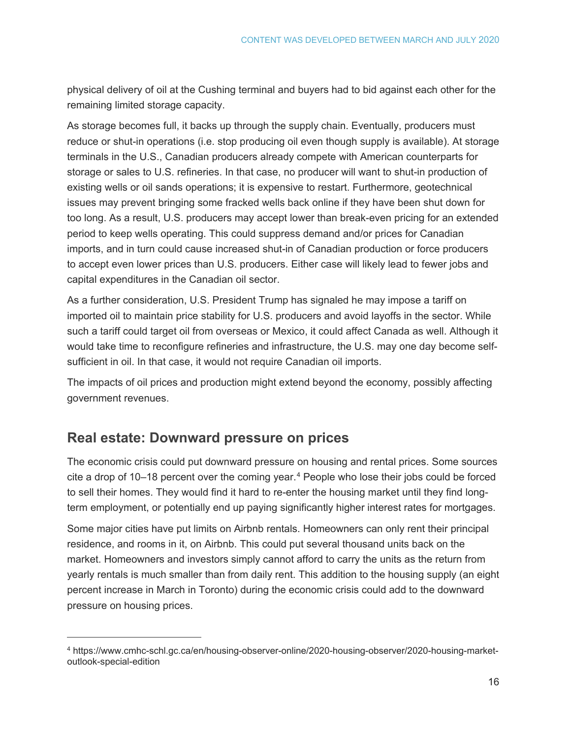physical delivery of oil at the Cushing terminal and buyers had to bid against each other for the remaining limited storage capacity.

As storage becomes full, it backs up through the supply chain. Eventually, producers must reduce or shut-in operations (i.e. stop producing oil even though supply is available). At storage terminals in the U.S., Canadian producers already compete with American counterparts for storage or sales to U.S. refineries. In that case, no producer will want to shut-in production of existing wells or oil sands operations; it is expensive to restart. Furthermore, geotechnical issues may prevent bringing some fracked wells back online if they have been shut down for too long. As a result, U.S. producers may accept lower than break-even pricing for an extended period to keep wells operating. This could suppress demand and/or prices for Canadian imports, and in turn could cause increased shut-in of Canadian production or force producers to accept even lower prices than U.S. producers. Either case will likely lead to fewer jobs and capital expenditures in the Canadian oil sector.

As a further consideration, U.S. President Trump has signaled he may impose a tariff on imported oil to maintain price stability for U.S. producers and avoid layoffs in the sector. While such a tariff could target oil from overseas or Mexico, it could affect Canada as well. Although it would take time to reconfigure refineries and infrastructure, the U.S. may one day become self-sufficient in oil. In that case, it would not require Canadian oil imports.

The impacts of oil prices and production might extend beyond the economy, possibly affecting government revenues.

## Real estate: Downward pressure on prices

The economic crisis could put downward pressure on housing and rental prices. Some sources cite a drop of 10–18 percent over the coming year.[4] People who lose their jobs could be forced to sell their homes. They would find it hard to re-enter the housing market until they find long-term employment, or potentially end up paying significantly higher interest rates for mortgages.

Some major cities have put limits on Airbnb rentals. Homeowners can only rent their principal residence, and rooms in it, on Airbnb. This could put several thousand units back on the market. Homeowners and investors simply cannot afford to carry the units as the return from yearly rentals is much smaller than from daily rent. This addition to the housing supply (an eight percent increase in March in Toronto) during the economic crisis could add to the downward pressure on housing prices.

---

[4] https://www.cmhc-schl.gc.ca/en/housing-observer-online/2020-housing-observer/2020-housing-market-outlook-special-edition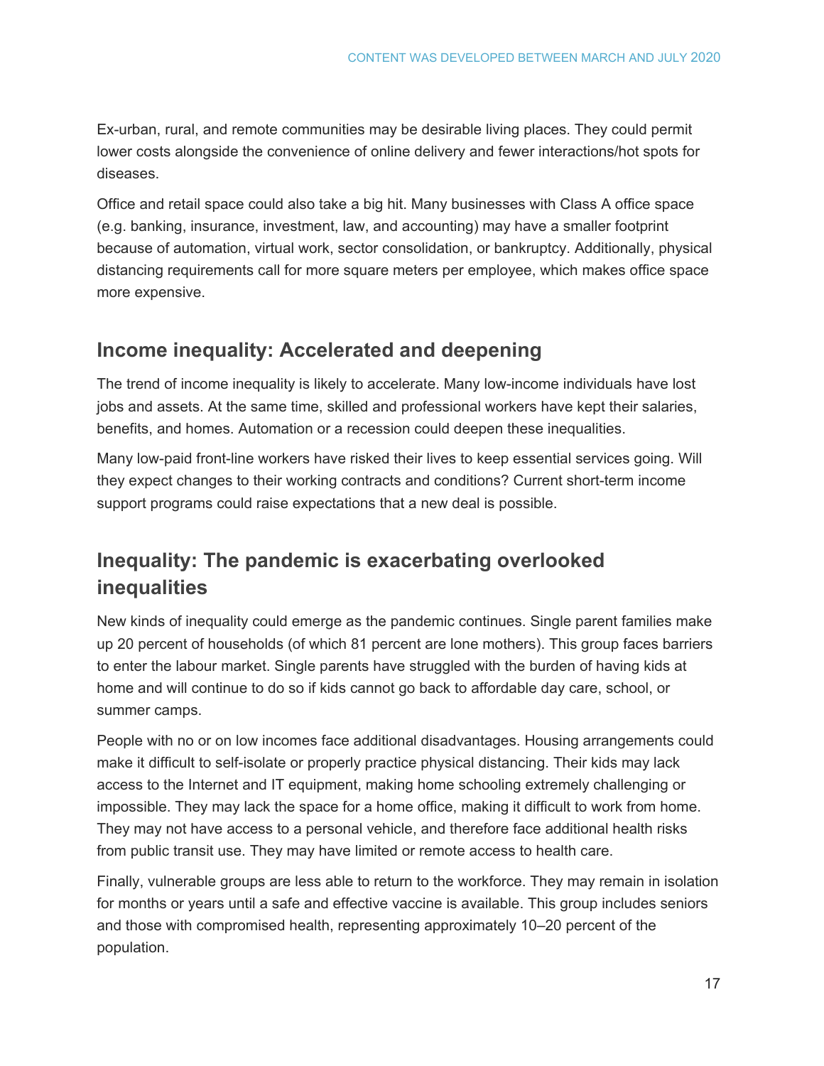Ex-urban, rural, and remote communities may be desirable living places. They could permit lower costs alongside the convenience of online delivery and fewer interactions/hot spots for diseases.

Office and retail space could also take a big hit. Many businesses with Class A office space (e.g. banking, insurance, investment, law, and accounting) may have a smaller footprint because of automation, virtual work, sector consolidation, or bankruptcy. Additionally, physical distancing requirements call for more square meters per employee, which makes office space more expensive.

## Income inequality: Accelerated and deepening

The trend of income inequality is likely to accelerate. Many low-income individuals have lost jobs and assets. At the same time, skilled and professional workers have kept their salaries, benefits, and homes. Automation or a recession could deepen these inequalities.

Many low-paid front-line workers have risked their lives to keep essential services going. Will they expect changes to their working contracts and conditions? Current short-term income support programs could raise expectations that a new deal is possible.

## Inequality: The pandemic is exacerbating overlooked inequalities

New kinds of inequality could emerge as the pandemic continues. Single parent families make up 20 percent of households (of which 81 percent are lone mothers). This group faces barriers to enter the labour market. Single parents have struggled with the burden of having kids at home and will continue to do so if kids cannot go back to affordable day care, school, or summer camps.

People with no or on low incomes face additional disadvantages. Housing arrangements could make it difficult to self-isolate or properly practice physical distancing. Their kids may lack access to the Internet and IT equipment, making home schooling extremely challenging or impossible. They may lack the space for a home office, making it difficult to work from home. They may not have access to a personal vehicle, and therefore face additional health risks from public transit use. They may have limited or remote access to health care.

Finally, vulnerable groups are less able to return to the workforce. They may remain in isolation for months or years until a safe and effective vaccine is available. This group includes seniors and those with compromised health, representing approximately 10–20 percent of the population.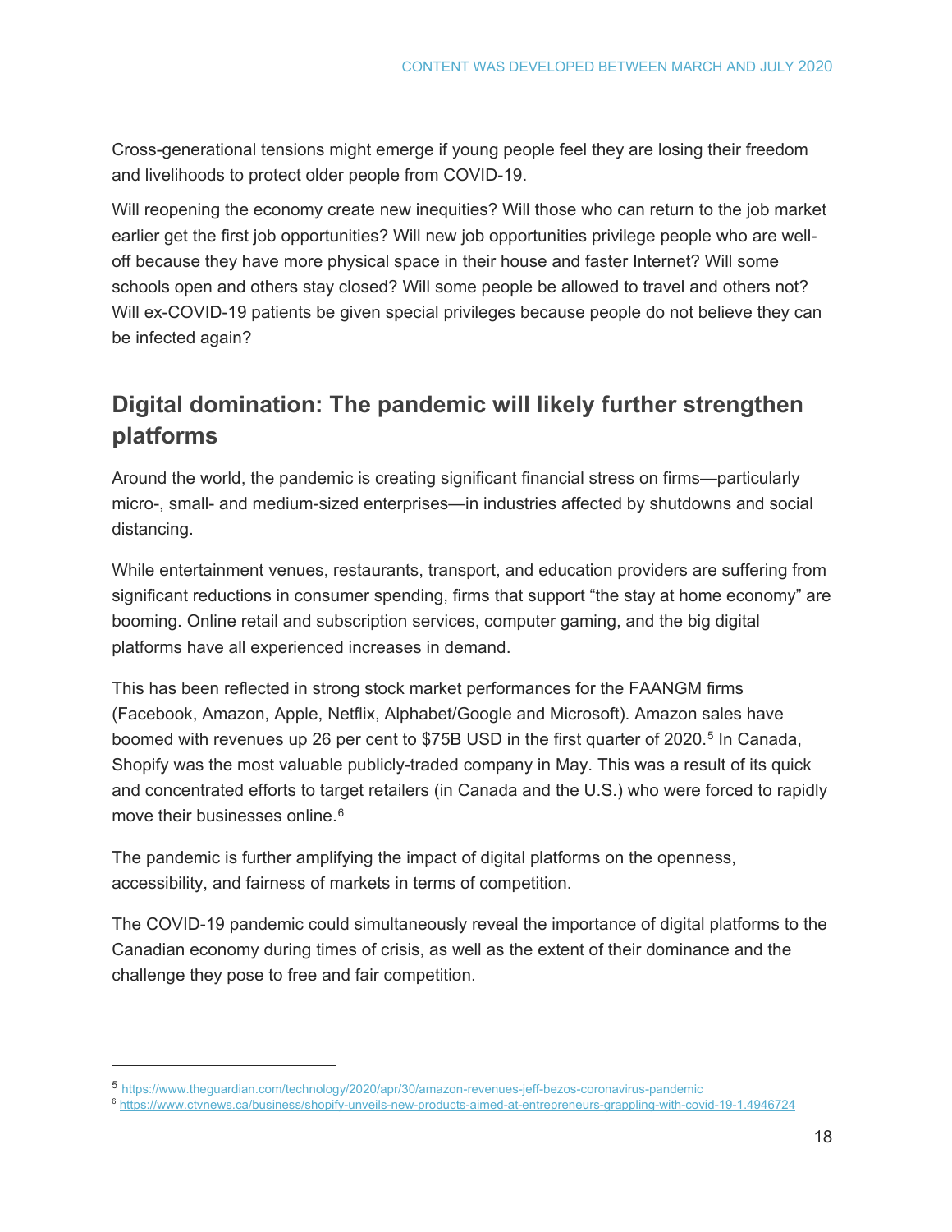Cross-generational tensions might emerge if young people feel they are losing their freedom and livelihoods to protect older people from COVID-19.

Will reopening the economy create new inequities? Will those who can return to the job market earlier get the first job opportunities? Will new job opportunities privilege people who are well-off because they have more physical space in their house and faster Internet? Will some schools open and others stay closed? Will some people be allowed to travel and others not? Will ex-COVID-19 patients be given special privileges because people do not believe they can be infected again?

## Digital domination: The pandemic will likely further strengthen platforms

Around the world, the pandemic is creating significant financial stress on firms—particularly micro-, small- and medium-sized enterprises—in industries affected by shutdowns and social distancing.

While entertainment venues, restaurants, transport, and education providers are suffering from significant reductions in consumer spending, firms that support "the stay at home economy" are booming. Online retail and subscription services, computer gaming, and the big digital platforms have all experienced increases in demand.

This has been reflected in strong stock market performances for the FAANGM firms (Facebook, Amazon, Apple, Netflix, Alphabet/Google and Microsoft). Amazon sales have boomed with revenues up 26 per cent to $75B USD in the first quarter of 2020.[5] In Canada, Shopify was the most valuable publicly-traded company in May. This was a result of its quick and concentrated efforts to target retailers (in Canada and the U.S.) who were forced to rapidly move their businesses online.[6]

The pandemic is further amplifying the impact of digital platforms on the openness, accessibility, and fairness of markets in terms of competition.

The COVID-19 pandemic could simultaneously reveal the importance of digital platforms to the Canadian economy during times of crisis, as well as the extent of their dominance and the challenge they pose to free and fair competition.

---

[5] https://www.theguardian.com/technology/2020/apr/30/amazon-revenues-jeff-bezos-coronavirus-pandemic

[6] https://www.ctvnews.ca/business/shopify-unveils-new-products-aimed-at-entrepreneurs-grappling-with-covid-19-1.4946724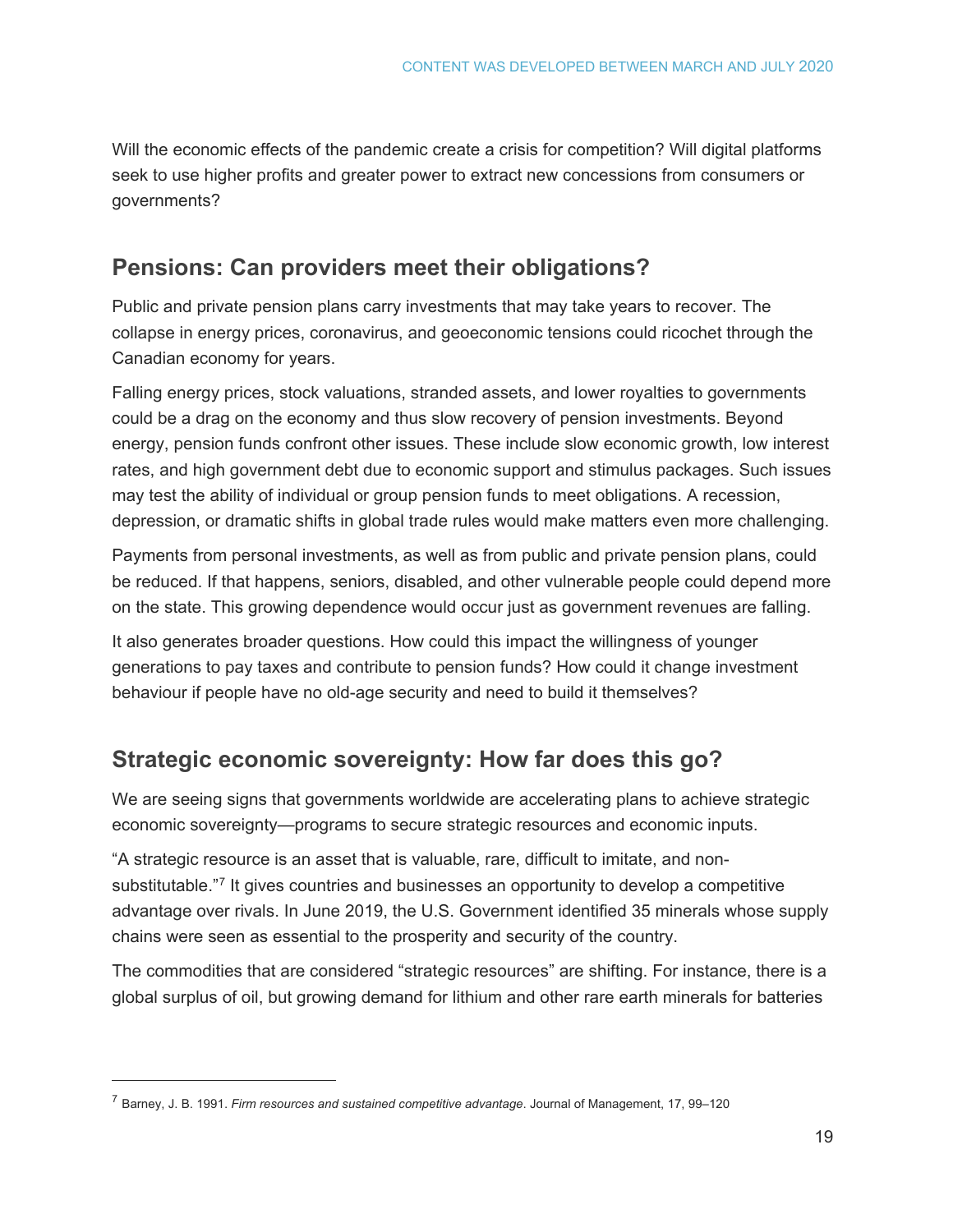Will the economic effects of the pandemic create a crisis for competition? Will digital platforms seek to use higher profits and greater power to extract new concessions from consumers or governments?

## Pensions: Can providers meet their obligations?

Public and private pension plans carry investments that may take years to recover. The collapse in energy prices, coronavirus, and geoeconomic tensions could ricochet through the Canadian economy for years.

Falling energy prices, stock valuations, stranded assets, and lower royalties to governments could be a drag on the economy and thus slow recovery of pension investments. Beyond energy, pension funds confront other issues. These include slow economic growth, low interest rates, and high government debt due to economic support and stimulus packages. Such issues may test the ability of individual or group pension funds to meet obligations. A recession, depression, or dramatic shifts in global trade rules would make matters even more challenging.

Payments from personal investments, as well as from public and private pension plans, could be reduced. If that happens, seniors, disabled, and other vulnerable people could depend more on the state. This growing dependence would occur just as government revenues are falling.

It also generates broader questions. How could this impact the willingness of younger generations to pay taxes and contribute to pension funds? How could it change investment behaviour if people have no old-age security and need to build it themselves?

## Strategic economic sovereignty: How far does this go?

We are seeing signs that governments worldwide are accelerating plans to achieve strategic economic sovereignty—programs to secure strategic resources and economic inputs.

"A strategic resource is an asset that is valuable, rare, difficult to imitate, and non-substitutable."[7] It gives countries and businesses an opportunity to develop a competitive advantage over rivals. In June 2019, the U.S. Government identified 35 minerals whose supply chains were seen as essential to the prosperity and security of the country.

The commodities that are considered "strategic resources" are shifting. For instance, there is a global surplus of oil, but growing demand for lithium and other rare earth minerals for batteries

---

[7] Barney, J. B. 1991. *Firm resources and sustained competitive advantage*. Journal of Management, 17, 99–120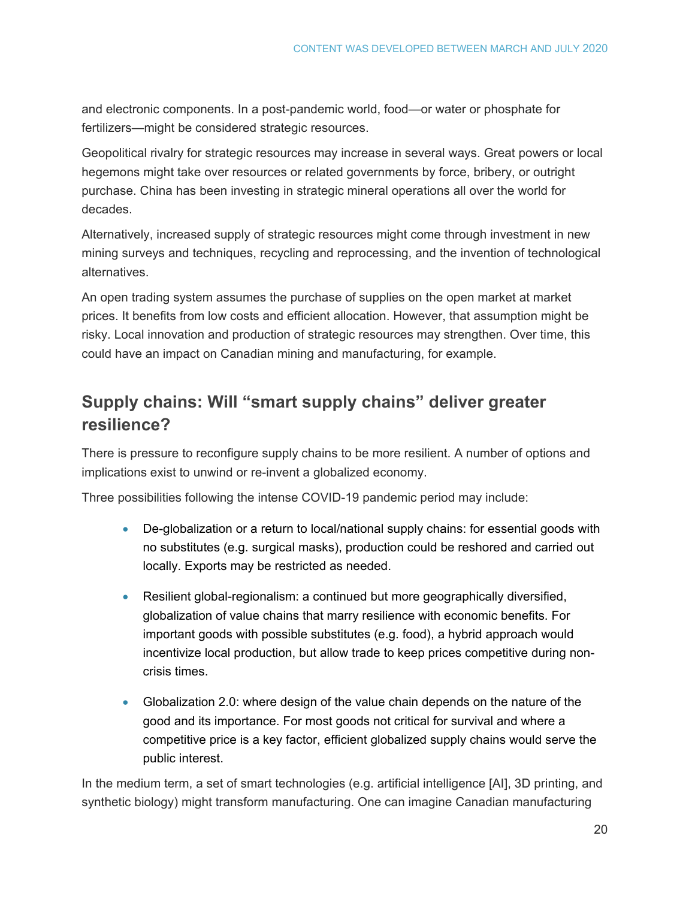and electronic components. In a post-pandemic world, food—or water or phosphate for fertilizers—might be considered strategic resources.

Geopolitical rivalry for strategic resources may increase in several ways. Great powers or local hegemons might take over resources or related governments by force, bribery, or outright purchase. China has been investing in strategic mineral operations all over the world for decades.

Alternatively, increased supply of strategic resources might come through investment in new mining surveys and techniques, recycling and reprocessing, and the invention of technological alternatives.

An open trading system assumes the purchase of supplies on the open market at market prices. It benefits from low costs and efficient allocation. However, that assumption might be risky. Local innovation and production of strategic resources may strengthen. Over time, this could have an impact on Canadian mining and manufacturing, for example.

## Supply chains: Will "smart supply chains" deliver greater resilience?

There is pressure to reconfigure supply chains to be more resilient. A number of options and implications exist to unwind or re-invent a globalized economy.

Three possibilities following the intense COVID-19 pandemic period may include:

- De-globalization or a return to local/national supply chains: for essential goods with no substitutes (e.g. surgical masks), production could be reshored and carried out locally. Exports may be restricted as needed.
- Resilient global-regionalism: a continued but more geographically diversified, globalization of value chains that marry resilience with economic benefits. For important goods with possible substitutes (e.g. food), a hybrid approach would incentivize local production, but allow trade to keep prices competitive during non-crisis times.
- Globalization 2.0: where design of the value chain depends on the nature of the good and its importance. For most goods not critical for survival and where a competitive price is a key factor, efficient globalized supply chains would serve the public interest.

In the medium term, a set of smart technologies (e.g. artificial intelligence [AI], 3D printing, and synthetic biology) might transform manufacturing. One can imagine Canadian manufacturing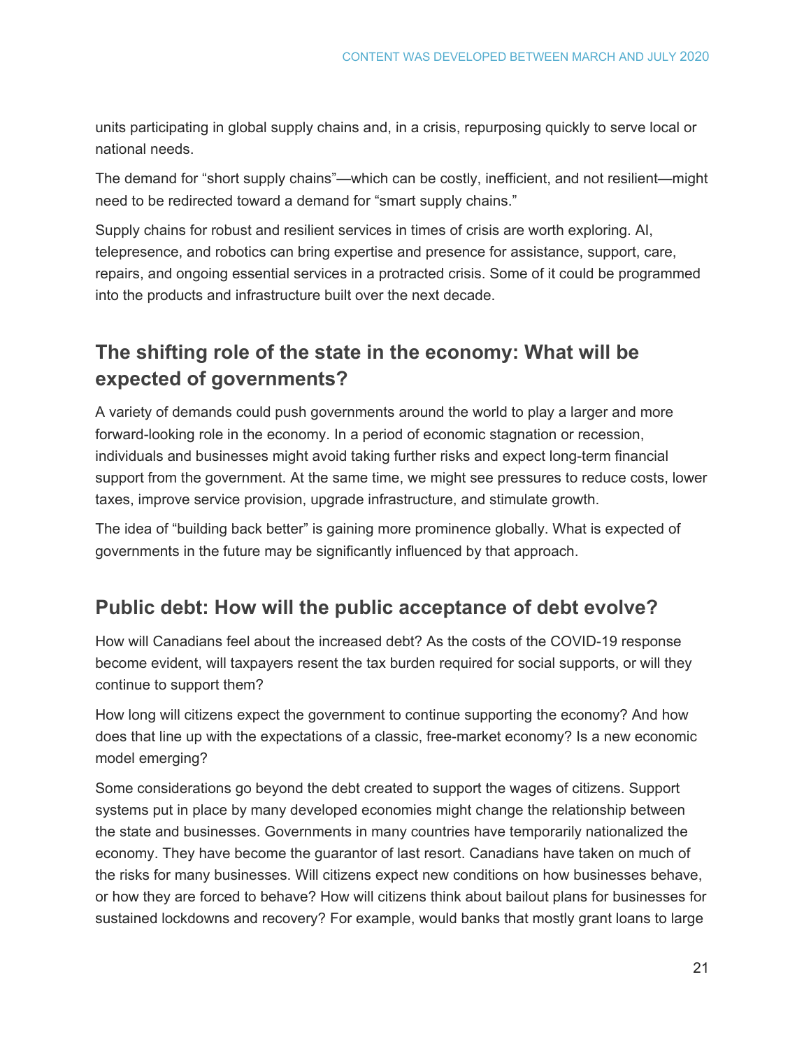units participating in global supply chains and, in a crisis, repurposing quickly to serve local or national needs.

The demand for "short supply chains"—which can be costly, inefficient, and not resilient—might need to be redirected toward a demand for "smart supply chains."

Supply chains for robust and resilient services in times of crisis are worth exploring. AI, telepresence, and robotics can bring expertise and presence for assistance, support, care, repairs, and ongoing essential services in a protracted crisis. Some of it could be programmed into the products and infrastructure built over the next decade.

## The shifting role of the state in the economy: What will be expected of governments?

A variety of demands could push governments around the world to play a larger and more forward-looking role in the economy. In a period of economic stagnation or recession, individuals and businesses might avoid taking further risks and expect long-term financial support from the government. At the same time, we might see pressures to reduce costs, lower taxes, improve service provision, upgrade infrastructure, and stimulate growth.

The idea of "building back better" is gaining more prominence globally. What is expected of governments in the future may be significantly influenced by that approach.

## Public debt: How will the public acceptance of debt evolve?

How will Canadians feel about the increased debt? As the costs of the COVID-19 response become evident, will taxpayers resent the tax burden required for social supports, or will they continue to support them?

How long will citizens expect the government to continue supporting the economy? And how does that line up with the expectations of a classic, free-market economy? Is a new economic model emerging?

Some considerations go beyond the debt created to support the wages of citizens. Support systems put in place by many developed economies might change the relationship between the state and businesses. Governments in many countries have temporarily nationalized the economy. They have become the guarantor of last resort. Canadians have taken on much of the risks for many businesses. Will citizens expect new conditions on how businesses behave, or how they are forced to behave? How will citizens think about bailout plans for businesses for sustained lockdowns and recovery? For example, would banks that mostly grant loans to large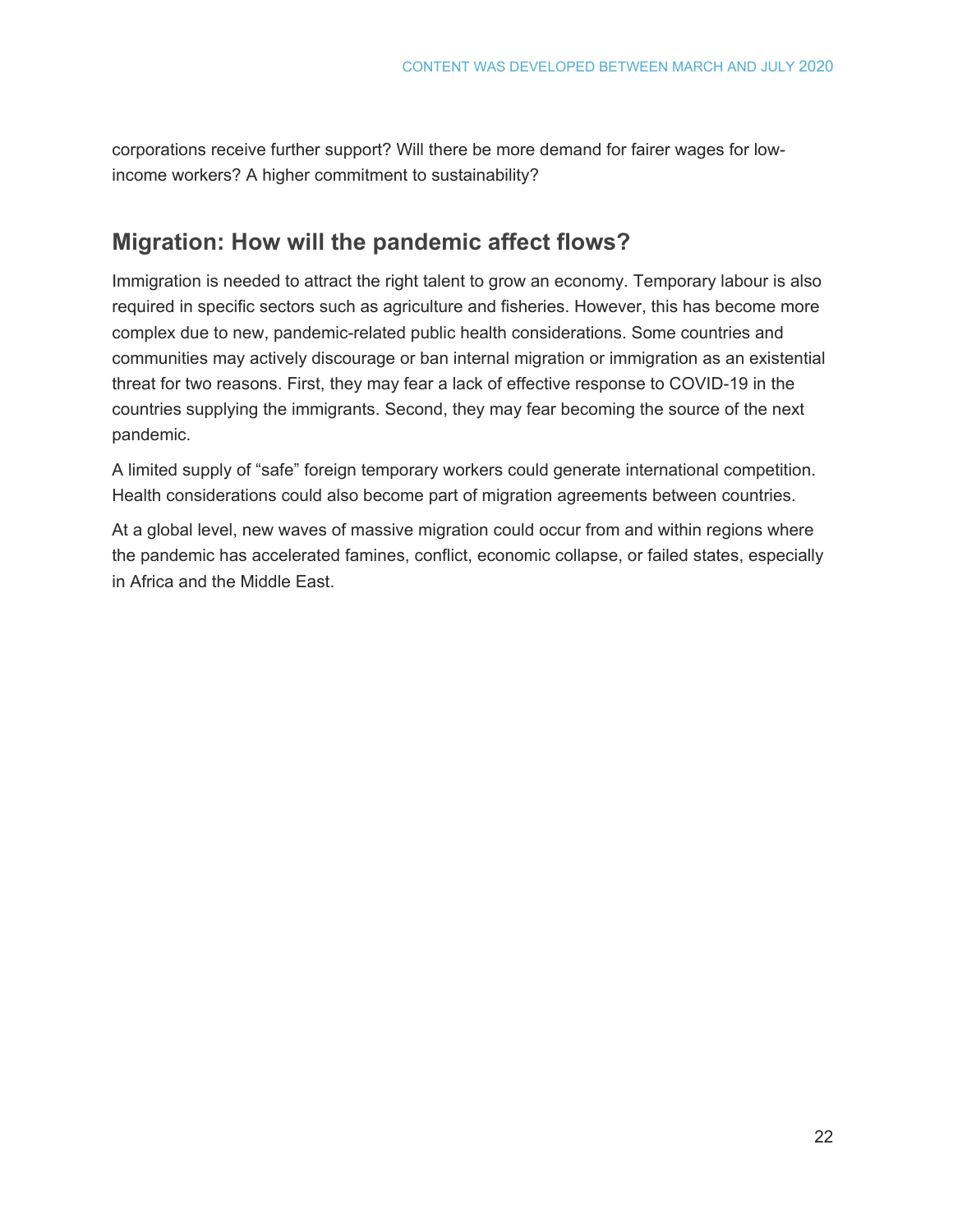corporations receive further support? Will there be more demand for fairer wages for low-income workers? A higher commitment to sustainability?

## Migration: How will the pandemic affect flows?

Immigration is needed to attract the right talent to grow an economy. Temporary labour is also required in specific sectors such as agriculture and fisheries. However, this has become more complex due to new, pandemic-related public health considerations. Some countries and communities may actively discourage or ban internal migration or immigration as an existential threat for two reasons. First, they may fear a lack of effective response to COVID-19 in the countries supplying the immigrants. Second, they may fear becoming the source of the next pandemic.

A limited supply of "safe" foreign temporary workers could generate international competition. Health considerations could also become part of migration agreements between countries.

At a global level, new waves of massive migration could occur from and within regions where the pandemic has accelerated famines, conflict, economic collapse, or failed states, especially in Africa and the Middle East.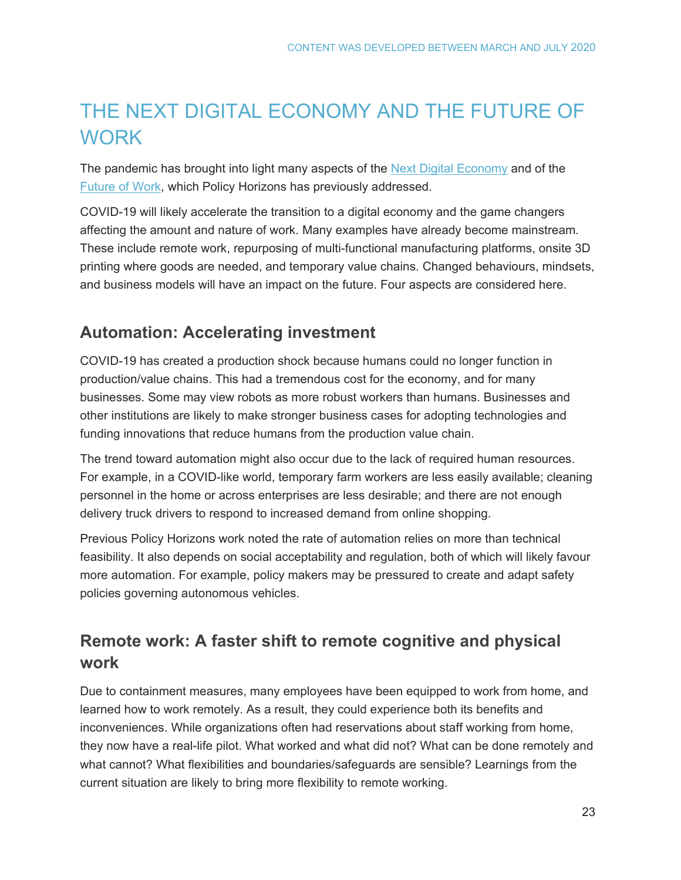# THE NEXT DIGITAL ECONOMY AND THE FUTURE OF WORK

The pandemic has brought into light many aspects of the Next Digital Economy and of the Future of Work, which Policy Horizons has previously addressed.

COVID-19 will likely accelerate the transition to a digital economy and the game changers affecting the amount and nature of work. Many examples have already become mainstream. These include remote work, repurposing of multi-functional manufacturing platforms, onsite 3D printing where goods are needed, and temporary value chains. Changed behaviours, mindsets, and business models will have an impact on the future. Four aspects are considered here.

## Automation: Accelerating investment

COVID-19 has created a production shock because humans could no longer function in production/value chains. This had a tremendous cost for the economy, and for many businesses. Some may view robots as more robust workers than humans. Businesses and other institutions are likely to make stronger business cases for adopting technologies and funding innovations that reduce humans from the production value chain.

The trend toward automation might also occur due to the lack of required human resources. For example, in a COVID-like world, temporary farm workers are less easily available; cleaning personnel in the home or across enterprises are less desirable; and there are not enough delivery truck drivers to respond to increased demand from online shopping.

Previous Policy Horizons work noted the rate of automation relies on more than technical feasibility. It also depends on social acceptability and regulation, both of which will likely favour more automation. For example, policy makers may be pressured to create and adapt safety policies governing autonomous vehicles.

## Remote work: A faster shift to remote cognitive and physical work

Due to containment measures, many employees have been equipped to work from home, and learned how to work remotely. As a result, they could experience both its benefits and inconveniences. While organizations often had reservations about staff working from home, they now have a real-life pilot. What worked and what did not? What can be done remotely and what cannot? What flexibilities and boundaries/safeguards are sensible? Learnings from the current situation are likely to bring more flexibility to remote working.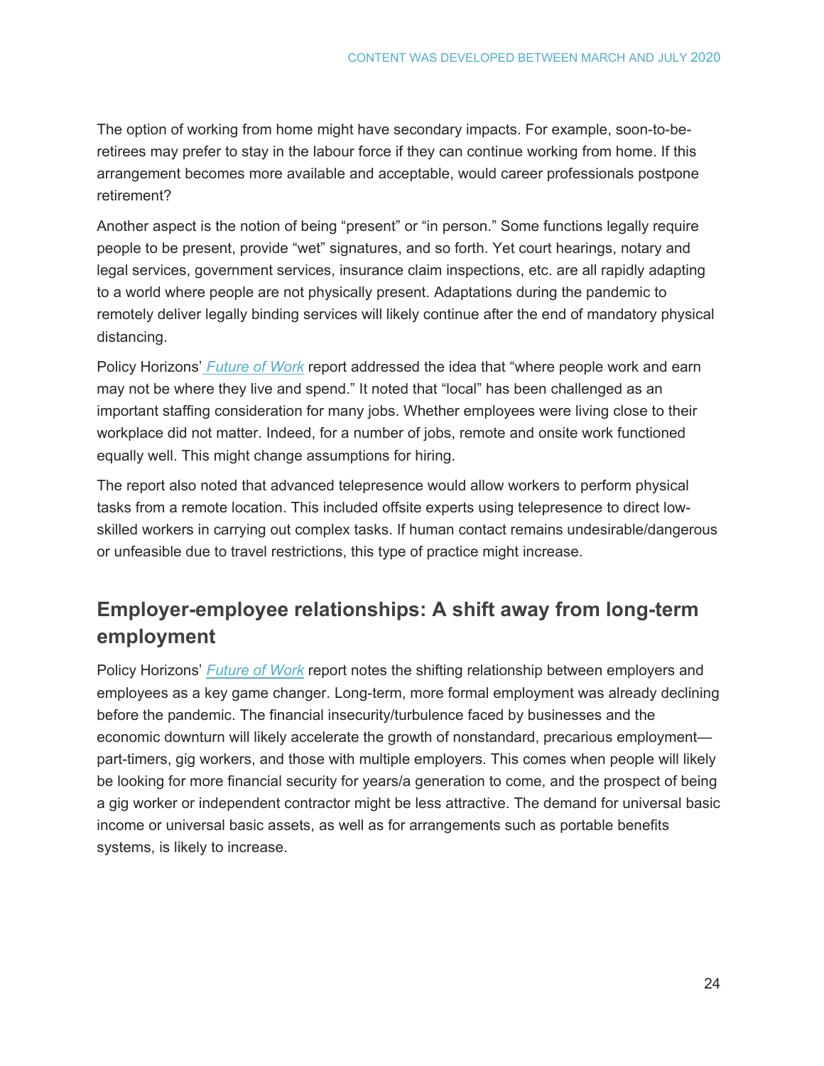The option of working from home might have secondary impacts. For example, soon-to-be-retirees may prefer to stay in the labour force if they can continue working from home. If this arrangement becomes more available and acceptable, would career professionals postpone retirement?

Another aspect is the notion of being "present" or "in person." Some functions legally require people to be present, provide "wet" signatures, and so forth. Yet court hearings, notary and legal services, government services, insurance claim inspections, etc. are all rapidly adapting to a world where people are not physically present. Adaptations during the pandemic to remotely deliver legally binding services will likely continue after the end of mandatory physical distancing.

Policy Horizons' *Future of Work* report addressed the idea that "where people work and earn may not be where they live and spend." It noted that "local" has been challenged as an important staffing consideration for many jobs. Whether employees were living close to their workplace did not matter. Indeed, for a number of jobs, remote and onsite work functioned equally well. This might change assumptions for hiring.

The report also noted that advanced telepresence would allow workers to perform physical tasks from a remote location. This included offsite experts using telepresence to direct low-skilled workers in carrying out complex tasks. If human contact remains undesirable/dangerous or unfeasible due to travel restrictions, this type of practice might increase.

## Employer-employee relationships: A shift away from long-term employment

Policy Horizons' *Future of Work* report notes the shifting relationship between employers and employees as a key game changer. Long-term, more formal employment was already declining before the pandemic. The financial insecurity/turbulence faced by businesses and the economic downturn will likely accelerate the growth of nonstandard, precarious employment—part-timers, gig workers, and those with multiple employers. This comes when people will likely be looking for more financial security for years/a generation to come, and the prospect of being a gig worker or independent contractor might be less attractive. The demand for universal basic income or universal basic assets, as well as for arrangements such as portable benefits systems, is likely to increase.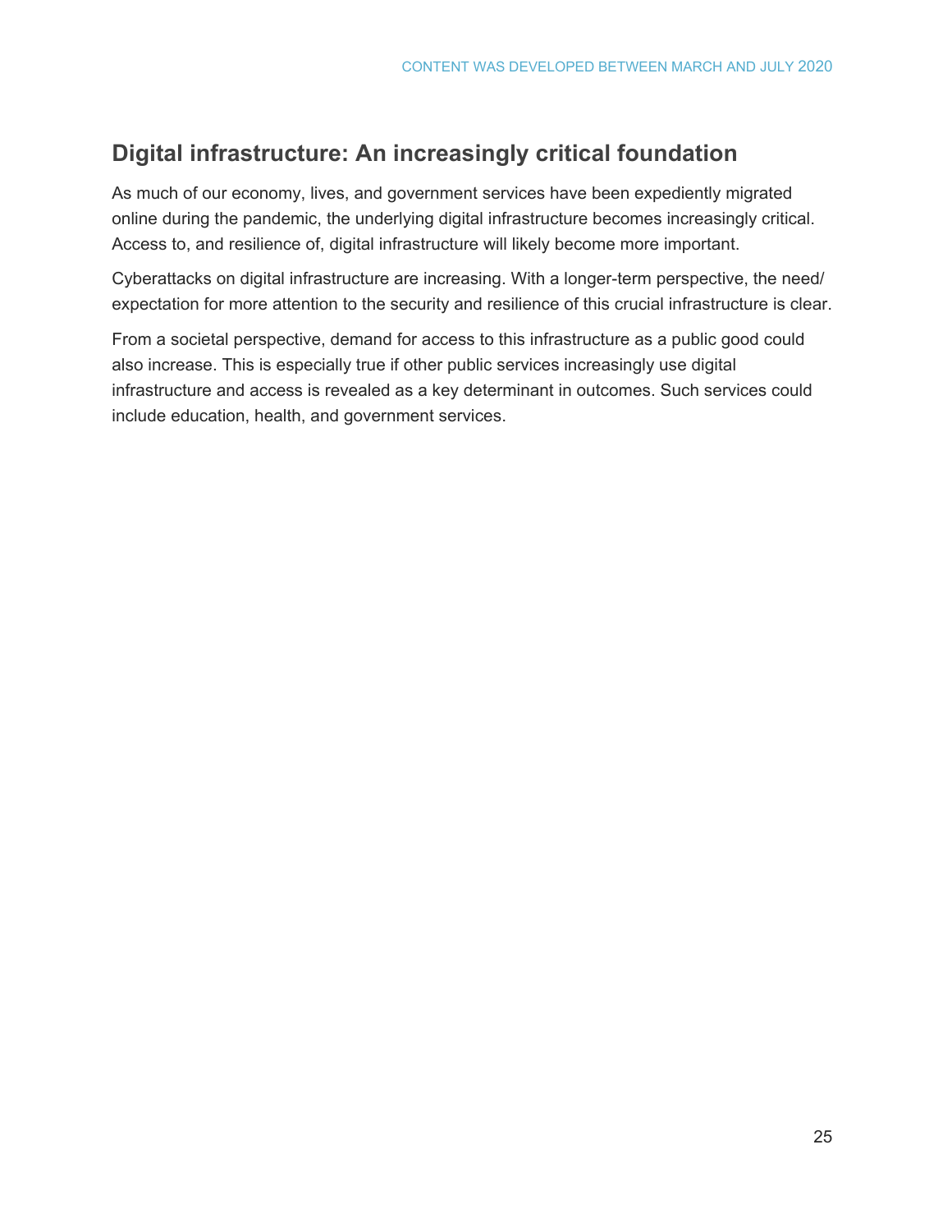## Digital infrastructure: An increasingly critical foundation

As much of our economy, lives, and government services have been expediently migrated online during the pandemic, the underlying digital infrastructure becomes increasingly critical. Access to, and resilience of, digital infrastructure will likely become more important.

Cyberattacks on digital infrastructure are increasing. With a longer-term perspective, the need/expectation for more attention to the security and resilience of this crucial infrastructure is clear.

From a societal perspective, demand for access to this infrastructure as a public good could also increase. This is especially true if other public services increasingly use digital infrastructure and access is revealed as a key determinant in outcomes. Such services could include education, health, and government services.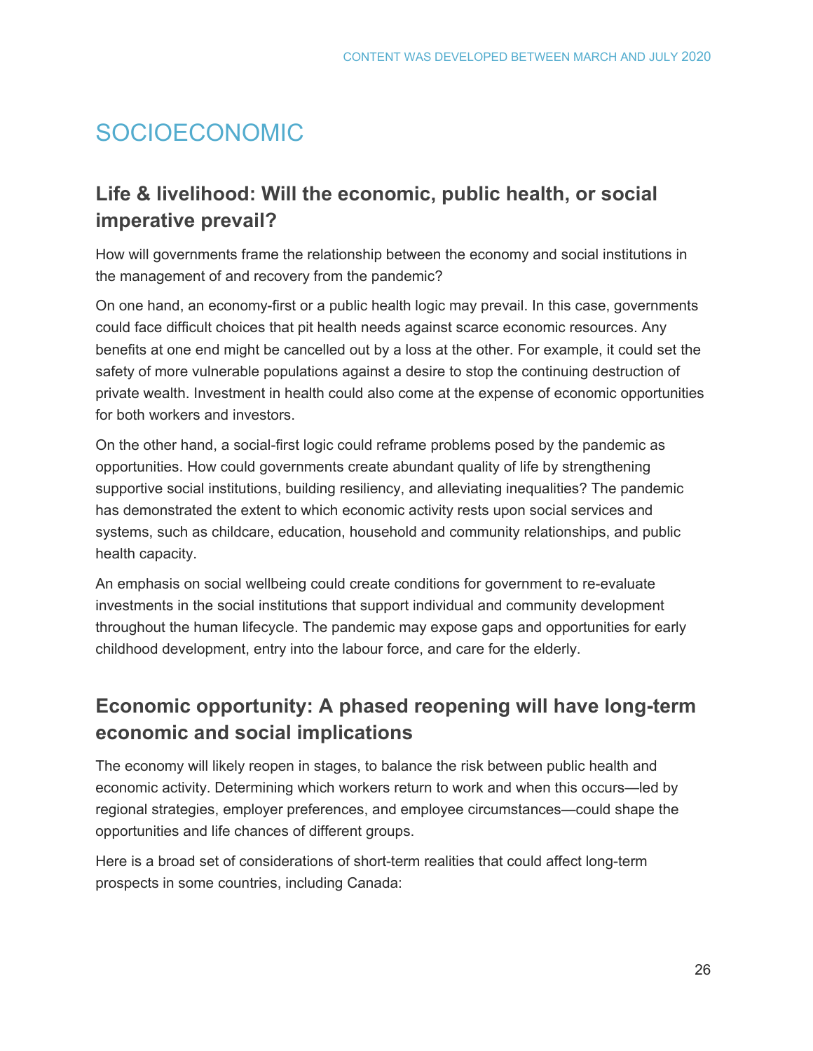# SOCIOECONOMIC

## Life & livelihood: Will the economic, public health, or social imperative prevail?

How will governments frame the relationship between the economy and social institutions in the management of and recovery from the pandemic?

On one hand, an economy-first or a public health logic may prevail. In this case, governments could face difficult choices that pit health needs against scarce economic resources. Any benefits at one end might be cancelled out by a loss at the other. For example, it could set the safety of more vulnerable populations against a desire to stop the continuing destruction of private wealth. Investment in health could also come at the expense of economic opportunities for both workers and investors.

On the other hand, a social-first logic could reframe problems posed by the pandemic as opportunities. How could governments create abundant quality of life by strengthening supportive social institutions, building resiliency, and alleviating inequalities? The pandemic has demonstrated the extent to which economic activity rests upon social services and systems, such as childcare, education, household and community relationships, and public health capacity.

An emphasis on social wellbeing could create conditions for government to re-evaluate investments in the social institutions that support individual and community development throughout the human lifecycle. The pandemic may expose gaps and opportunities for early childhood development, entry into the labour force, and care for the elderly.

## Economic opportunity: A phased reopening will have long-term economic and social implications

The economy will likely reopen in stages, to balance the risk between public health and economic activity. Determining which workers return to work and when this occurs—led by regional strategies, employer preferences, and employee circumstances—could shape the opportunities and life chances of different groups.

Here is a broad set of considerations of short-term realities that could affect long-term prospects in some countries, including Canada: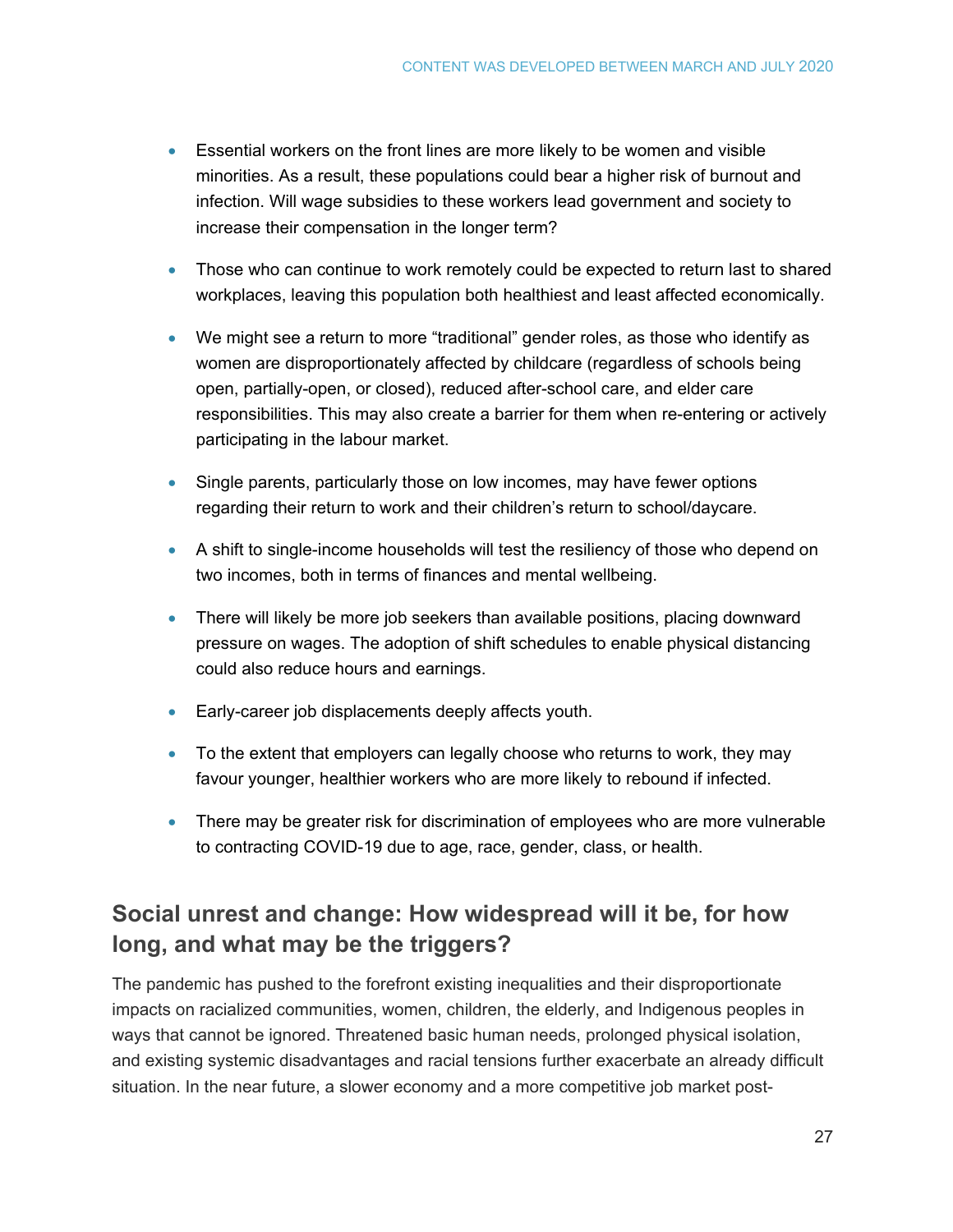- Essential workers on the front lines are more likely to be women and visible minorities. As a result, these populations could bear a higher risk of burnout and infection. Will wage subsidies to these workers lead government and society to increase their compensation in the longer term?
- Those who can continue to work remotely could be expected to return last to shared workplaces, leaving this population both healthiest and least affected economically.
- We might see a return to more "traditional" gender roles, as those who identify as women are disproportionately affected by childcare (regardless of schools being open, partially-open, or closed), reduced after-school care, and elder care responsibilities. This may also create a barrier for them when re-entering or actively participating in the labour market.
- Single parents, particularly those on low incomes, may have fewer options regarding their return to work and their children's return to school/daycare.
- A shift to single-income households will test the resiliency of those who depend on two incomes, both in terms of finances and mental wellbeing.
- There will likely be more job seekers than available positions, placing downward pressure on wages. The adoption of shift schedules to enable physical distancing could also reduce hours and earnings.
- Early-career job displacements deeply affects youth.
- To the extent that employers can legally choose who returns to work, they may favour younger, healthier workers who are more likely to rebound if infected.
- There may be greater risk for discrimination of employees who are more vulnerable to contracting COVID-19 due to age, race, gender, class, or health.

## Social unrest and change: How widespread will it be, for how long, and what may be the triggers?

The pandemic has pushed to the forefront existing inequalities and their disproportionate impacts on racialized communities, women, children, the elderly, and Indigenous peoples in ways that cannot be ignored. Threatened basic human needs, prolonged physical isolation, and existing systemic disadvantages and racial tensions further exacerbate an already difficult situation. In the near future, a slower economy and a more competitive job market post-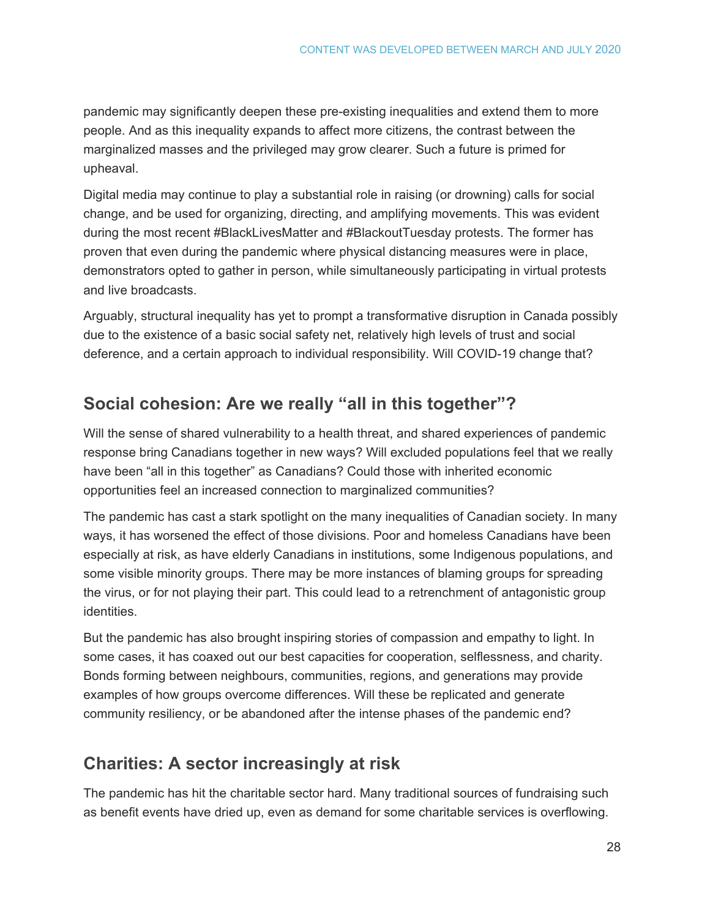pandemic may significantly deepen these pre-existing inequalities and extend them to more people. And as this inequality expands to affect more citizens, the contrast between the marginalized masses and the privileged may grow clearer. Such a future is primed for upheaval.

Digital media may continue to play a substantial role in raising (or drowning) calls for social change, and be used for organizing, directing, and amplifying movements. This was evident during the most recent #BlackLivesMatter and #BlackoutTuesday protests. The former has proven that even during the pandemic where physical distancing measures were in place, demonstrators opted to gather in person, while simultaneously participating in virtual protests and live broadcasts.

Arguably, structural inequality has yet to prompt a transformative disruption in Canada possibly due to the existence of a basic social safety net, relatively high levels of trust and social deference, and a certain approach to individual responsibility. Will COVID-19 change that?

## Social cohesion: Are we really "all in this together"?

Will the sense of shared vulnerability to a health threat, and shared experiences of pandemic response bring Canadians together in new ways? Will excluded populations feel that we really have been "all in this together" as Canadians? Could those with inherited economic opportunities feel an increased connection to marginalized communities?

The pandemic has cast a stark spotlight on the many inequalities of Canadian society. In many ways, it has worsened the effect of those divisions. Poor and homeless Canadians have been especially at risk, as have elderly Canadians in institutions, some Indigenous populations, and some visible minority groups. There may be more instances of blaming groups for spreading the virus, or for not playing their part. This could lead to a retrenchment of antagonistic group identities.

But the pandemic has also brought inspiring stories of compassion and empathy to light. In some cases, it has coaxed out our best capacities for cooperation, selflessness, and charity. Bonds forming between neighbours, communities, regions, and generations may provide examples of how groups overcome differences. Will these be replicated and generate community resiliency, or be abandoned after the intense phases of the pandemic end?

## Charities: A sector increasingly at risk

The pandemic has hit the charitable sector hard. Many traditional sources of fundraising such as benefit events have dried up, even as demand for some charitable services is overflowing.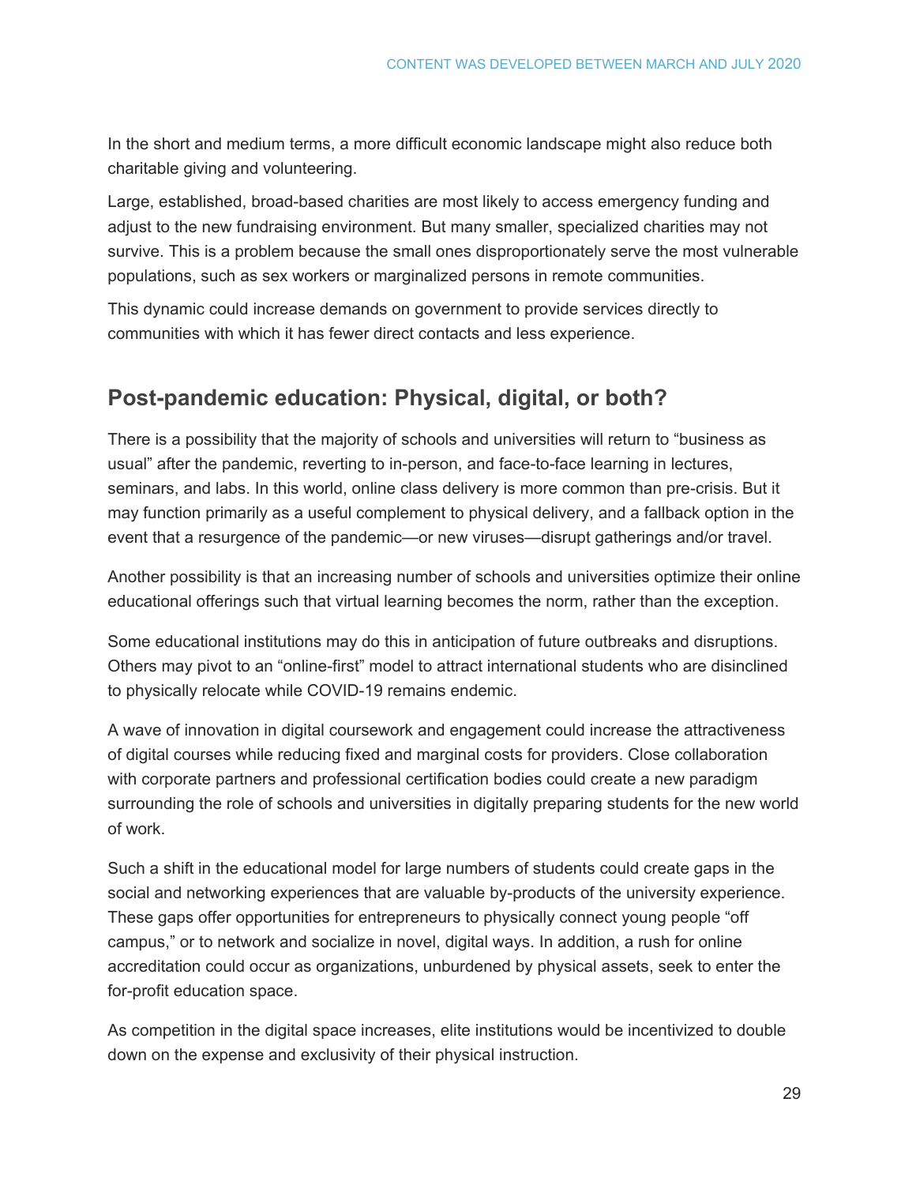In the short and medium terms, a more difficult economic landscape might also reduce both charitable giving and volunteering.

Large, established, broad-based charities are most likely to access emergency funding and adjust to the new fundraising environment. But many smaller, specialized charities may not survive. This is a problem because the small ones disproportionately serve the most vulnerable populations, such as sex workers or marginalized persons in remote communities.

This dynamic could increase demands on government to provide services directly to communities with which it has fewer direct contacts and less experience.

## Post-pandemic education: Physical, digital, or both?

There is a possibility that the majority of schools and universities will return to "business as usual" after the pandemic, reverting to in-person, and face-to-face learning in lectures, seminars, and labs. In this world, online class delivery is more common than pre-crisis. But it may function primarily as a useful complement to physical delivery, and a fallback option in the event that a resurgence of the pandemic—or new viruses—disrupt gatherings and/or travel.

Another possibility is that an increasing number of schools and universities optimize their online educational offerings such that virtual learning becomes the norm, rather than the exception.

Some educational institutions may do this in anticipation of future outbreaks and disruptions. Others may pivot to an "online-first" model to attract international students who are disinclined to physically relocate while COVID-19 remains endemic.

A wave of innovation in digital coursework and engagement could increase the attractiveness of digital courses while reducing fixed and marginal costs for providers. Close collaboration with corporate partners and professional certification bodies could create a new paradigm surrounding the role of schools and universities in digitally preparing students for the new world of work.

Such a shift in the educational model for large numbers of students could create gaps in the social and networking experiences that are valuable by-products of the university experience. These gaps offer opportunities for entrepreneurs to physically connect young people "off campus," or to network and socialize in novel, digital ways. In addition, a rush for online accreditation could occur as organizations, unburdened by physical assets, seek to enter the for-profit education space.

As competition in the digital space increases, elite institutions would be incentivized to double down on the expense and exclusivity of their physical instruction.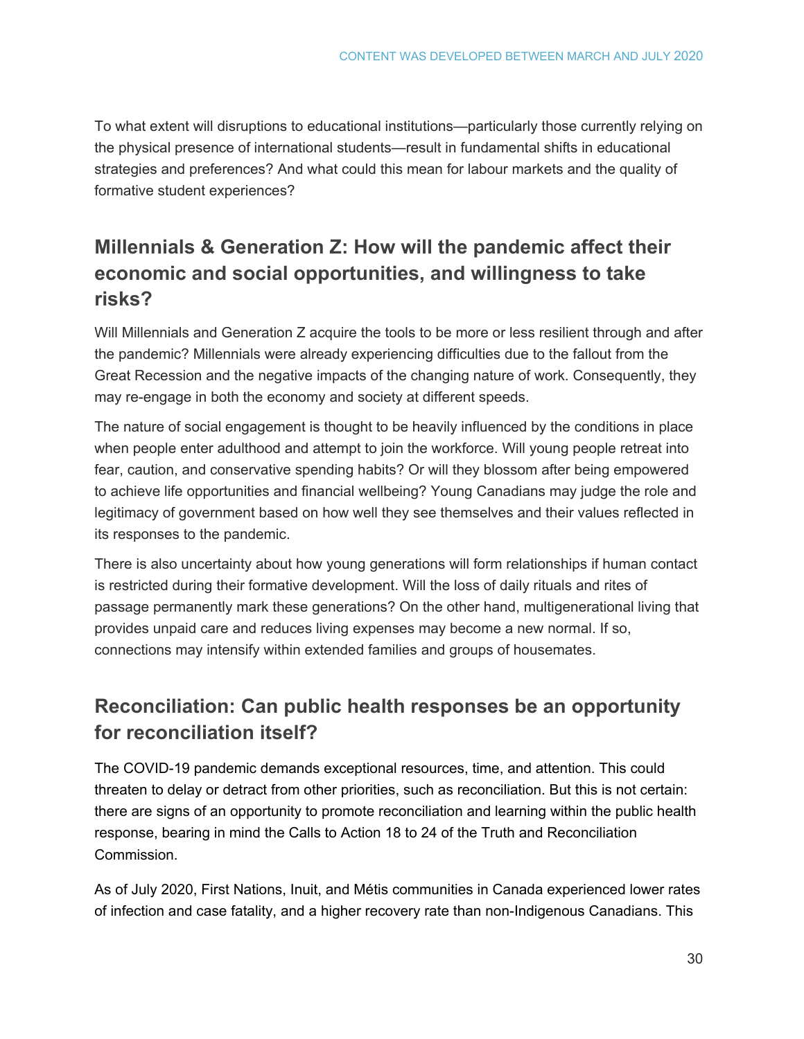To what extent will disruptions to educational institutions—particularly those currently relying on the physical presence of international students—result in fundamental shifts in educational strategies and preferences? And what could this mean for labour markets and the quality of formative student experiences?

## Millennials & Generation Z: How will the pandemic affect their economic and social opportunities, and willingness to take risks?

Will Millennials and Generation Z acquire the tools to be more or less resilient through and after the pandemic? Millennials were already experiencing difficulties due to the fallout from the Great Recession and the negative impacts of the changing nature of work. Consequently, they may re-engage in both the economy and society at different speeds.

The nature of social engagement is thought to be heavily influenced by the conditions in place when people enter adulthood and attempt to join the workforce. Will young people retreat into fear, caution, and conservative spending habits? Or will they blossom after being empowered to achieve life opportunities and financial wellbeing? Young Canadians may judge the role and legitimacy of government based on how well they see themselves and their values reflected in its responses to the pandemic.

There is also uncertainty about how young generations will form relationships if human contact is restricted during their formative development. Will the loss of daily rituals and rites of passage permanently mark these generations? On the other hand, multigenerational living that provides unpaid care and reduces living expenses may become a new normal. If so, connections may intensify within extended families and groups of housemates.

## Reconciliation: Can public health responses be an opportunity for reconciliation itself?

The COVID-19 pandemic demands exceptional resources, time, and attention. This could threaten to delay or detract from other priorities, such as reconciliation. But this is not certain: there are signs of an opportunity to promote reconciliation and learning within the public health response, bearing in mind the Calls to Action 18 to 24 of the Truth and Reconciliation Commission.

As of July 2020, First Nations, Inuit, and Métis communities in Canada experienced lower rates of infection and case fatality, and a higher recovery rate than non-Indigenous Canadians. This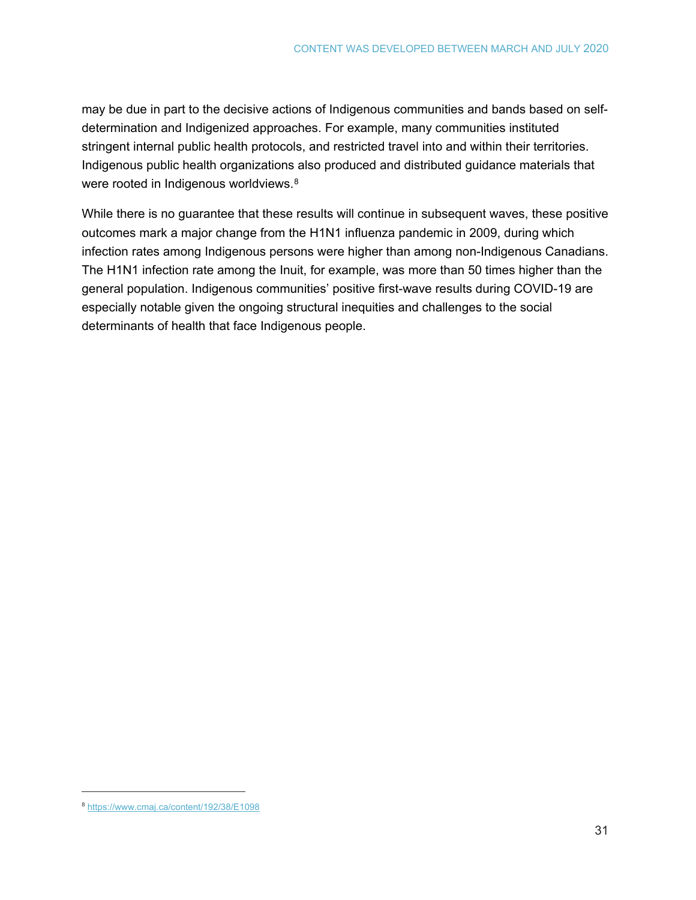may be due in part to the decisive actions of Indigenous communities and bands based on self-determination and Indigenized approaches. For example, many communities instituted stringent internal public health protocols, and restricted travel into and within their territories. Indigenous public health organizations also produced and distributed guidance materials that were rooted in Indigenous worldviews.[8]

While there is no guarantee that these results will continue in subsequent waves, these positive outcomes mark a major change from the H1N1 influenza pandemic in 2009, during which infection rates among Indigenous persons were higher than among non-Indigenous Canadians. The H1N1 infection rate among the Inuit, for example, was more than 50 times higher than the general population. Indigenous communities' positive first-wave results during COVID-19 are especially notable given the ongoing structural inequities and challenges to the social determinants of health that face Indigenous people.

---

[8] https://www.cmaj.ca/content/192/38/E1098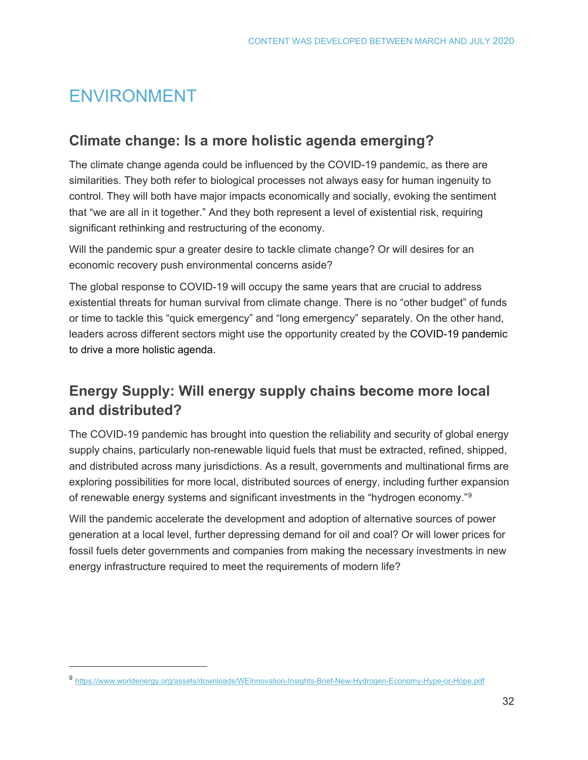# ENVIRONMENT

## Climate change: Is a more holistic agenda emerging?

The climate change agenda could be influenced by the COVID-19 pandemic, as there are similarities. They both refer to biological processes not always easy for human ingenuity to control. They will both have major impacts economically and socially, evoking the sentiment that "we are all in it together." And they both represent a level of existential risk, requiring significant rethinking and restructuring of the economy.

Will the pandemic spur a greater desire to tackle climate change? Or will desires for an economic recovery push environmental concerns aside?

The global response to COVID-19 will occupy the same years that are crucial to address existential threats for human survival from climate change. There is no "other budget" of funds or time to tackle this "quick emergency" and "long emergency" separately. On the other hand, leaders across different sectors might use the opportunity created by the COVID-19 pandemic to drive a more holistic agenda.

## Energy Supply: Will energy supply chains become more local and distributed?

The COVID-19 pandemic has brought into question the reliability and security of global energy supply chains, particularly non-renewable liquid fuels that must be extracted, refined, shipped, and distributed across many jurisdictions. As a result, governments and multinational firms are exploring possibilities for more local, distributed sources of energy, including further expansion of renewable energy systems and significant investments in the "hydrogen economy."[9]

Will the pandemic accelerate the development and adoption of alternative sources of power generation at a local level, further depressing demand for oil and coal? Or will lower prices for fossil fuels deter governments and companies from making the necessary investments in new energy infrastructure required to meet the requirements of modern life?

---

[9] https://www.worldenergy.org/assets/downloads/WEInnovation-Insights-Brief-New-Hydrogen-Economy-Hype-or-Hope.pdf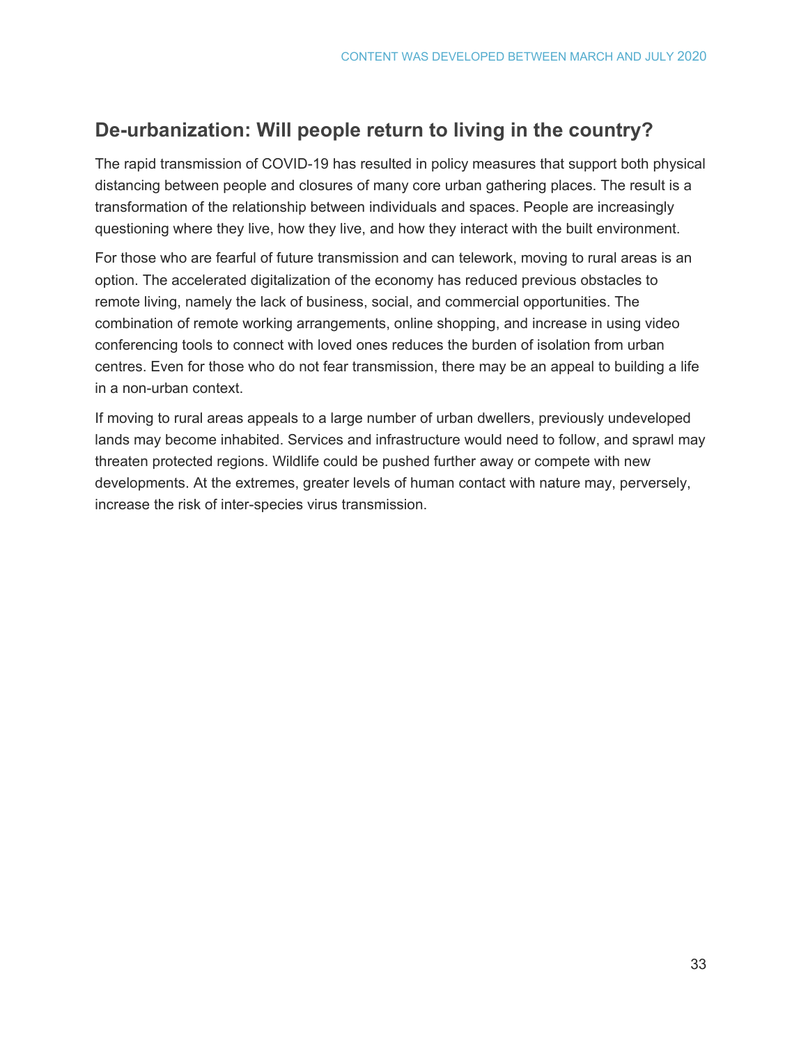## De-urbanization: Will people return to living in the country?

The rapid transmission of COVID-19 has resulted in policy measures that support both physical distancing between people and closures of many core urban gathering places. The result is a transformation of the relationship between individuals and spaces. People are increasingly questioning where they live, how they live, and how they interact with the built environment.

For those who are fearful of future transmission and can telework, moving to rural areas is an option. The accelerated digitalization of the economy has reduced previous obstacles to remote living, namely the lack of business, social, and commercial opportunities. The combination of remote working arrangements, online shopping, and increase in using video conferencing tools to connect with loved ones reduces the burden of isolation from urban centres. Even for those who do not fear transmission, there may be an appeal to building a life in a non-urban context.

If moving to rural areas appeals to a large number of urban dwellers, previously undeveloped lands may become inhabited. Services and infrastructure would need to follow, and sprawl may threaten protected regions. Wildlife could be pushed further away or compete with new developments. At the extremes, greater levels of human contact with nature may, perversely, increase the risk of inter-species virus transmission.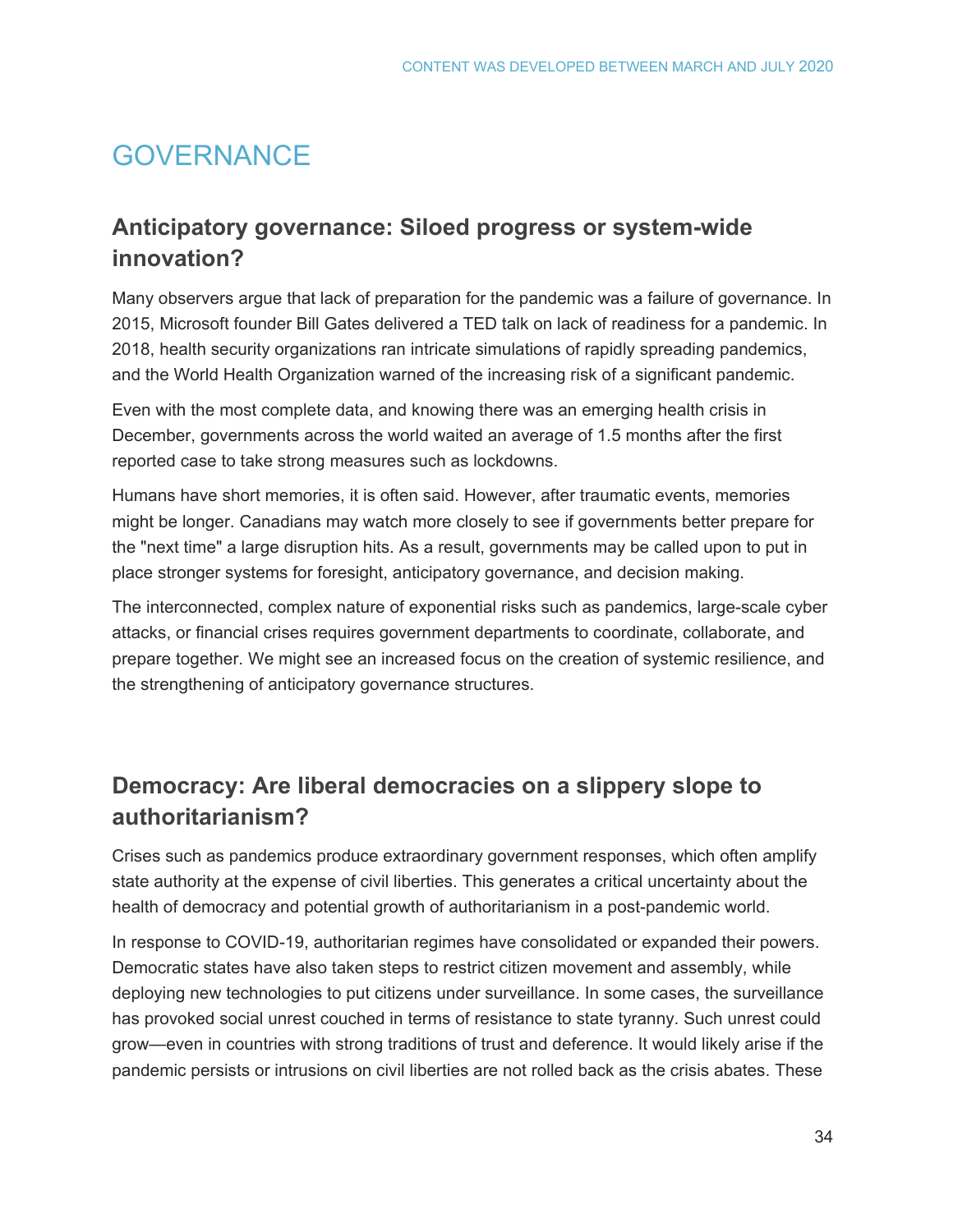# GOVERNANCE

## Anticipatory governance: Siloed progress or system-wide innovation?

Many observers argue that lack of preparation for the pandemic was a failure of governance. In 2015, Microsoft founder Bill Gates delivered a TED talk on lack of readiness for a pandemic. In 2018, health security organizations ran intricate simulations of rapidly spreading pandemics, and the World Health Organization warned of the increasing risk of a significant pandemic.

Even with the most complete data, and knowing there was an emerging health crisis in December, governments across the world waited an average of 1.5 months after the first reported case to take strong measures such as lockdowns.

Humans have short memories, it is often said. However, after traumatic events, memories might be longer. Canadians may watch more closely to see if governments better prepare for the "next time" a large disruption hits. As a result, governments may be called upon to put in place stronger systems for foresight, anticipatory governance, and decision making.

The interconnected, complex nature of exponential risks such as pandemics, large-scale cyber attacks, or financial crises requires government departments to coordinate, collaborate, and prepare together. We might see an increased focus on the creation of systemic resilience, and the strengthening of anticipatory governance structures.

## Democracy: Are liberal democracies on a slippery slope to authoritarianism?

Crises such as pandemics produce extraordinary government responses, which often amplify state authority at the expense of civil liberties. This generates a critical uncertainty about the health of democracy and potential growth of authoritarianism in a post-pandemic world.

In response to COVID-19, authoritarian regimes have consolidated or expanded their powers. Democratic states have also taken steps to restrict citizen movement and assembly, while deploying new technologies to put citizens under surveillance. In some cases, the surveillance has provoked social unrest couched in terms of resistance to state tyranny. Such unrest could grow—even in countries with strong traditions of trust and deference. It would likely arise if the pandemic persists or intrusions on civil liberties are not rolled back as the crisis abates. These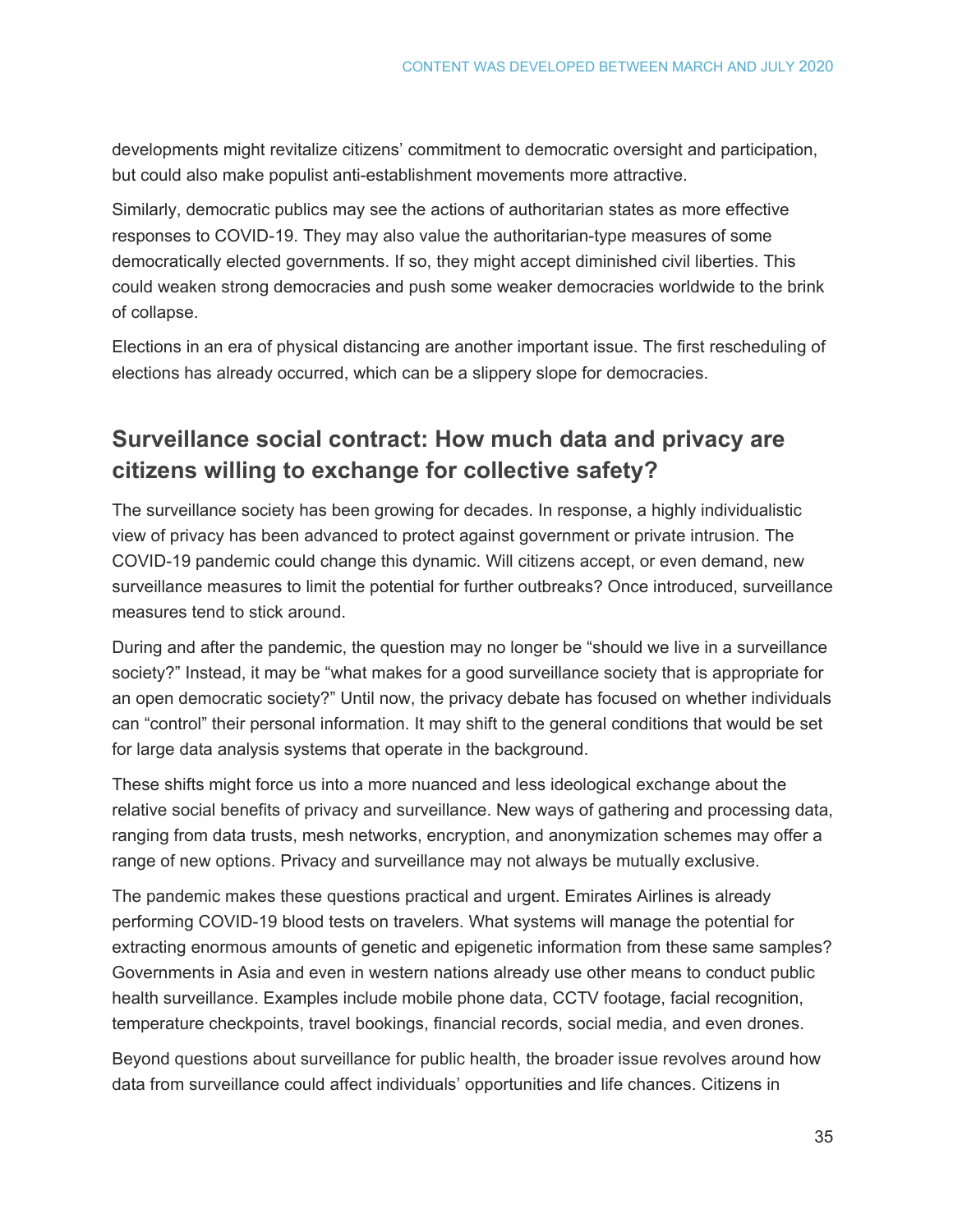developments might revitalize citizens' commitment to democratic oversight and participation, but could also make populist anti-establishment movements more attractive.

Similarly, democratic publics may see the actions of authoritarian states as more effective responses to COVID-19. They may also value the authoritarian-type measures of some democratically elected governments. If so, they might accept diminished civil liberties. This could weaken strong democracies and push some weaker democracies worldwide to the brink of collapse.

Elections in an era of physical distancing are another important issue. The first rescheduling of elections has already occurred, which can be a slippery slope for democracies.

## Surveillance social contract: How much data and privacy are citizens willing to exchange for collective safety?

The surveillance society has been growing for decades. In response, a highly individualistic view of privacy has been advanced to protect against government or private intrusion. The COVID-19 pandemic could change this dynamic. Will citizens accept, or even demand, new surveillance measures to limit the potential for further outbreaks? Once introduced, surveillance measures tend to stick around.

During and after the pandemic, the question may no longer be "should we live in a surveillance society?" Instead, it may be "what makes for a good surveillance society that is appropriate for an open democratic society?" Until now, the privacy debate has focused on whether individuals can "control" their personal information. It may shift to the general conditions that would be set for large data analysis systems that operate in the background.

These shifts might force us into a more nuanced and less ideological exchange about the relative social benefits of privacy and surveillance. New ways of gathering and processing data, ranging from data trusts, mesh networks, encryption, and anonymization schemes may offer a range of new options. Privacy and surveillance may not always be mutually exclusive.

The pandemic makes these questions practical and urgent. Emirates Airlines is already performing COVID-19 blood tests on travelers. What systems will manage the potential for extracting enormous amounts of genetic and epigenetic information from these same samples? Governments in Asia and even in western nations already use other means to conduct public health surveillance. Examples include mobile phone data, CCTV footage, facial recognition, temperature checkpoints, travel bookings, financial records, social media, and even drones.

Beyond questions about surveillance for public health, the broader issue revolves around how data from surveillance could affect individuals' opportunities and life chances. Citizens in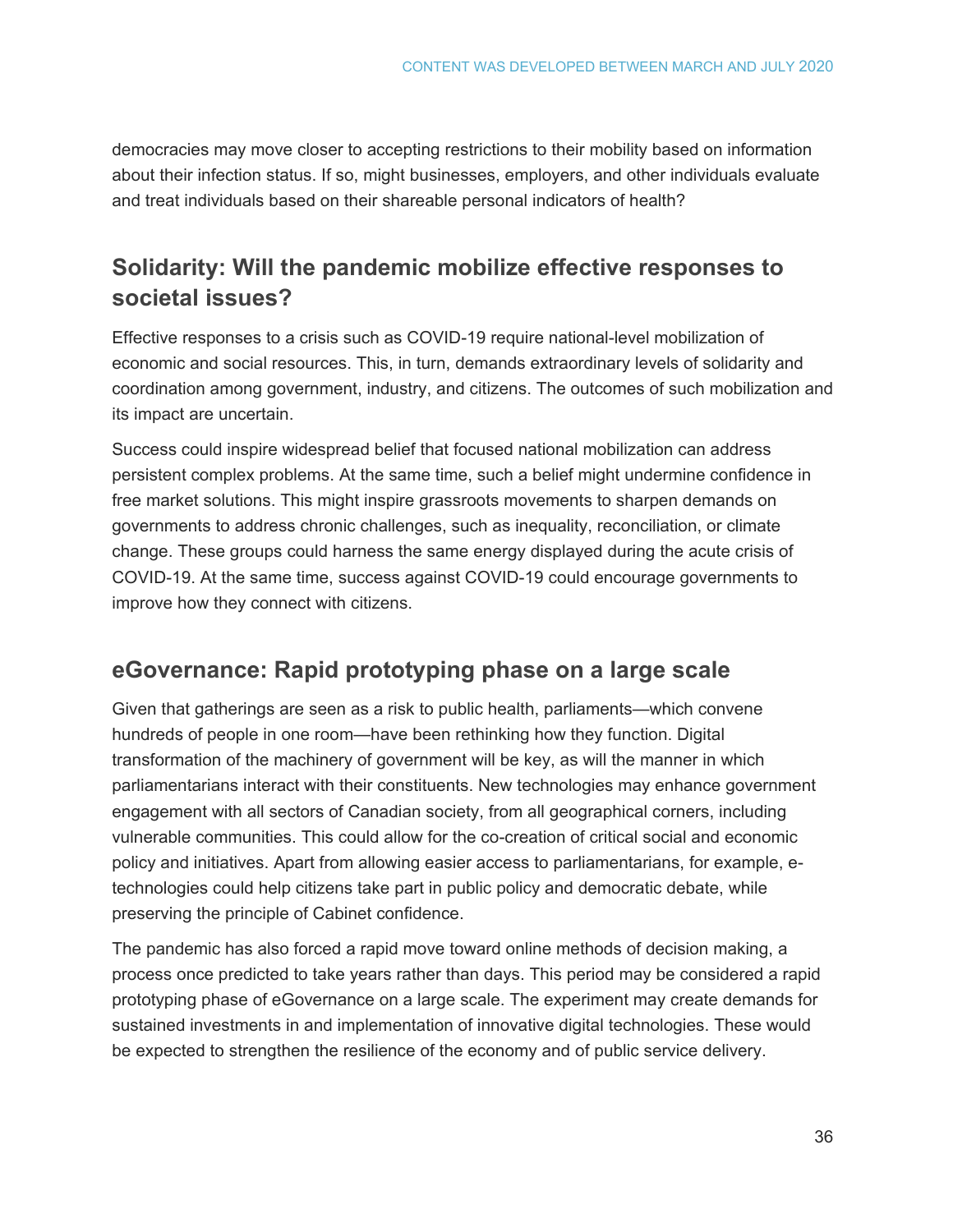democracies may move closer to accepting restrictions to their mobility based on information about their infection status. If so, might businesses, employers, and other individuals evaluate and treat individuals based on their shareable personal indicators of health?

## Solidarity: Will the pandemic mobilize effective responses to societal issues?

Effective responses to a crisis such as COVID-19 require national-level mobilization of economic and social resources. This, in turn, demands extraordinary levels of solidarity and coordination among government, industry, and citizens. The outcomes of such mobilization and its impact are uncertain.

Success could inspire widespread belief that focused national mobilization can address persistent complex problems. At the same time, such a belief might undermine confidence in free market solutions. This might inspire grassroots movements to sharpen demands on governments to address chronic challenges, such as inequality, reconciliation, or climate change. These groups could harness the same energy displayed during the acute crisis of COVID-19. At the same time, success against COVID-19 could encourage governments to improve how they connect with citizens.

## eGovernance: Rapid prototyping phase on a large scale

Given that gatherings are seen as a risk to public health, parliaments—which convene hundreds of people in one room—have been rethinking how they function. Digital transformation of the machinery of government will be key, as will the manner in which parliamentarians interact with their constituents. New technologies may enhance government engagement with all sectors of Canadian society, from all geographical corners, including vulnerable communities. This could allow for the co-creation of critical social and economic policy and initiatives. Apart from allowing easier access to parliamentarians, for example, e-technologies could help citizens take part in public policy and democratic debate, while preserving the principle of Cabinet confidence.

The pandemic has also forced a rapid move toward online methods of decision making, a process once predicted to take years rather than days. This period may be considered a rapid prototyping phase of eGovernance on a large scale. The experiment may create demands for sustained investments in and implementation of innovative digital technologies. These would be expected to strengthen the resilience of the economy and of public service delivery.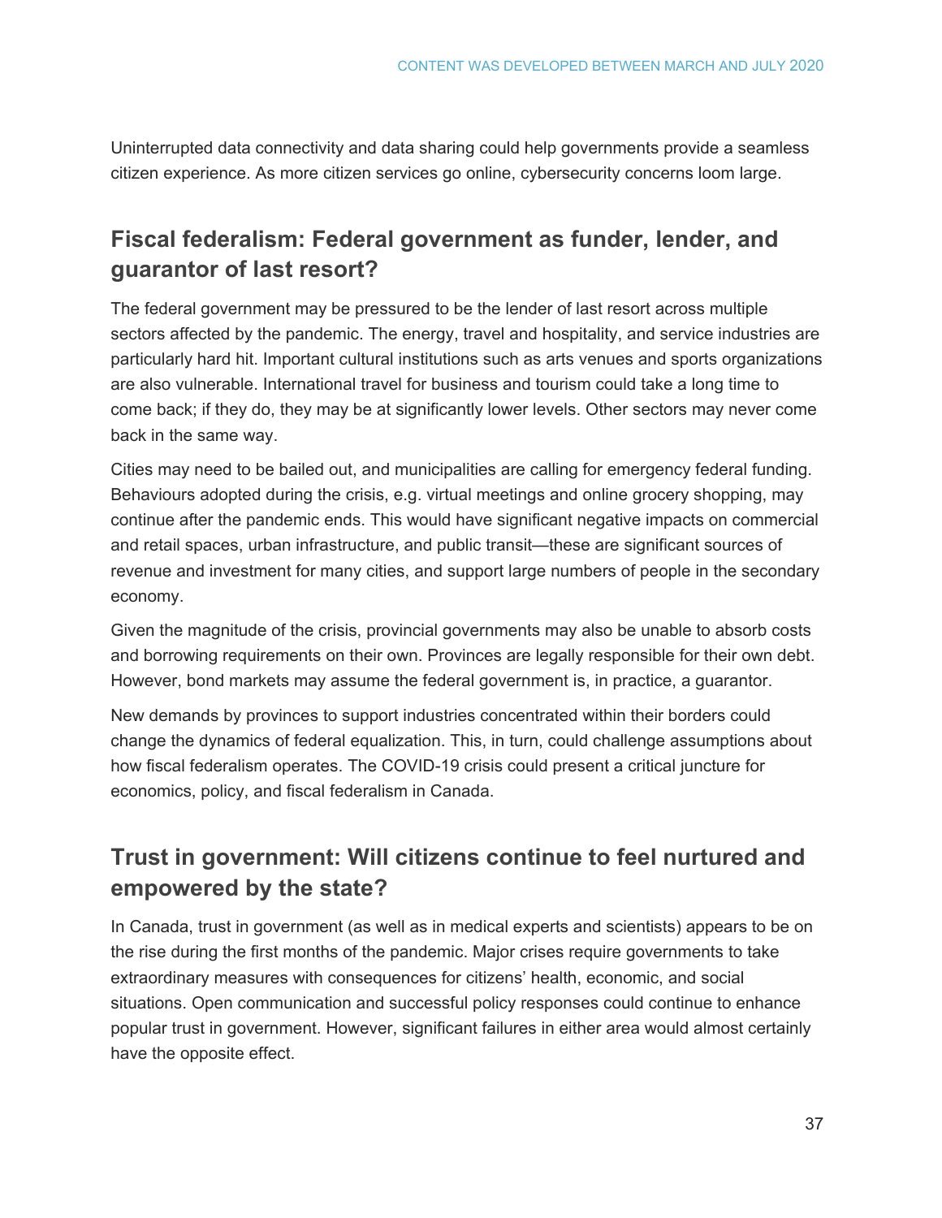Uninterrupted data connectivity and data sharing could help governments provide a seamless citizen experience. As more citizen services go online, cybersecurity concerns loom large.

## Fiscal federalism: Federal government as funder, lender, and guarantor of last resort?

The federal government may be pressured to be the lender of last resort across multiple sectors affected by the pandemic. The energy, travel and hospitality, and service industries are particularly hard hit. Important cultural institutions such as arts venues and sports organizations are also vulnerable. International travel for business and tourism could take a long time to come back; if they do, they may be at significantly lower levels. Other sectors may never come back in the same way.

Cities may need to be bailed out, and municipalities are calling for emergency federal funding. Behaviours adopted during the crisis, e.g. virtual meetings and online grocery shopping, may continue after the pandemic ends. This would have significant negative impacts on commercial and retail spaces, urban infrastructure, and public transit—these are significant sources of revenue and investment for many cities, and support large numbers of people in the secondary economy.

Given the magnitude of the crisis, provincial governments may also be unable to absorb costs and borrowing requirements on their own. Provinces are legally responsible for their own debt. However, bond markets may assume the federal government is, in practice, a guarantor.

New demands by provinces to support industries concentrated within their borders could change the dynamics of federal equalization. This, in turn, could challenge assumptions about how fiscal federalism operates. The COVID-19 crisis could present a critical juncture for economics, policy, and fiscal federalism in Canada.

## Trust in government: Will citizens continue to feel nurtured and empowered by the state?

In Canada, trust in government (as well as in medical experts and scientists) appears to be on the rise during the first months of the pandemic. Major crises require governments to take extraordinary measures with consequences for citizens' health, economic, and social situations. Open communication and successful policy responses could continue to enhance popular trust in government. However, significant failures in either area would almost certainly have the opposite effect.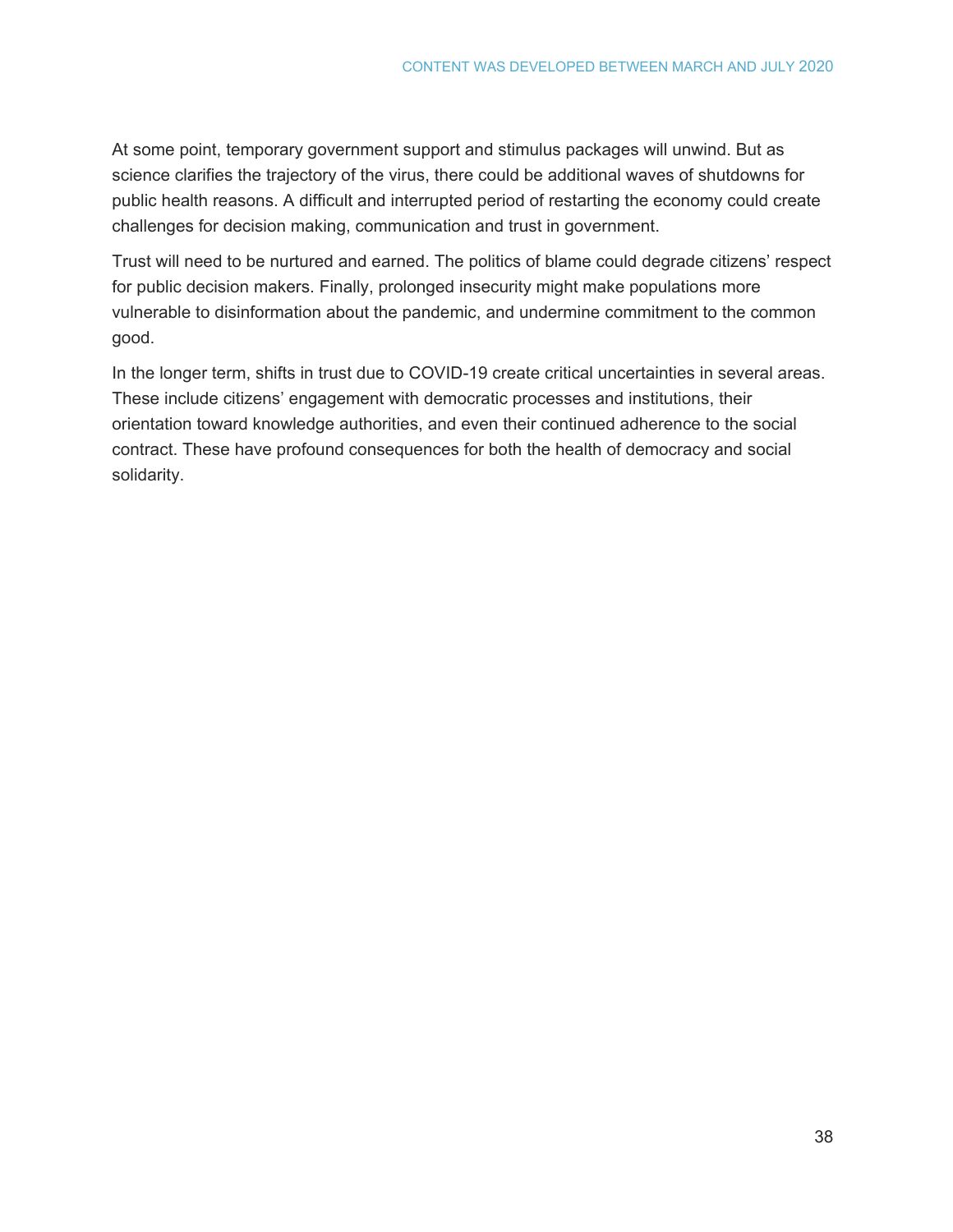At some point, temporary government support and stimulus packages will unwind. But as science clarifies the trajectory of the virus, there could be additional waves of shutdowns for public health reasons. A difficult and interrupted period of restarting the economy could create challenges for decision making, communication and trust in government.

Trust will need to be nurtured and earned. The politics of blame could degrade citizens' respect for public decision makers. Finally, prolonged insecurity might make populations more vulnerable to disinformation about the pandemic, and undermine commitment to the common good.

In the longer term, shifts in trust due to COVID-19 create critical uncertainties in several areas. These include citizens' engagement with democratic processes and institutions, their orientation toward knowledge authorities, and even their continued adherence to the social contract. These have profound consequences for both the health of democracy and social solidarity.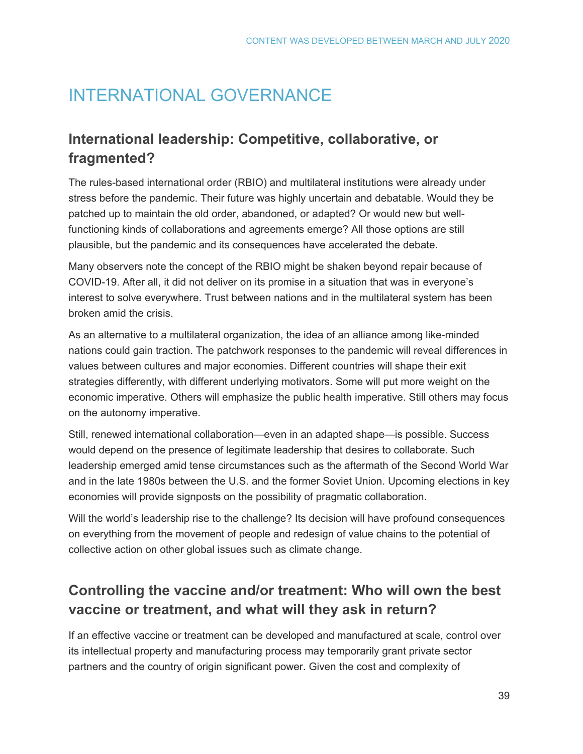# INTERNATIONAL GOVERNANCE

## International leadership: Competitive, collaborative, or fragmented?

The rules-based international order (RBIO) and multilateral institutions were already under stress before the pandemic. Their future was highly uncertain and debatable. Would they be patched up to maintain the old order, abandoned, or adapted? Or would new but well-functioning kinds of collaborations and agreements emerge? All those options are still plausible, but the pandemic and its consequences have accelerated the debate.

Many observers note the concept of the RBIO might be shaken beyond repair because of COVID-19. After all, it did not deliver on its promise in a situation that was in everyone's interest to solve everywhere. Trust between nations and in the multilateral system has been broken amid the crisis.

As an alternative to a multilateral organization, the idea of an alliance among like-minded nations could gain traction. The patchwork responses to the pandemic will reveal differences in values between cultures and major economies. Different countries will shape their exit strategies differently, with different underlying motivators. Some will put more weight on the economic imperative. Others will emphasize the public health imperative. Still others may focus on the autonomy imperative.

Still, renewed international collaboration—even in an adapted shape—is possible. Success would depend on the presence of legitimate leadership that desires to collaborate. Such leadership emerged amid tense circumstances such as the aftermath of the Second World War and in the late 1980s between the U.S. and the former Soviet Union. Upcoming elections in key economies will provide signposts on the possibility of pragmatic collaboration.

Will the world's leadership rise to the challenge? Its decision will have profound consequences on everything from the movement of people and redesign of value chains to the potential of collective action on other global issues such as climate change.

## Controlling the vaccine and/or treatment: Who will own the best vaccine or treatment, and what will they ask in return?

If an effective vaccine or treatment can be developed and manufactured at scale, control over its intellectual property and manufacturing process may temporarily grant private sector partners and the country of origin significant power. Given the cost and complexity of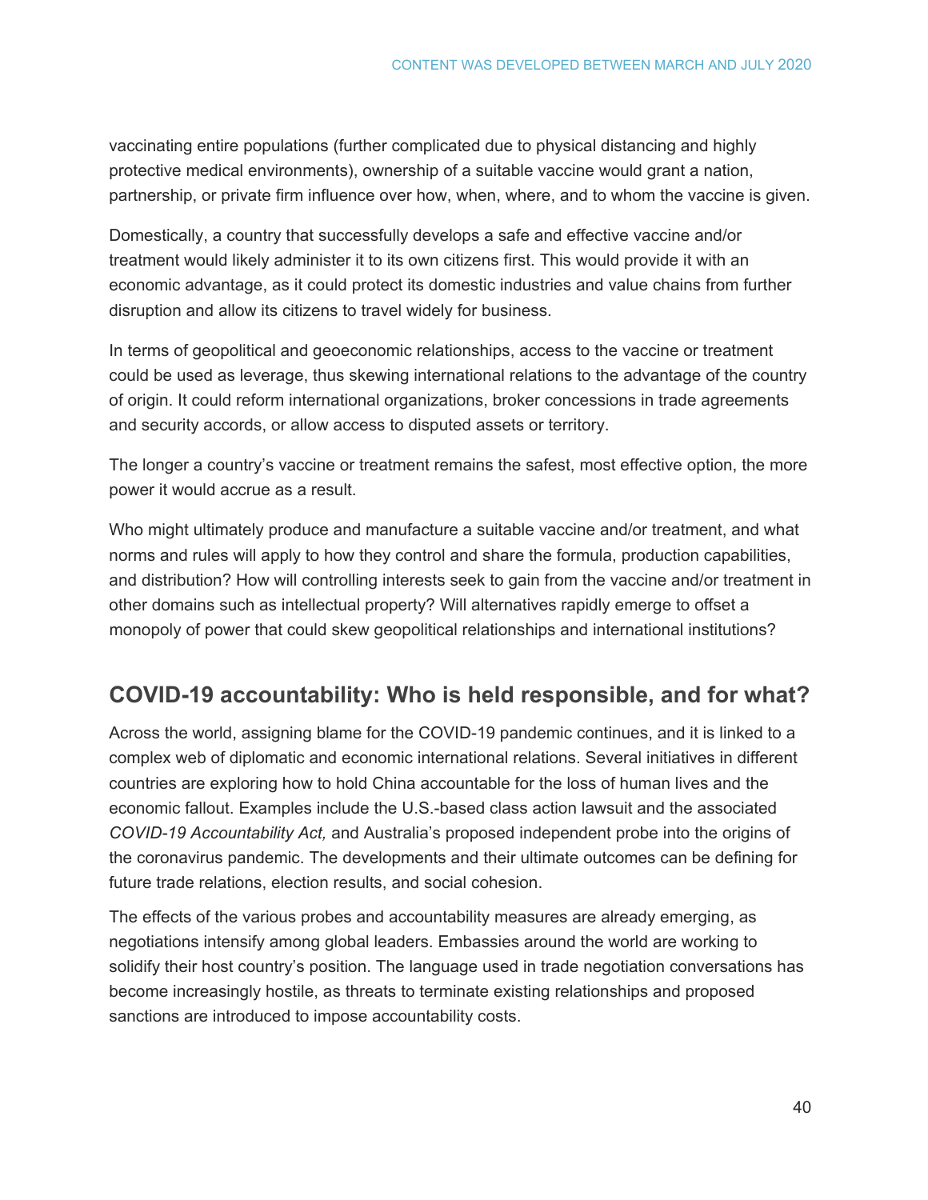vaccinating entire populations (further complicated due to physical distancing and highly protective medical environments), ownership of a suitable vaccine would grant a nation, partnership, or private firm influence over how, when, where, and to whom the vaccine is given.

Domestically, a country that successfully develops a safe and effective vaccine and/or treatment would likely administer it to its own citizens first. This would provide it with an economic advantage, as it could protect its domestic industries and value chains from further disruption and allow its citizens to travel widely for business.

In terms of geopolitical and geoeconomic relationships, access to the vaccine or treatment could be used as leverage, thus skewing international relations to the advantage of the country of origin. It could reform international organizations, broker concessions in trade agreements and security accords, or allow access to disputed assets or territory.

The longer a country's vaccine or treatment remains the safest, most effective option, the more power it would accrue as a result.

Who might ultimately produce and manufacture a suitable vaccine and/or treatment, and what norms and rules will apply to how they control and share the formula, production capabilities, and distribution? How will controlling interests seek to gain from the vaccine and/or treatment in other domains such as intellectual property? Will alternatives rapidly emerge to offset a monopoly of power that could skew geopolitical relationships and international institutions?

## COVID-19 accountability: Who is held responsible, and for what?

Across the world, assigning blame for the COVID-19 pandemic continues, and it is linked to a complex web of diplomatic and economic international relations. Several initiatives in different countries are exploring how to hold China accountable for the loss of human lives and the economic fallout. Examples include the U.S.-based class action lawsuit and the associated *COVID-19 Accountability Act,* and Australia's proposed independent probe into the origins of the coronavirus pandemic. The developments and their ultimate outcomes can be defining for future trade relations, election results, and social cohesion.

The effects of the various probes and accountability measures are already emerging, as negotiations intensify among global leaders. Embassies around the world are working to solidify their host country's position. The language used in trade negotiation conversations has become increasingly hostile, as threats to terminate existing relationships and proposed sanctions are introduced to impose accountability costs.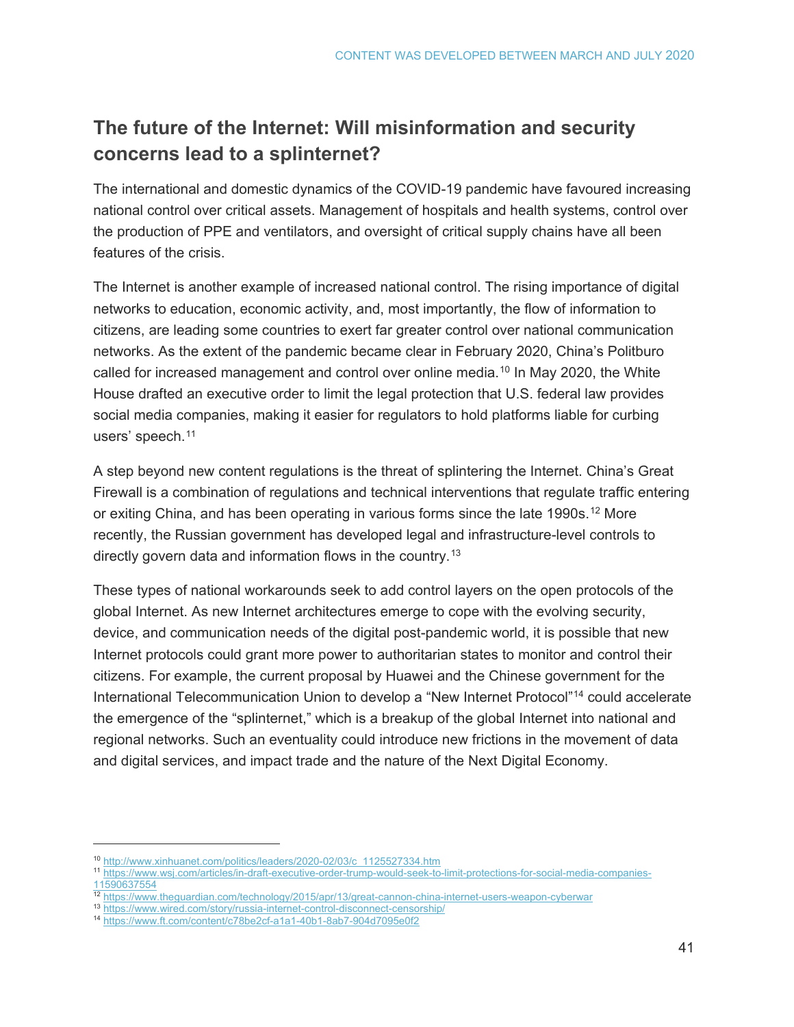## The future of the Internet: Will misinformation and security concerns lead to a splinternet?

The international and domestic dynamics of the COVID-19 pandemic have favoured increasing national control over critical assets. Management of hospitals and health systems, control over the production of PPE and ventilators, and oversight of critical supply chains have all been features of the crisis.

The Internet is another example of increased national control. The rising importance of digital networks to education, economic activity, and, most importantly, the flow of information to citizens, are leading some countries to exert far greater control over national communication networks. As the extent of the pandemic became clear in February 2020, China's Politburo called for increased management and control over online media.[10] In May 2020, the White House drafted an executive order to limit the legal protection that U.S. federal law provides social media companies, making it easier for regulators to hold platforms liable for curbing users' speech.[11]

A step beyond new content regulations is the threat of splintering the Internet. China's Great Firewall is a combination of regulations and technical interventions that regulate traffic entering or exiting China, and has been operating in various forms since the late 1990s.[12] More recently, the Russian government has developed legal and infrastructure-level controls to directly govern data and information flows in the country.[13]

These types of national workarounds seek to add control layers on the open protocols of the global Internet. As new Internet architectures emerge to cope with the evolving security, device, and communication needs of the digital post-pandemic world, it is possible that new Internet protocols could grant more power to authoritarian states to monitor and control their citizens. For example, the current proposal by Huawei and the Chinese government for the International Telecommunication Union to develop a "New Internet Protocol"[14] could accelerate the emergence of the "splinternet," which is a breakup of the global Internet into national and regional networks. Such an eventuality could introduce new frictions in the movement of data and digital services, and impact trade and the nature of the Next Digital Economy.

---

[10] http://www.xinhuanet.com/politics/leaders/2020-02/03/c_1125527334.htm

[11] https://www.wsj.com/articles/in-draft-executive-order-trump-would-seek-to-limit-protections-for-social-media-companies-11590637554

[12] https://www.theguardian.com/technology/2015/apr/13/great-cannon-china-internet-users-weapon-cyberwar

[13] https://www.wired.com/story/russia-internet-control-disconnect-censorship/

[14] https://www.ft.com/content/c78be2cf-a1a1-40b1-8ab7-904d7095e0f2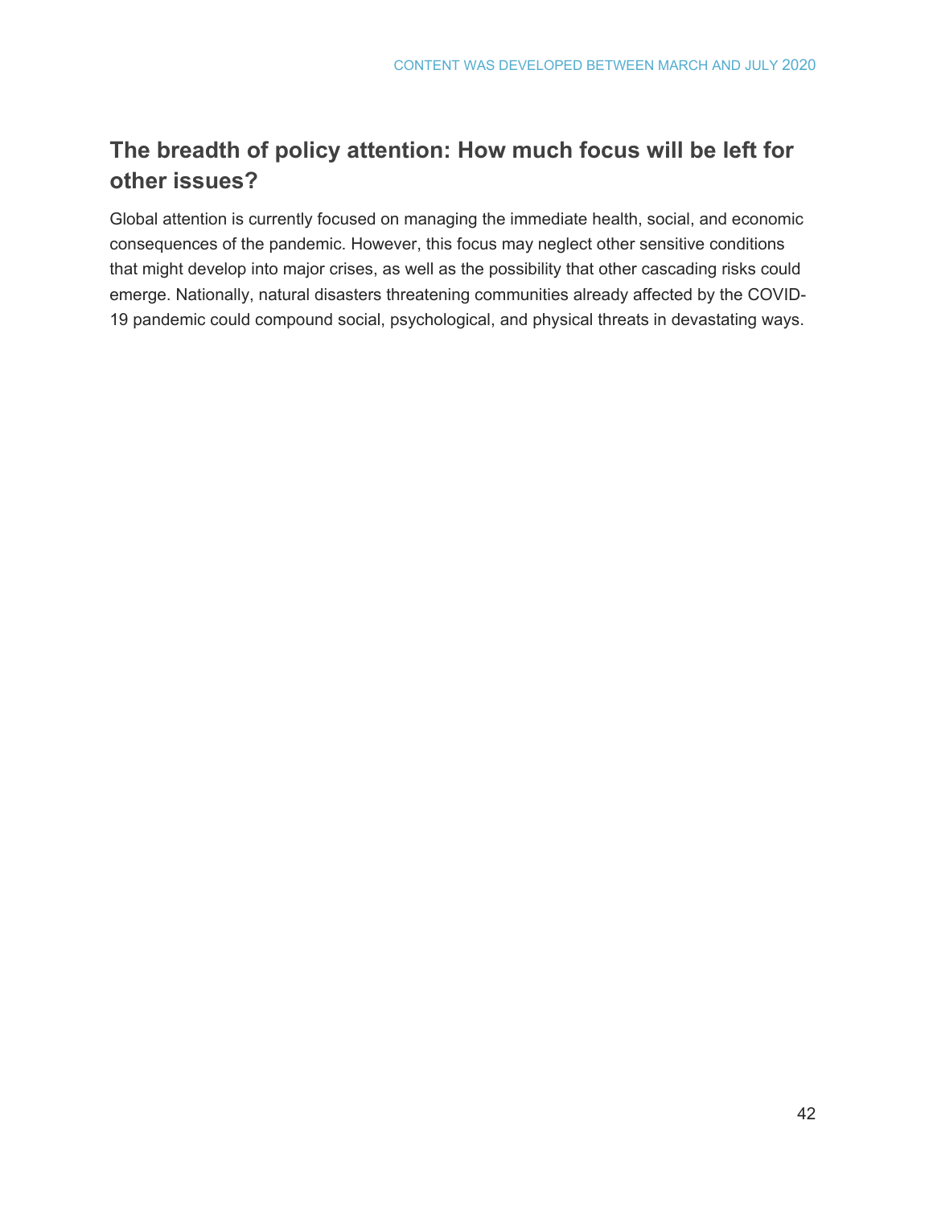## The breadth of policy attention: How much focus will be left for other issues?

Global attention is currently focused on managing the immediate health, social, and economic consequences of the pandemic. However, this focus may neglect other sensitive conditions that might develop into major crises, as well as the possibility that other cascading risks could emerge. Nationally, natural disasters threatening communities already affected by the COVID-19 pandemic could compound social, psychological, and physical threats in devastating ways.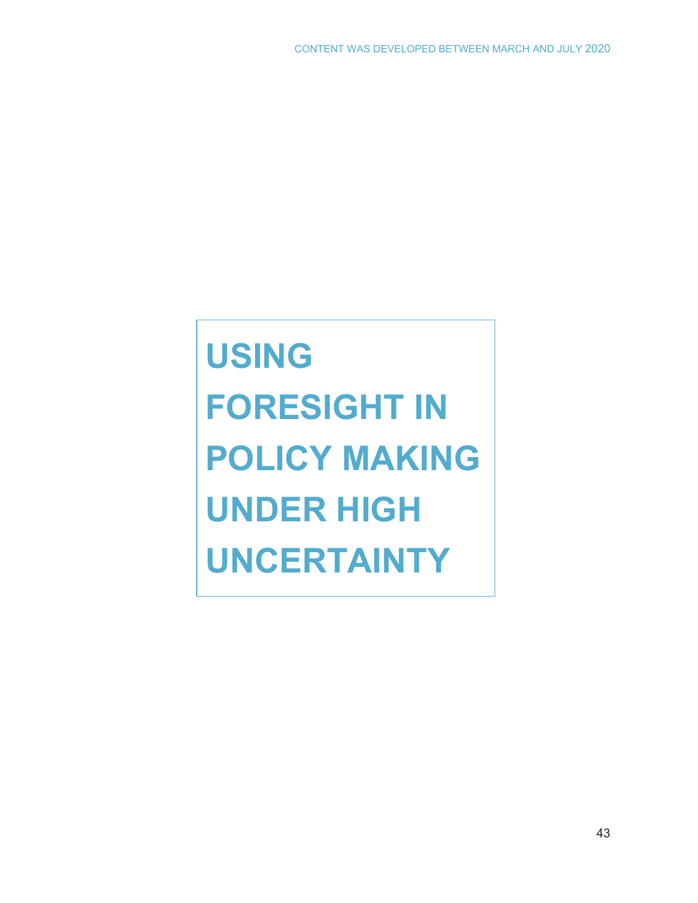# USING FORESIGHT IN POLICY MAKING UNDER HIGH UNCERTAINTY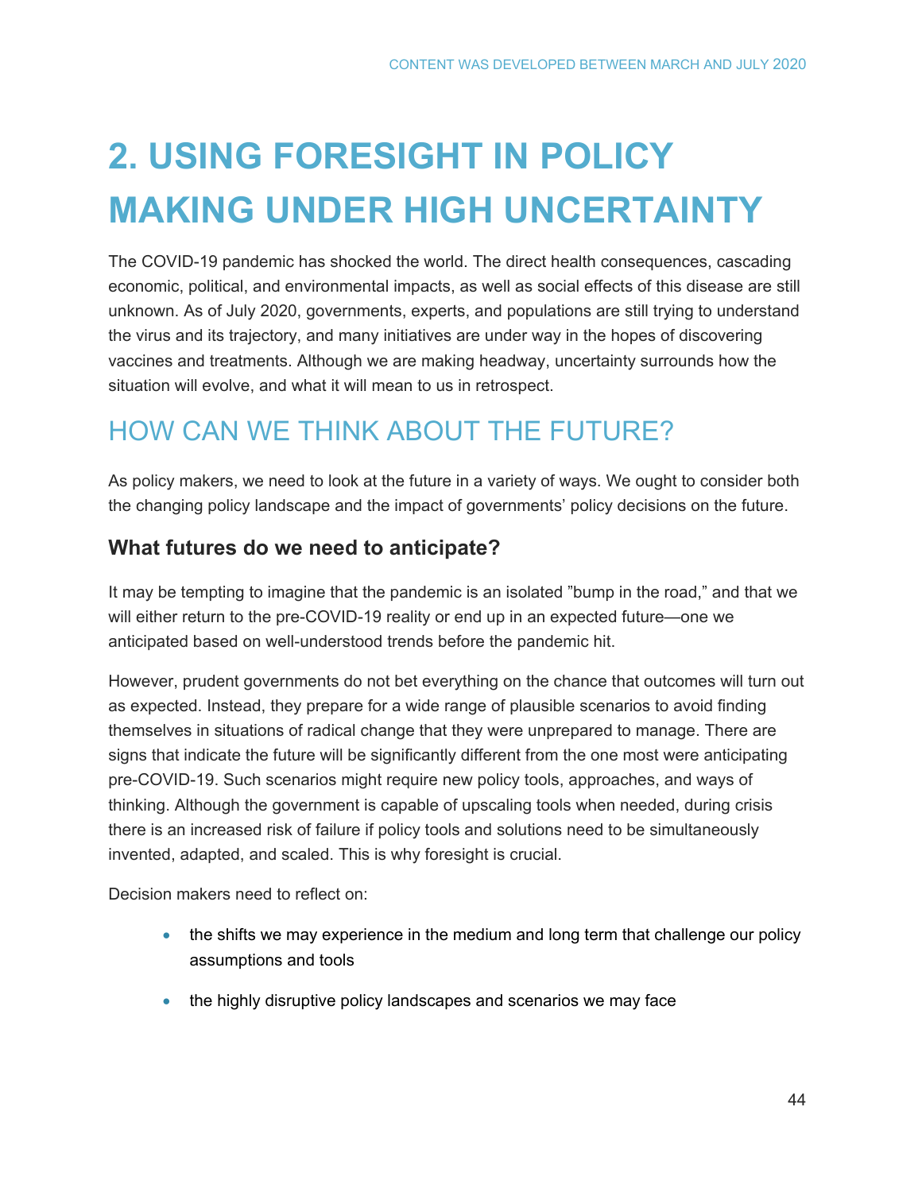# 2. USING FORESIGHT IN POLICY MAKING UNDER HIGH UNCERTAINTY

The COVID-19 pandemic has shocked the world. The direct health consequences, cascading economic, political, and environmental impacts, as well as social effects of this disease are still unknown. As of July 2020, governments, experts, and populations are still trying to understand the virus and its trajectory, and many initiatives are under way in the hopes of discovering vaccines and treatments. Although we are making headway, uncertainty surrounds how the situation will evolve, and what it will mean to us in retrospect.

## HOW CAN WE THINK ABOUT THE FUTURE?

As policy makers, we need to look at the future in a variety of ways. We ought to consider both the changing policy landscape and the impact of governments' policy decisions on the future.

### What futures do we need to anticipate?

It may be tempting to imagine that the pandemic is an isolated "bump in the road," and that we will either return to the pre-COVID-19 reality or end up in an expected future—one we anticipated based on well-understood trends before the pandemic hit.

However, prudent governments do not bet everything on the chance that outcomes will turn out as expected. Instead, they prepare for a wide range of plausible scenarios to avoid finding themselves in situations of radical change that they were unprepared to manage. There are signs that indicate the future will be significantly different from the one most were anticipating pre-COVID-19. Such scenarios might require new policy tools, approaches, and ways of thinking. Although the government is capable of upscaling tools when needed, during crisis there is an increased risk of failure if policy tools and solutions need to be simultaneously invented, adapted, and scaled. This is why foresight is crucial.

Decision makers need to reflect on:

- the shifts we may experience in the medium and long term that challenge our policy assumptions and tools
- the highly disruptive policy landscapes and scenarios we may face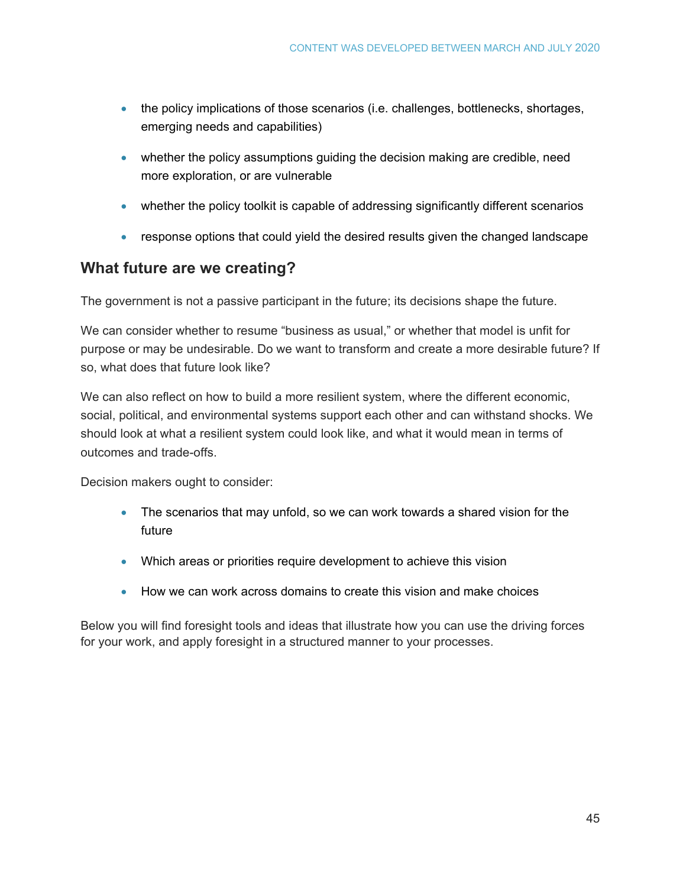- the policy implications of those scenarios (i.e. challenges, bottlenecks, shortages, emerging needs and capabilities)
- whether the policy assumptions guiding the decision making are credible, need more exploration, or are vulnerable
- whether the policy toolkit is capable of addressing significantly different scenarios
- response options that could yield the desired results given the changed landscape

## What future are we creating?

The government is not a passive participant in the future; its decisions shape the future.

We can consider whether to resume "business as usual," or whether that model is unfit for purpose or may be undesirable. Do we want to transform and create a more desirable future? If so, what does that future look like?

We can also reflect on how to build a more resilient system, where the different economic, social, political, and environmental systems support each other and can withstand shocks. We should look at what a resilient system could look like, and what it would mean in terms of outcomes and trade-offs.

Decision makers ought to consider:

- The scenarios that may unfold, so we can work towards a shared vision for the future
- Which areas or priorities require development to achieve this vision
- How we can work across domains to create this vision and make choices

Below you will find foresight tools and ideas that illustrate how you can use the driving forces for your work, and apply foresight in a structured manner to your processes.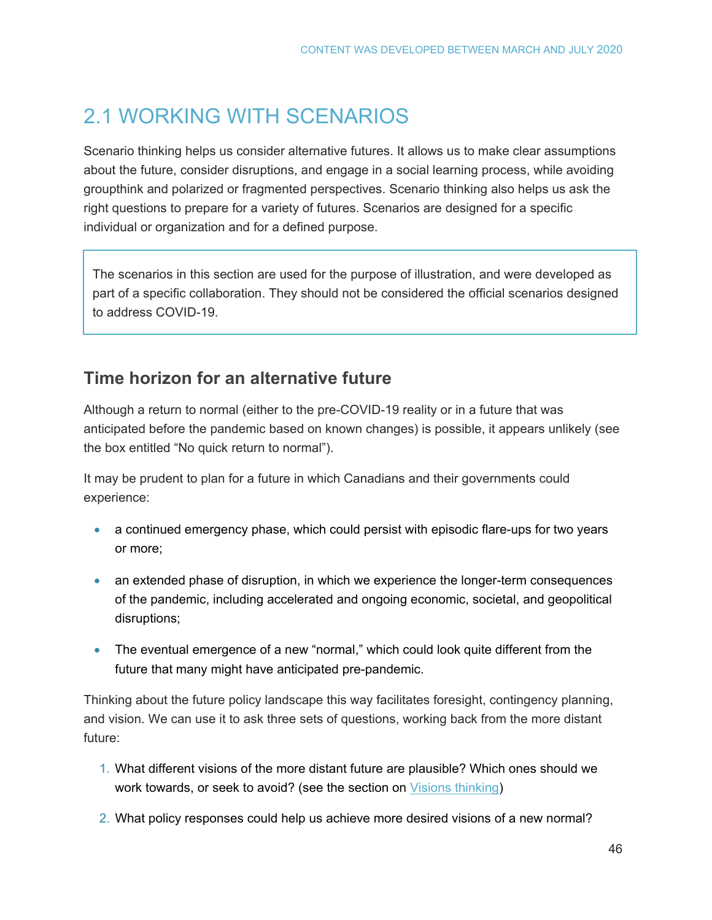# 2.1 WORKING WITH SCENARIOS

Scenario thinking helps us consider alternative futures. It allows us to make clear assumptions about the future, consider disruptions, and engage in a social learning process, while avoiding groupthink and polarized or fragmented perspectives. Scenario thinking also helps us ask the right questions to prepare for a variety of futures. Scenarios are designed for a specific individual or organization and for a defined purpose.

> The scenarios in this section are used for the purpose of illustration, and were developed as part of a specific collaboration. They should not be considered the official scenarios designed to address COVID-19.

## Time horizon for an alternative future

Although a return to normal (either to the pre-COVID-19 reality or in a future that was anticipated before the pandemic based on known changes) is possible, it appears unlikely (see the box entitled "No quick return to normal").

It may be prudent to plan for a future in which Canadians and their governments could experience:

- a continued emergency phase, which could persist with episodic flare-ups for two years or more;
- an extended phase of disruption, in which we experience the longer-term consequences of the pandemic, including accelerated and ongoing economic, societal, and geopolitical disruptions;
- The eventual emergence of a new "normal," which could look quite different from the future that many might have anticipated pre-pandemic.

Thinking about the future policy landscape this way facilitates foresight, contingency planning, and vision. We can use it to ask three sets of questions, working back from the more distant future:

1. What different visions of the more distant future are plausible? Which ones should we work towards, or seek to avoid? (see the section on [Visions thinking](#))
2. What policy responses could help us achieve more desired visions of a new normal?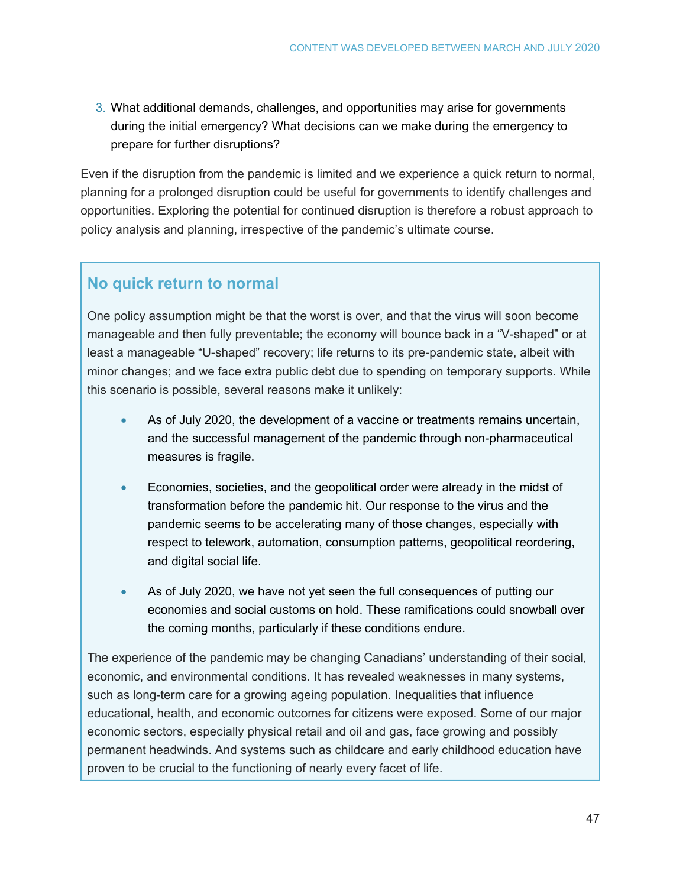3. What additional demands, challenges, and opportunities may arise for governments during the initial emergency? What decisions can we make during the emergency to prepare for further disruptions?

Even if the disruption from the pandemic is limited and we experience a quick return to normal, planning for a prolonged disruption could be useful for governments to identify challenges and opportunities. Exploring the potential for continued disruption is therefore a robust approach to policy analysis and planning, irrespective of the pandemic's ultimate course.

## No quick return to normal

One policy assumption might be that the worst is over, and that the virus will soon become manageable and then fully preventable; the economy will bounce back in a "V-shaped" or at least a manageable "U-shaped" recovery; life returns to its pre-pandemic state, albeit with minor changes; and we face extra public debt due to spending on temporary supports. While this scenario is possible, several reasons make it unlikely:

- As of July 2020, the development of a vaccine or treatments remains uncertain, and the successful management of the pandemic through non-pharmaceutical measures is fragile.
- Economies, societies, and the geopolitical order were already in the midst of transformation before the pandemic hit. Our response to the virus and the pandemic seems to be accelerating many of those changes, especially with respect to telework, automation, consumption patterns, geopolitical reordering, and digital social life.
- As of July 2020, we have not yet seen the full consequences of putting our economies and social customs on hold. These ramifications could snowball over the coming months, particularly if these conditions endure.

The experience of the pandemic may be changing Canadians' understanding of their social, economic, and environmental conditions. It has revealed weaknesses in many systems, such as long-term care for a growing ageing population. Inequalities that influence educational, health, and economic outcomes for citizens were exposed. Some of our major economic sectors, especially physical retail and oil and gas, face growing and possibly permanent headwinds. And systems such as childcare and early childhood education have proven to be crucial to the functioning of nearly every facet of life.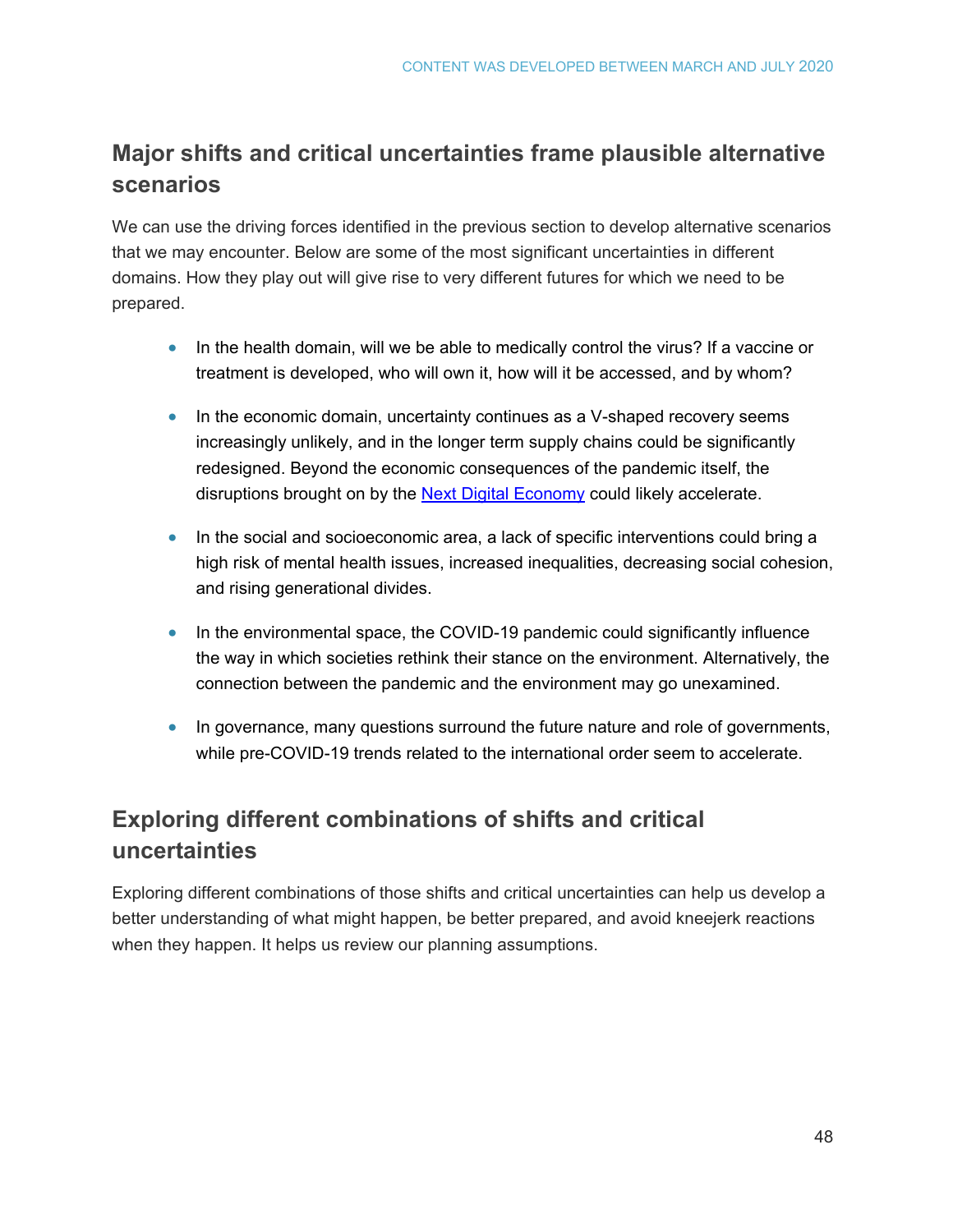## Major shifts and critical uncertainties frame plausible alternative scenarios

We can use the driving forces identified in the previous section to develop alternative scenarios that we may encounter. Below are some of the most significant uncertainties in different domains. How they play out will give rise to very different futures for which we need to be prepared.

- In the health domain, will we be able to medically control the virus? If a vaccine or treatment is developed, who will own it, how will it be accessed, and by whom?
- In the economic domain, uncertainty continues as a V-shaped recovery seems increasingly unlikely, and in the longer term supply chains could be significantly redesigned. Beyond the economic consequences of the pandemic itself, the disruptions brought on by the Next Digital Economy could likely accelerate.
- In the social and socioeconomic area, a lack of specific interventions could bring a high risk of mental health issues, increased inequalities, decreasing social cohesion, and rising generational divides.
- In the environmental space, the COVID-19 pandemic could significantly influence the way in which societies rethink their stance on the environment. Alternatively, the connection between the pandemic and the environment may go unexamined.
- In governance, many questions surround the future nature and role of governments, while pre-COVID-19 trends related to the international order seem to accelerate.

## Exploring different combinations of shifts and critical uncertainties

Exploring different combinations of those shifts and critical uncertainties can help us develop a better understanding of what might happen, be better prepared, and avoid kneejerk reactions when they happen. It helps us review our planning assumptions.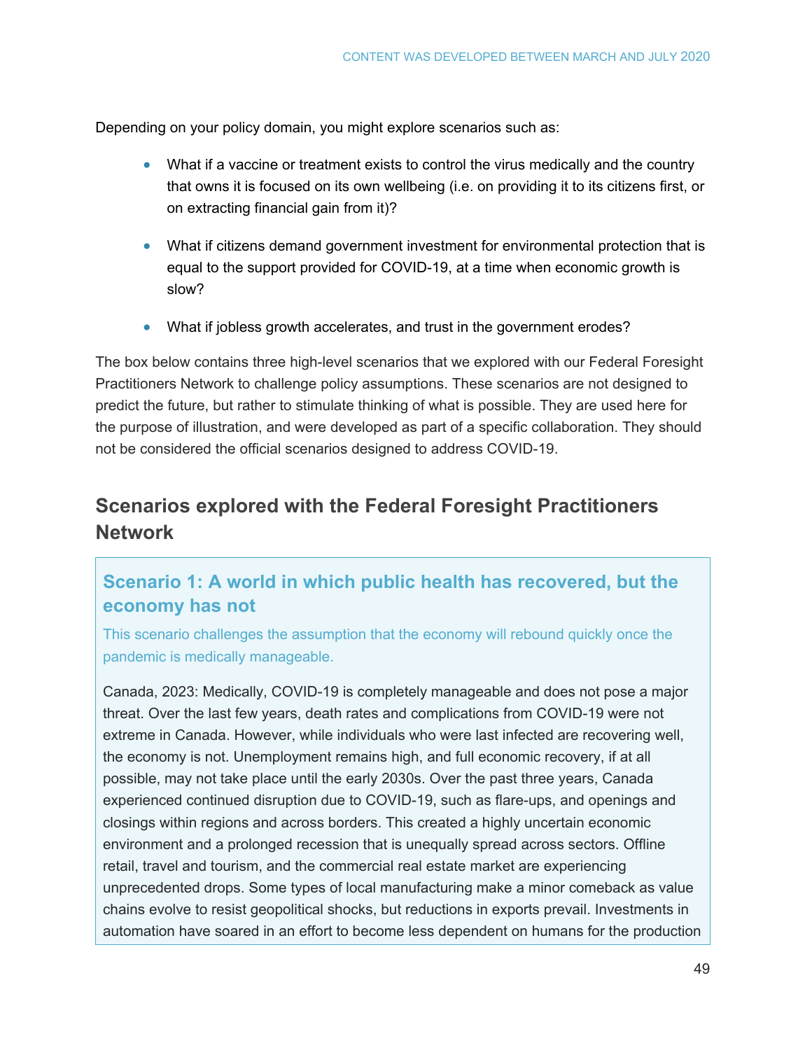Depending on your policy domain, you might explore scenarios such as:

- What if a vaccine or treatment exists to control the virus medically and the country that owns it is focused on its own wellbeing (i.e. on providing it to its citizens first, or on extracting financial gain from it)?
- What if citizens demand government investment for environmental protection that is equal to the support provided for COVID-19, at a time when economic growth is slow?
- What if jobless growth accelerates, and trust in the government erodes?

The box below contains three high-level scenarios that we explored with our Federal Foresight Practitioners Network to challenge policy assumptions. These scenarios are not designed to predict the future, but rather to stimulate thinking of what is possible. They are used here for the purpose of illustration, and were developed as part of a specific collaboration. They should not be considered the official scenarios designed to address COVID-19.

## Scenarios explored with the Federal Foresight Practitioners Network

### Scenario 1: A world in which public health has recovered, but the economy has not

This scenario challenges the assumption that the economy will rebound quickly once the pandemic is medically manageable.

Canada, 2023: Medically, COVID-19 is completely manageable and does not pose a major threat. Over the last few years, death rates and complications from COVID-19 were not extreme in Canada. However, while individuals who were last infected are recovering well, the economy is not. Unemployment remains high, and full economic recovery, if at all possible, may not take place until the early 2030s. Over the past three years, Canada experienced continued disruption due to COVID-19, such as flare-ups, and openings and closings within regions and across borders. This created a highly uncertain economic environment and a prolonged recession that is unequally spread across sectors. Offline retail, travel and tourism, and the commercial real estate market are experiencing unprecedented drops. Some types of local manufacturing make a minor comeback as value chains evolve to resist geopolitical shocks, but reductions in exports prevail. Investments in automation have soared in an effort to become less dependent on humans for the production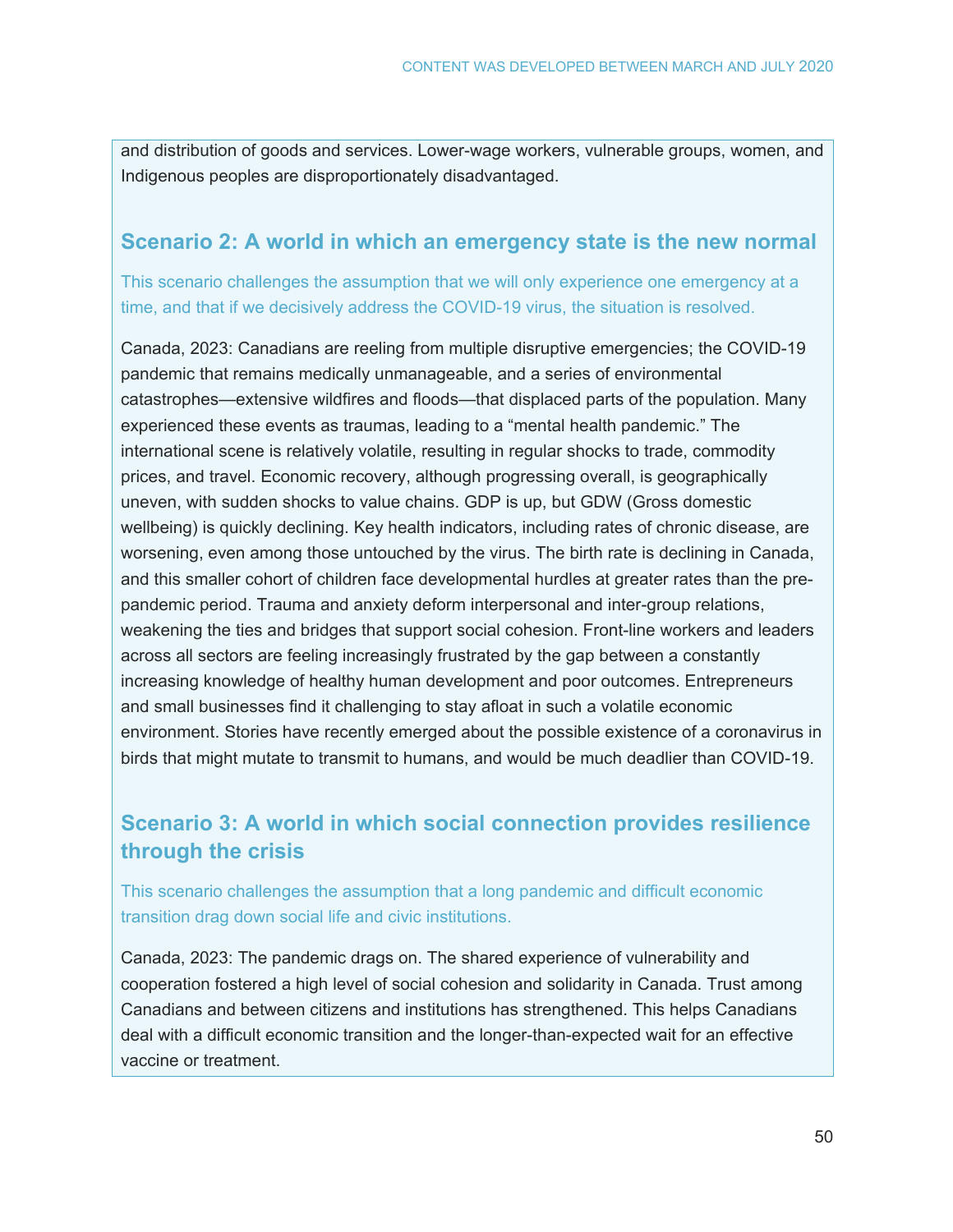and distribution of goods and services. Lower-wage workers, vulnerable groups, women, and Indigenous peoples are disproportionately disadvantaged.

## Scenario 2: A world in which an emergency state is the new normal

This scenario challenges the assumption that we will only experience one emergency at a time, and that if we decisively address the COVID-19 virus, the situation is resolved.

Canada, 2023: Canadians are reeling from multiple disruptive emergencies; the COVID-19 pandemic that remains medically unmanageable, and a series of environmental catastrophes—extensive wildfires and floods—that displaced parts of the population. Many experienced these events as traumas, leading to a "mental health pandemic." The international scene is relatively volatile, resulting in regular shocks to trade, commodity prices, and travel. Economic recovery, although progressing overall, is geographically uneven, with sudden shocks to value chains. GDP is up, but GDW (Gross domestic wellbeing) is quickly declining. Key health indicators, including rates of chronic disease, are worsening, even among those untouched by the virus. The birth rate is declining in Canada, and this smaller cohort of children face developmental hurdles at greater rates than the pre-pandemic period. Trauma and anxiety deform interpersonal and inter-group relations, weakening the ties and bridges that support social cohesion. Front-line workers and leaders across all sectors are feeling increasingly frustrated by the gap between a constantly increasing knowledge of healthy human development and poor outcomes. Entrepreneurs and small businesses find it challenging to stay afloat in such a volatile economic environment. Stories have recently emerged about the possible existence of a coronavirus in birds that might mutate to transmit to humans, and would be much deadlier than COVID-19.

## Scenario 3: A world in which social connection provides resilience through the crisis

This scenario challenges the assumption that a long pandemic and difficult economic transition drag down social life and civic institutions.

Canada, 2023: The pandemic drags on. The shared experience of vulnerability and cooperation fostered a high level of social cohesion and solidarity in Canada. Trust among Canadians and between citizens and institutions has strengthened. This helps Canadians deal with a difficult economic transition and the longer-than-expected wait for an effective vaccine or treatment.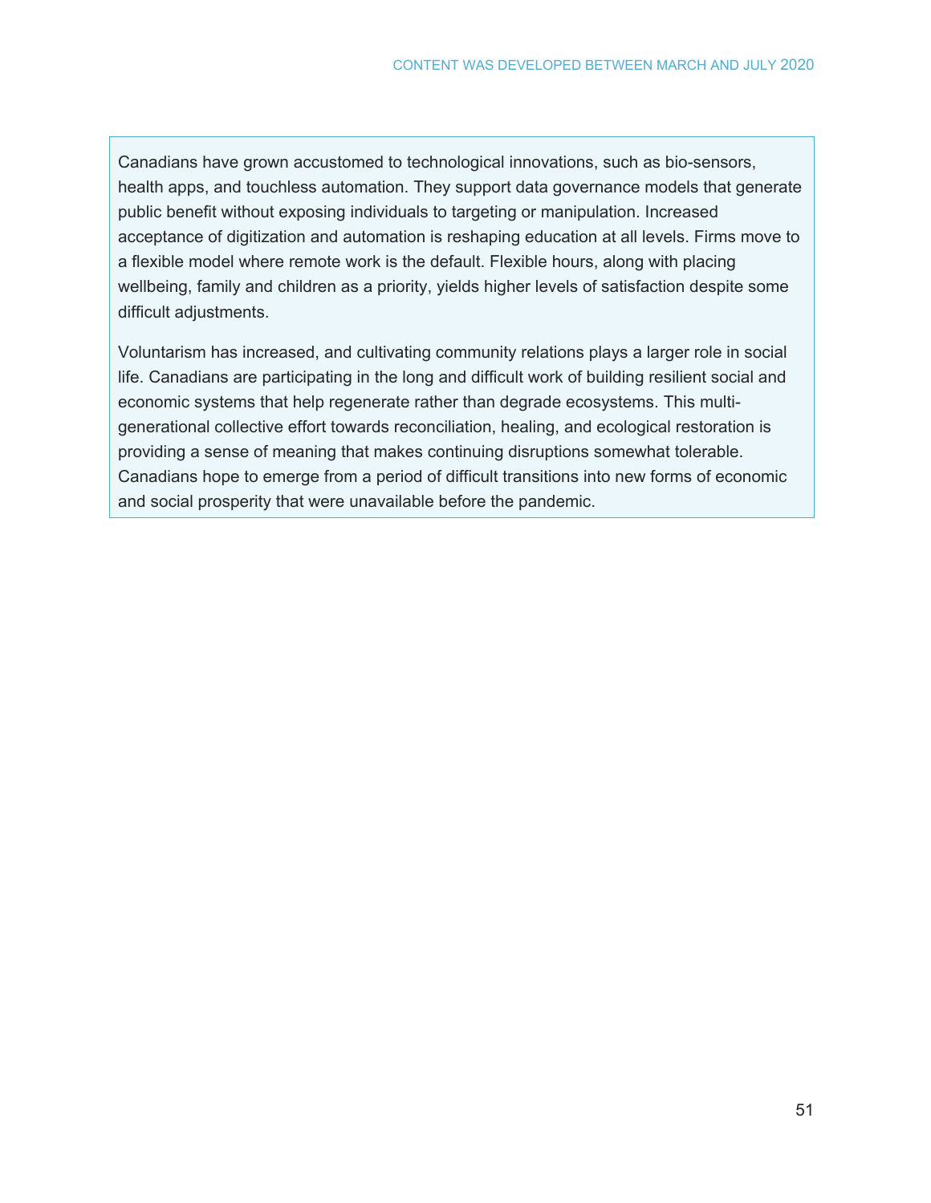Canadians have grown accustomed to technological innovations, such as bio-sensors, health apps, and touchless automation. They support data governance models that generate public benefit without exposing individuals to targeting or manipulation. Increased acceptance of digitization and automation is reshaping education at all levels. Firms move to a flexible model where remote work is the default. Flexible hours, along with placing wellbeing, family and children as a priority, yields higher levels of satisfaction despite some difficult adjustments.

Voluntarism has increased, and cultivating community relations plays a larger role in social life. Canadians are participating in the long and difficult work of building resilient social and economic systems that help regenerate rather than degrade ecosystems. This multi-generational collective effort towards reconciliation, healing, and ecological restoration is providing a sense of meaning that makes continuing disruptions somewhat tolerable. Canadians hope to emerge from a period of difficult transitions into new forms of economic and social prosperity that were unavailable before the pandemic.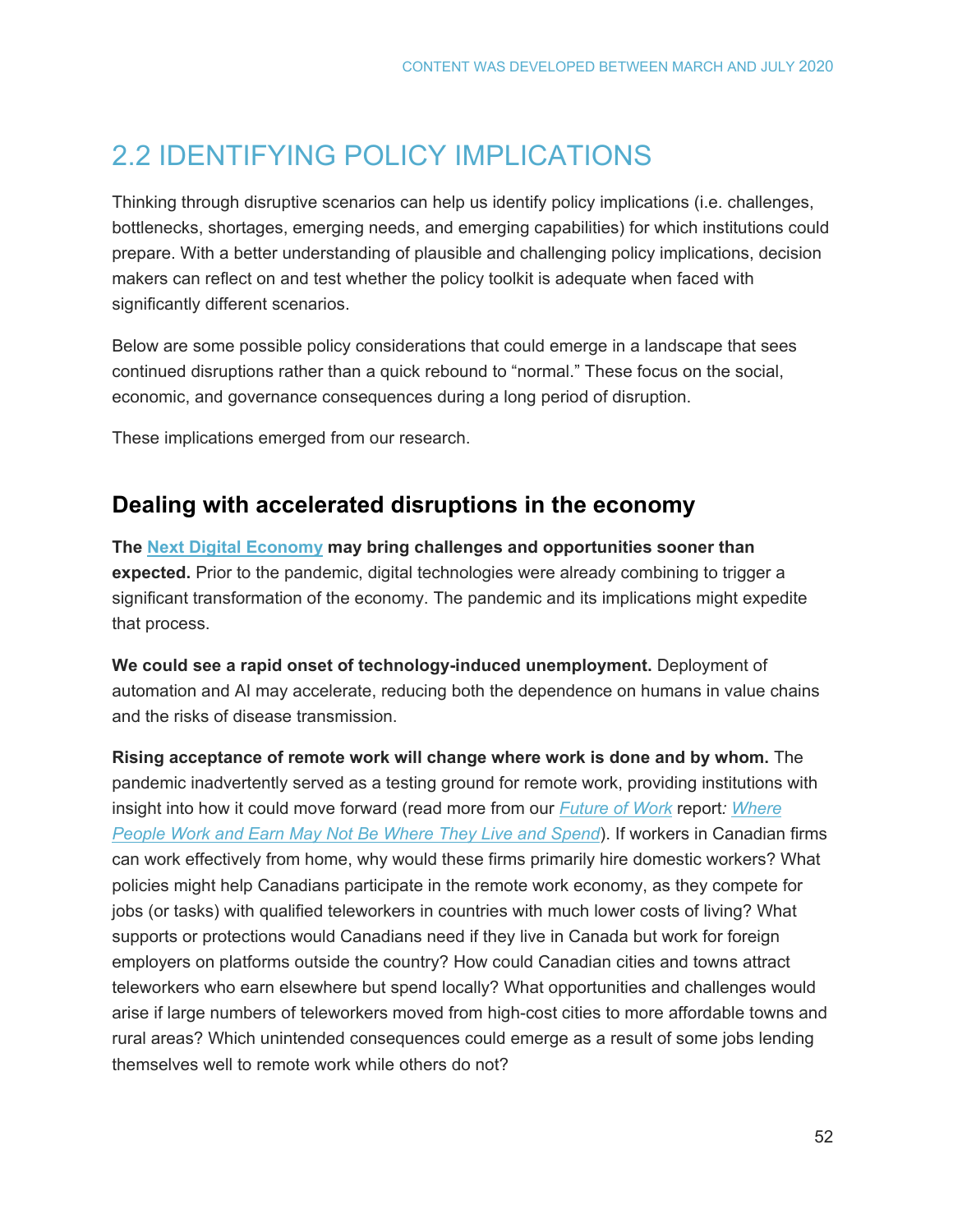# 2.2 IDENTIFYING POLICY IMPLICATIONS

Thinking through disruptive scenarios can help us identify policy implications (i.e. challenges, bottlenecks, shortages, emerging needs, and emerging capabilities) for which institutions could prepare. With a better understanding of plausible and challenging policy implications, decision makers can reflect on and test whether the policy toolkit is adequate when faced with significantly different scenarios.

Below are some possible policy considerations that could emerge in a landscape that sees continued disruptions rather than a quick rebound to "normal." These focus on the social, economic, and governance consequences during a long period of disruption.

These implications emerged from our research.

## Dealing with accelerated disruptions in the economy

**The Next Digital Economy may bring challenges and opportunities sooner than expected.** Prior to the pandemic, digital technologies were already combining to trigger a significant transformation of the economy. The pandemic and its implications might expedite that process.

**We could see a rapid onset of technology-induced unemployment.** Deployment of automation and AI may accelerate, reducing both the dependence on humans in value chains and the risks of disease transmission.

**Rising acceptance of remote work will change where work is done and by whom.** The pandemic inadvertently served as a testing ground for remote work, providing institutions with insight into how it could move forward (read more from our *Future of Work* report*: Where People Work and Earn May Not Be Where They Live and Spend*). If workers in Canadian firms can work effectively from home, why would these firms primarily hire domestic workers? What policies might help Canadians participate in the remote work economy, as they compete for jobs (or tasks) with qualified teleworkers in countries with much lower costs of living? What supports or protections would Canadians need if they live in Canada but work for foreign employers on platforms outside the country? How could Canadian cities and towns attract teleworkers who earn elsewhere but spend locally? What opportunities and challenges would arise if large numbers of teleworkers moved from high-cost cities to more affordable towns and rural areas? Which unintended consequences could emerge as a result of some jobs lending themselves well to remote work while others do not?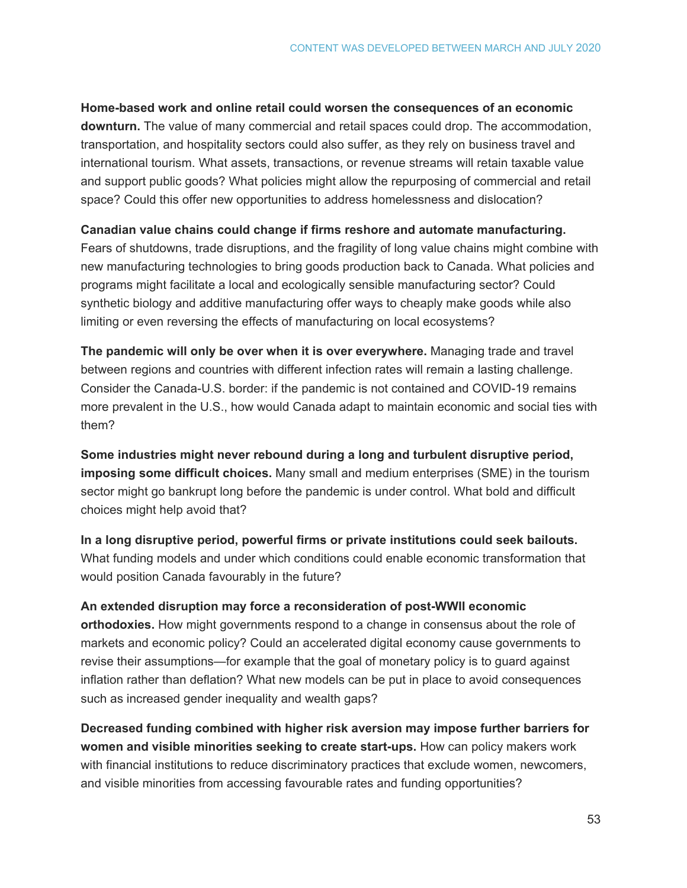**Home-based work and online retail could worsen the consequences of an economic downturn.** The value of many commercial and retail spaces could drop. The accommodation, transportation, and hospitality sectors could also suffer, as they rely on business travel and international tourism. What assets, transactions, or revenue streams will retain taxable value and support public goods? What policies might allow the repurposing of commercial and retail space? Could this offer new opportunities to address homelessness and dislocation?

**Canadian value chains could change if firms reshore and automate manufacturing.** Fears of shutdowns, trade disruptions, and the fragility of long value chains might combine with new manufacturing technologies to bring goods production back to Canada. What policies and programs might facilitate a local and ecologically sensible manufacturing sector? Could synthetic biology and additive manufacturing offer ways to cheaply make goods while also limiting or even reversing the effects of manufacturing on local ecosystems?

**The pandemic will only be over when it is over everywhere.** Managing trade and travel between regions and countries with different infection rates will remain a lasting challenge. Consider the Canada-U.S. border: if the pandemic is not contained and COVID-19 remains more prevalent in the U.S., how would Canada adapt to maintain economic and social ties with them?

**Some industries might never rebound during a long and turbulent disruptive period, imposing some difficult choices.** Many small and medium enterprises (SME) in the tourism sector might go bankrupt long before the pandemic is under control. What bold and difficult choices might help avoid that?

**In a long disruptive period, powerful firms or private institutions could seek bailouts.** What funding models and under which conditions could enable economic transformation that would position Canada favourably in the future?

**An extended disruption may force a reconsideration of post-WWII economic orthodoxies.** How might governments respond to a change in consensus about the role of markets and economic policy? Could an accelerated digital economy cause governments to revise their assumptions—for example that the goal of monetary policy is to guard against inflation rather than deflation? What new models can be put in place to avoid consequences such as increased gender inequality and wealth gaps?

**Decreased funding combined with higher risk aversion may impose further barriers for women and visible minorities seeking to create start-ups.** How can policy makers work with financial institutions to reduce discriminatory practices that exclude women, newcomers, and visible minorities from accessing favourable rates and funding opportunities?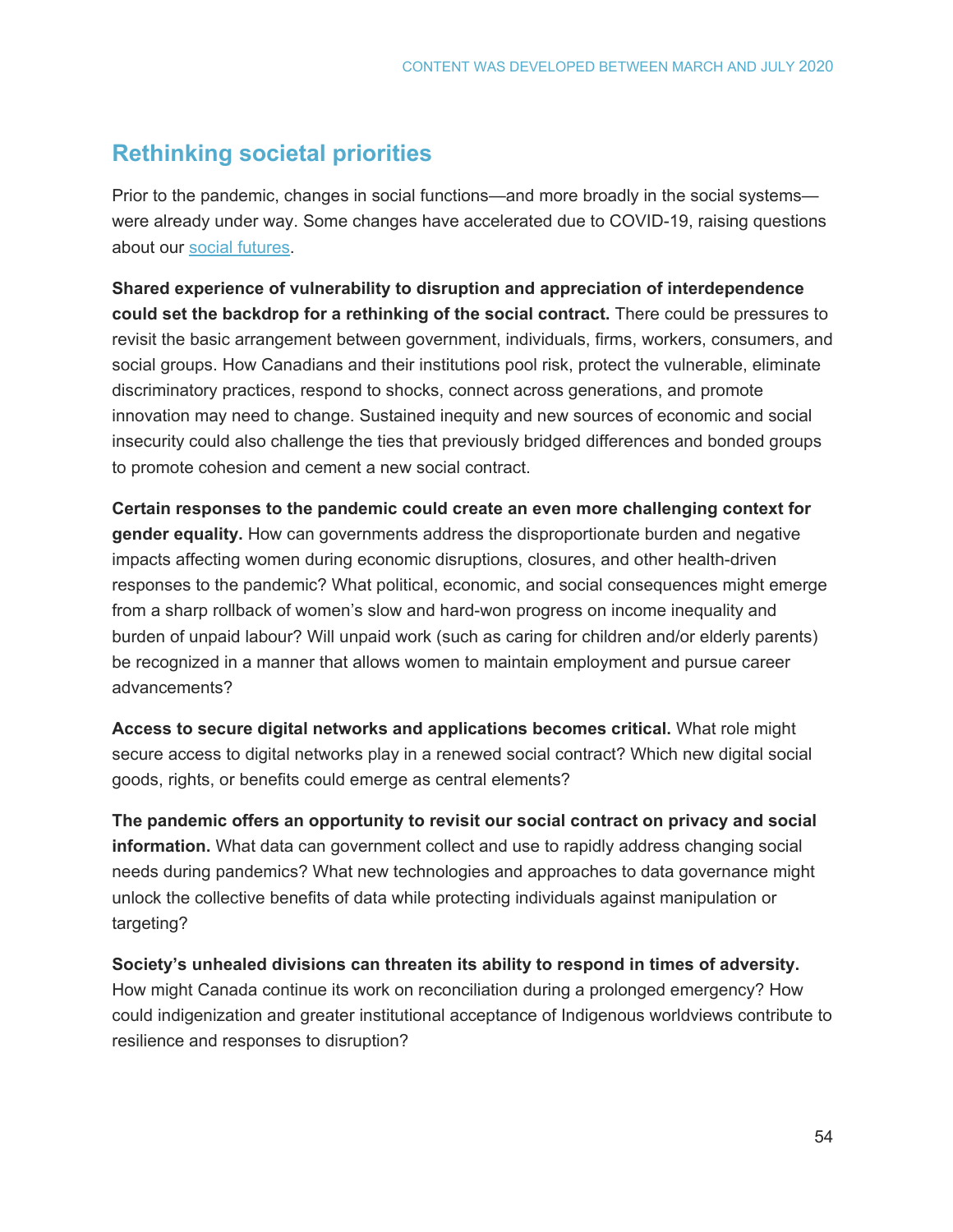## Rethinking societal priorities

Prior to the pandemic, changes in social functions—and more broadly in the social systems—were already under way. Some changes have accelerated due to COVID-19, raising questions about our social futures.

**Shared experience of vulnerability to disruption and appreciation of interdependence could set the backdrop for a rethinking of the social contract.** There could be pressures to revisit the basic arrangement between government, individuals, firms, workers, consumers, and social groups. How Canadians and their institutions pool risk, protect the vulnerable, eliminate discriminatory practices, respond to shocks, connect across generations, and promote innovation may need to change. Sustained inequity and new sources of economic and social insecurity could also challenge the ties that previously bridged differences and bonded groups to promote cohesion and cement a new social contract.

**Certain responses to the pandemic could create an even more challenging context for gender equality.** How can governments address the disproportionate burden and negative impacts affecting women during economic disruptions, closures, and other health-driven responses to the pandemic? What political, economic, and social consequences might emerge from a sharp rollback of women's slow and hard-won progress on income inequality and burden of unpaid labour? Will unpaid work (such as caring for children and/or elderly parents) be recognized in a manner that allows women to maintain employment and pursue career advancements?

**Access to secure digital networks and applications becomes critical.** What role might secure access to digital networks play in a renewed social contract? Which new digital social goods, rights, or benefits could emerge as central elements?

**The pandemic offers an opportunity to revisit our social contract on privacy and social information.** What data can government collect and use to rapidly address changing social needs during pandemics? What new technologies and approaches to data governance might unlock the collective benefits of data while protecting individuals against manipulation or targeting?

**Society's unhealed divisions can threaten its ability to respond in times of adversity.** How might Canada continue its work on reconciliation during a prolonged emergency? How could indigenization and greater institutional acceptance of Indigenous worldviews contribute to resilience and responses to disruption?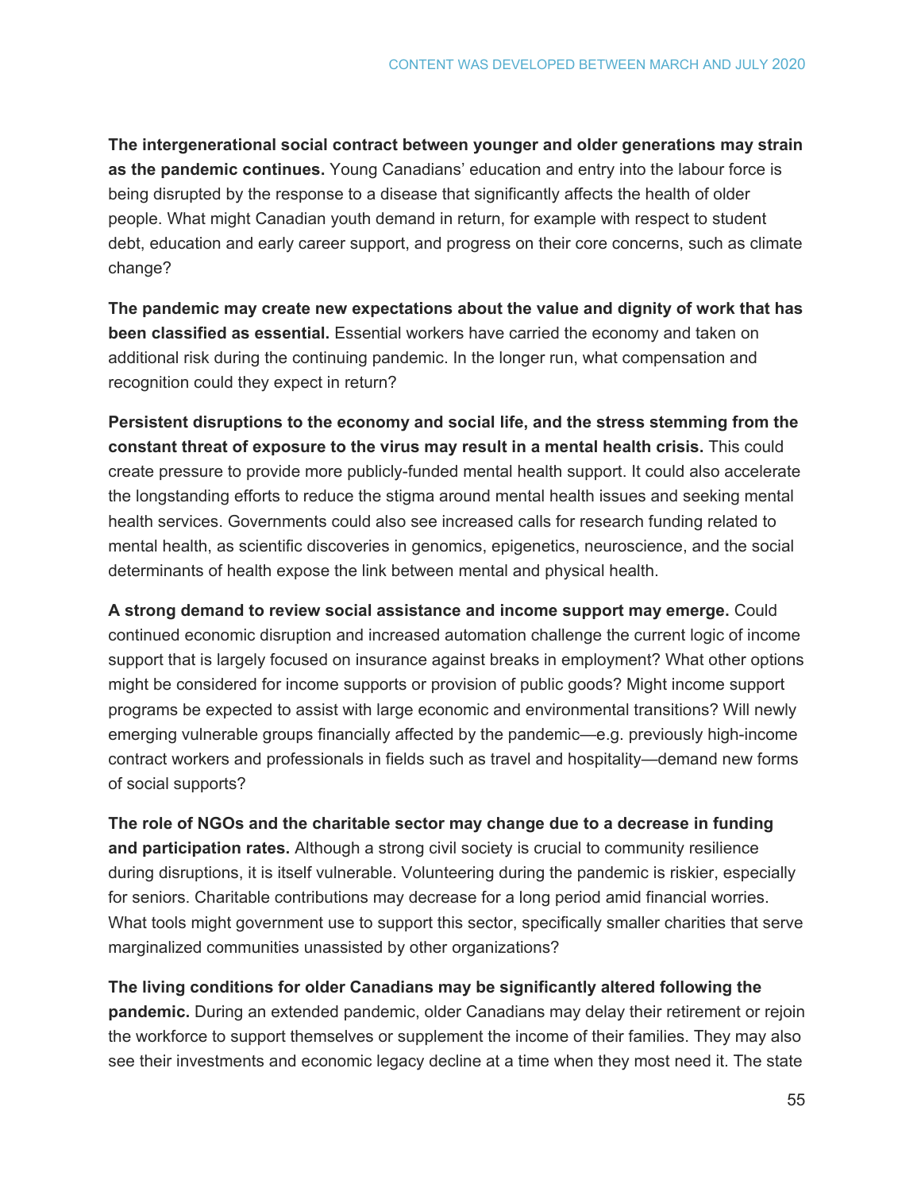**The intergenerational social contract between younger and older generations may strain as the pandemic continues.** Young Canadians' education and entry into the labour force is being disrupted by the response to a disease that significantly affects the health of older people. What might Canadian youth demand in return, for example with respect to student debt, education and early career support, and progress on their core concerns, such as climate change?

**The pandemic may create new expectations about the value and dignity of work that has been classified as essential.** Essential workers have carried the economy and taken on additional risk during the continuing pandemic. In the longer run, what compensation and recognition could they expect in return?

**Persistent disruptions to the economy and social life, and the stress stemming from the constant threat of exposure to the virus may result in a mental health crisis.** This could create pressure to provide more publicly-funded mental health support. It could also accelerate the longstanding efforts to reduce the stigma around mental health issues and seeking mental health services. Governments could also see increased calls for research funding related to mental health, as scientific discoveries in genomics, epigenetics, neuroscience, and the social determinants of health expose the link between mental and physical health.

**A strong demand to review social assistance and income support may emerge.** Could continued economic disruption and increased automation challenge the current logic of income support that is largely focused on insurance against breaks in employment? What other options might be considered for income supports or provision of public goods? Might income support programs be expected to assist with large economic and environmental transitions? Will newly emerging vulnerable groups financially affected by the pandemic—e.g. previously high-income contract workers and professionals in fields such as travel and hospitality—demand new forms of social supports?

**The role of NGOs and the charitable sector may change due to a decrease in funding and participation rates.** Although a strong civil society is crucial to community resilience during disruptions, it is itself vulnerable. Volunteering during the pandemic is riskier, especially for seniors. Charitable contributions may decrease for a long period amid financial worries. What tools might government use to support this sector, specifically smaller charities that serve marginalized communities unassisted by other organizations?

**The living conditions for older Canadians may be significantly altered following the pandemic.** During an extended pandemic, older Canadians may delay their retirement or rejoin the workforce to support themselves or supplement the income of their families. They may also see their investments and economic legacy decline at a time when they most need it. The state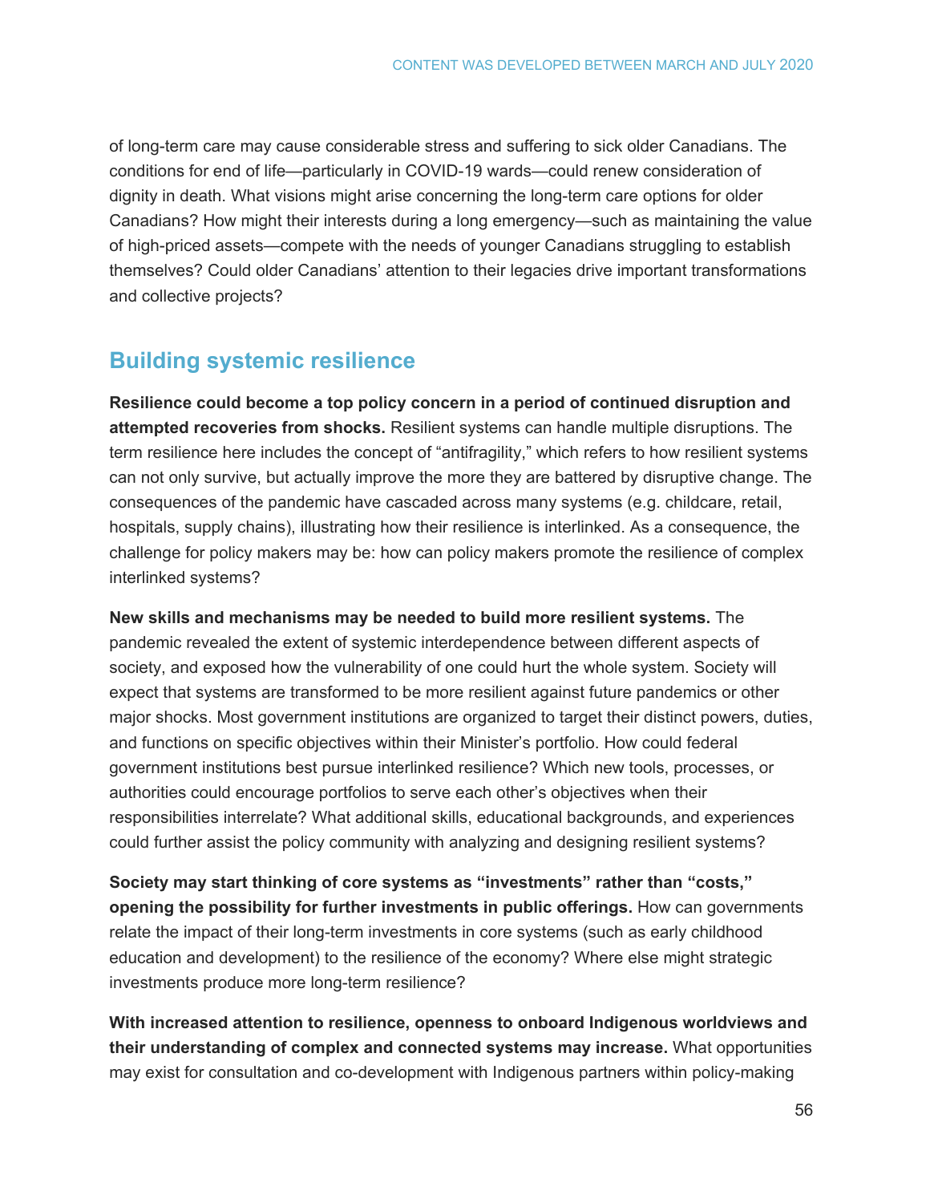of long-term care may cause considerable stress and suffering to sick older Canadians. The conditions for end of life—particularly in COVID-19 wards—could renew consideration of dignity in death. What visions might arise concerning the long-term care options for older Canadians? How might their interests during a long emergency—such as maintaining the value of high-priced assets—compete with the needs of younger Canadians struggling to establish themselves? Could older Canadians' attention to their legacies drive important transformations and collective projects?

## Building systemic resilience

**Resilience could become a top policy concern in a period of continued disruption and attempted recoveries from shocks.** Resilient systems can handle multiple disruptions. The term resilience here includes the concept of "antifragility," which refers to how resilient systems can not only survive, but actually improve the more they are battered by disruptive change. The consequences of the pandemic have cascaded across many systems (e.g. childcare, retail, hospitals, supply chains), illustrating how their resilience is interlinked. As a consequence, the challenge for policy makers may be: how can policy makers promote the resilience of complex interlinked systems?

**New skills and mechanisms may be needed to build more resilient systems.** The pandemic revealed the extent of systemic interdependence between different aspects of society, and exposed how the vulnerability of one could hurt the whole system. Society will expect that systems are transformed to be more resilient against future pandemics or other major shocks. Most government institutions are organized to target their distinct powers, duties, and functions on specific objectives within their Minister's portfolio. How could federal government institutions best pursue interlinked resilience? Which new tools, processes, or authorities could encourage portfolios to serve each other's objectives when their responsibilities interrelate? What additional skills, educational backgrounds, and experiences could further assist the policy community with analyzing and designing resilient systems?

**Society may start thinking of core systems as "investments" rather than "costs," opening the possibility for further investments in public offerings.** How can governments relate the impact of their long-term investments in core systems (such as early childhood education and development) to the resilience of the economy? Where else might strategic investments produce more long-term resilience?

**With increased attention to resilience, openness to onboard Indigenous worldviews and their understanding of complex and connected systems may increase.** What opportunities may exist for consultation and co-development with Indigenous partners within policy-making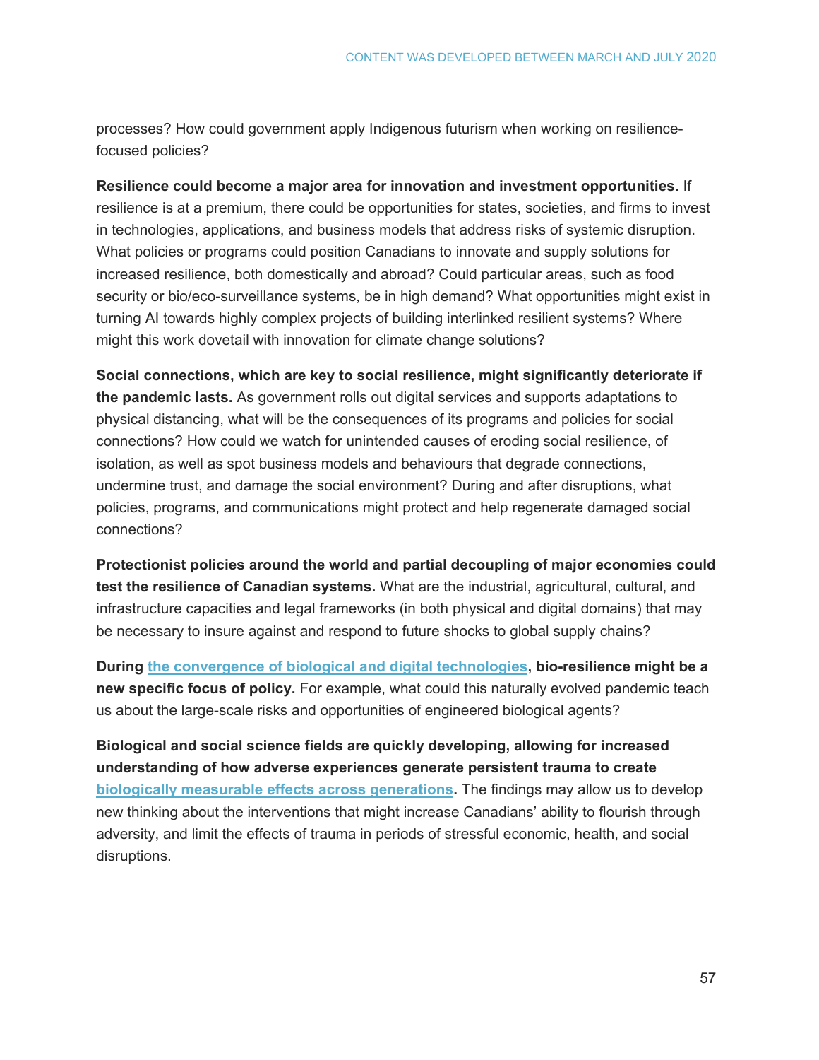processes? How could government apply Indigenous futurism when working on resilience-focused policies?

**Resilience could become a major area for innovation and investment opportunities.** If resilience is at a premium, there could be opportunities for states, societies, and firms to invest in technologies, applications, and business models that address risks of systemic disruption. What policies or programs could position Canadians to innovate and supply solutions for increased resilience, both domestically and abroad? Could particular areas, such as food security or bio/eco-surveillance systems, be in high demand? What opportunities might exist in turning AI towards highly complex projects of building interlinked resilient systems? Where might this work dovetail with innovation for climate change solutions?

**Social connections, which are key to social resilience, might significantly deteriorate if the pandemic lasts.** As government rolls out digital services and supports adaptations to physical distancing, what will be the consequences of its programs and policies for social connections? How could we watch for unintended causes of eroding social resilience, of isolation, as well as spot business models and behaviours that degrade connections, undermine trust, and damage the social environment? During and after disruptions, what policies, programs, and communications might protect and help regenerate damaged social connections?

**Protectionist policies around the world and partial decoupling of major economies could test the resilience of Canadian systems.** What are the industrial, agricultural, cultural, and infrastructure capacities and legal frameworks (in both physical and digital domains) that may be necessary to insure against and respond to future shocks to global supply chains?

**During the convergence of biological and digital technologies, bio-resilience might be a new specific focus of policy.** For example, what could this naturally evolved pandemic teach us about the large-scale risks and opportunities of engineered biological agents?

**Biological and social science fields are quickly developing, allowing for increased understanding of how adverse experiences generate persistent trauma to create biologically measurable effects across generations.** The findings may allow us to develop new thinking about the interventions that might increase Canadians' ability to flourish through adversity, and limit the effects of trauma in periods of stressful economic, health, and social disruptions.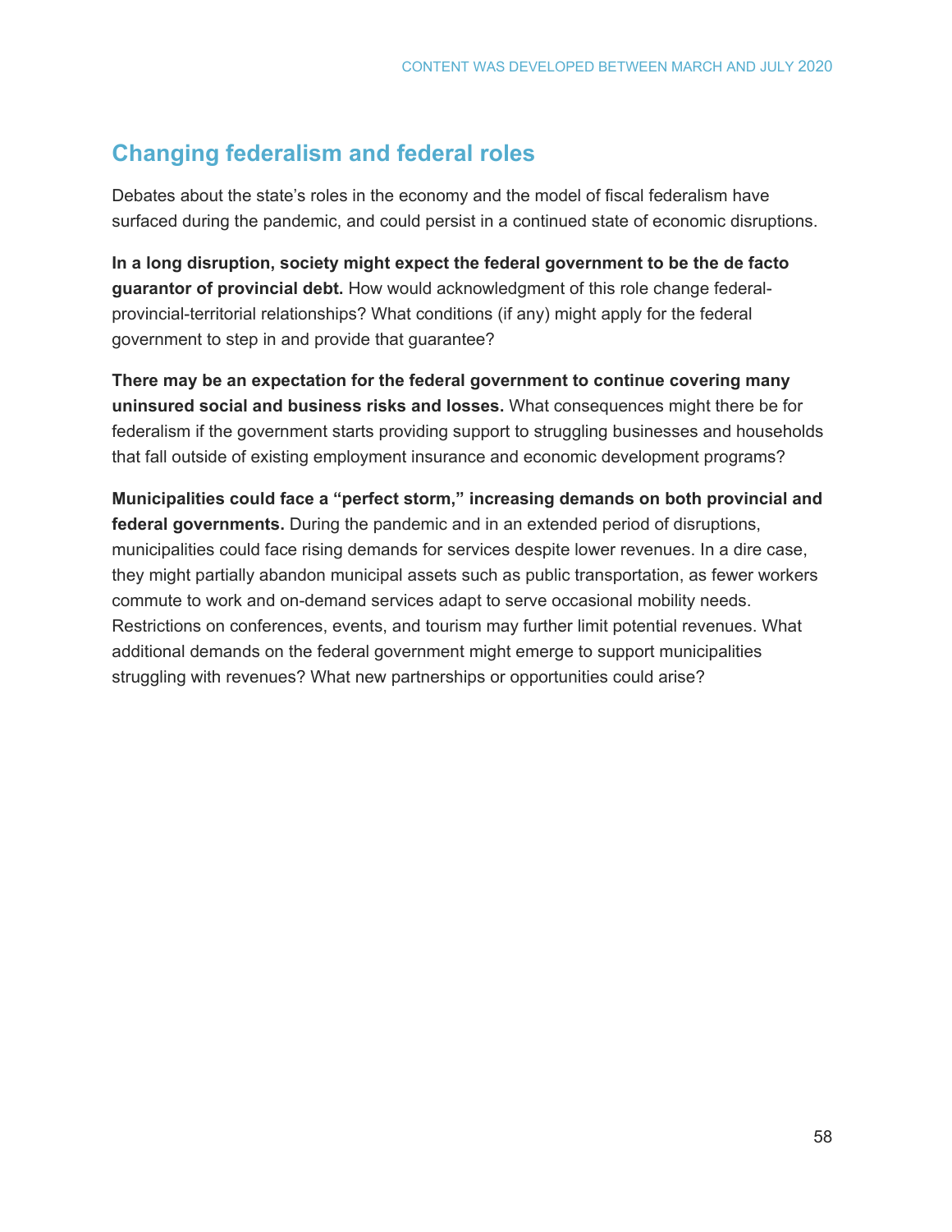## Changing federalism and federal roles

Debates about the state's roles in the economy and the model of fiscal federalism have surfaced during the pandemic, and could persist in a continued state of economic disruptions.

**In a long disruption, society might expect the federal government to be the de facto guarantor of provincial debt.** How would acknowledgment of this role change federal-provincial-territorial relationships? What conditions (if any) might apply for the federal government to step in and provide that guarantee?

**There may be an expectation for the federal government to continue covering many uninsured social and business risks and losses.** What consequences might there be for federalism if the government starts providing support to struggling businesses and households that fall outside of existing employment insurance and economic development programs?

**Municipalities could face a "perfect storm," increasing demands on both provincial and federal governments.** During the pandemic and in an extended period of disruptions, municipalities could face rising demands for services despite lower revenues. In a dire case, they might partially abandon municipal assets such as public transportation, as fewer workers commute to work and on-demand services adapt to serve occasional mobility needs. Restrictions on conferences, events, and tourism may further limit potential revenues. What additional demands on the federal government might emerge to support municipalities struggling with revenues? What new partnerships or opportunities could arise?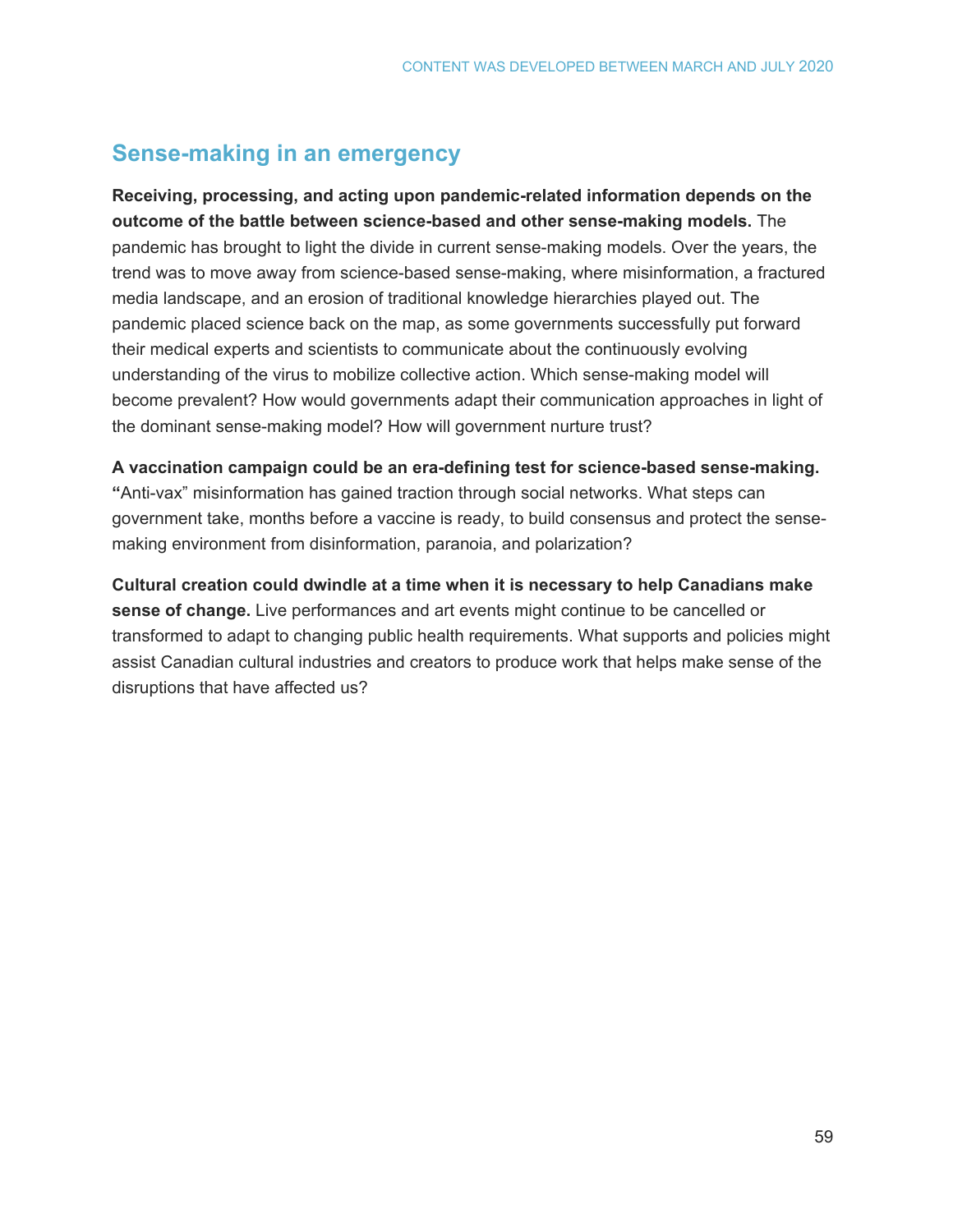## Sense-making in an emergency

**Receiving, processing, and acting upon pandemic-related information depends on the outcome of the battle between science-based and other sense-making models.** The pandemic has brought to light the divide in current sense-making models. Over the years, the trend was to move away from science-based sense-making, where misinformation, a fractured media landscape, and an erosion of traditional knowledge hierarchies played out. The pandemic placed science back on the map, as some governments successfully put forward their medical experts and scientists to communicate about the continuously evolving understanding of the virus to mobilize collective action. Which sense-making model will become prevalent? How would governments adapt their communication approaches in light of the dominant sense-making model? How will government nurture trust?

**A vaccination campaign could be an era-defining test for science-based sense-making. "**Anti-vax" misinformation has gained traction through social networks. What steps can government take, months before a vaccine is ready, to build consensus and protect the sense-making environment from disinformation, paranoia, and polarization?

**Cultural creation could dwindle at a time when it is necessary to help Canadians make sense of change.** Live performances and art events might continue to be cancelled or transformed to adapt to changing public health requirements. What supports and policies might assist Canadian cultural industries and creators to produce work that helps make sense of the disruptions that have affected us?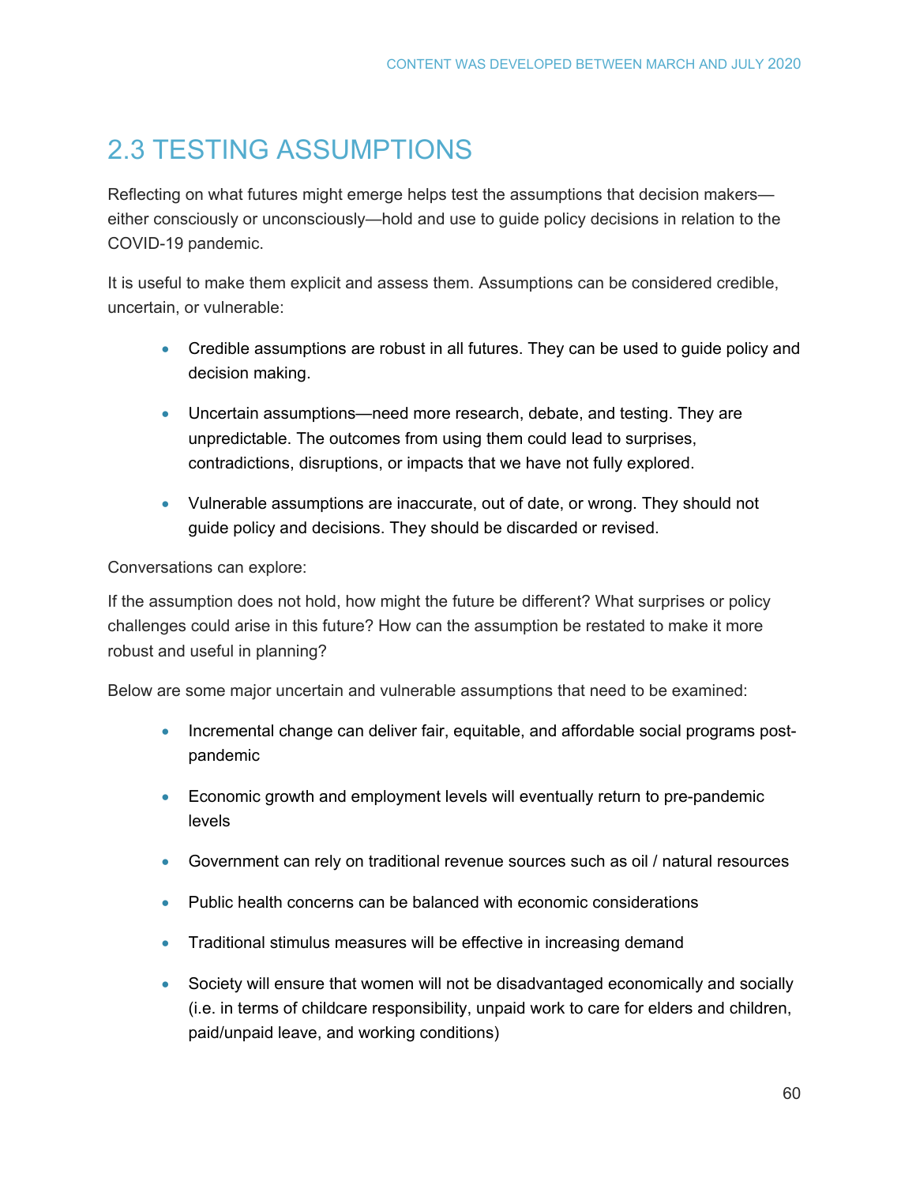## 2.3 TESTING ASSUMPTIONS

Reflecting on what futures might emerge helps test the assumptions that decision makers—either consciously or unconsciously—hold and use to guide policy decisions in relation to the COVID-19 pandemic.

It is useful to make them explicit and assess them. Assumptions can be considered credible, uncertain, or vulnerable:

- Credible assumptions are robust in all futures. They can be used to guide policy and decision making.
- Uncertain assumptions—need more research, debate, and testing. They are unpredictable. The outcomes from using them could lead to surprises, contradictions, disruptions, or impacts that we have not fully explored.
- Vulnerable assumptions are inaccurate, out of date, or wrong. They should not guide policy and decisions. They should be discarded or revised.

Conversations can explore:

If the assumption does not hold, how might the future be different? What surprises or policy challenges could arise in this future? How can the assumption be restated to make it more robust and useful in planning?

Below are some major uncertain and vulnerable assumptions that need to be examined:

- Incremental change can deliver fair, equitable, and affordable social programs post-pandemic
- Economic growth and employment levels will eventually return to pre-pandemic levels
- Government can rely on traditional revenue sources such as oil / natural resources
- Public health concerns can be balanced with economic considerations
- Traditional stimulus measures will be effective in increasing demand
- Society will ensure that women will not be disadvantaged economically and socially (i.e. in terms of childcare responsibility, unpaid work to care for elders and children, paid/unpaid leave, and working conditions)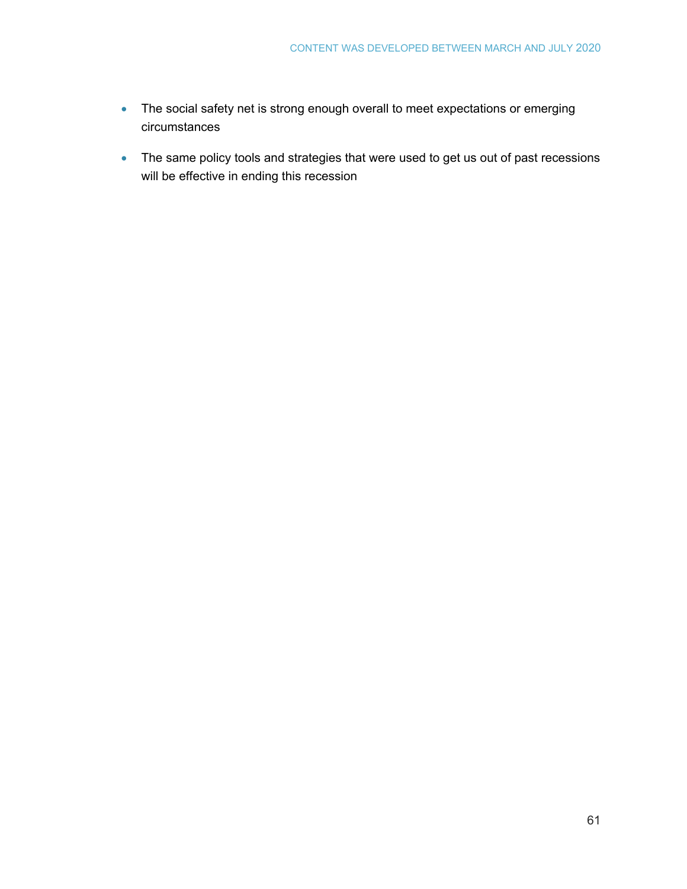- The social safety net is strong enough overall to meet expectations or emerging circumstances
- The same policy tools and strategies that were used to get us out of past recessions will be effective in ending this recession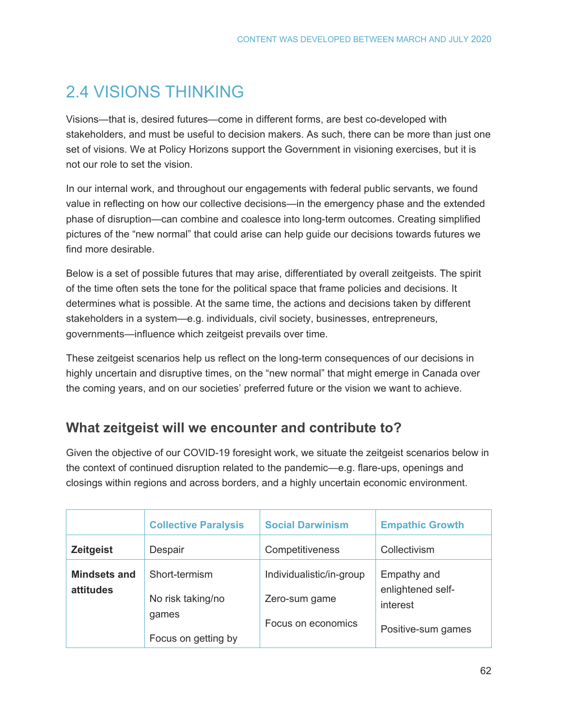## 2.4 VISIONS THINKING

Visions—that is, desired futures—come in different forms, are best co-developed with stakeholders, and must be useful to decision makers. As such, there can be more than just one set of visions. We at Policy Horizons support the Government in visioning exercises, but it is not our role to set the vision.

In our internal work, and throughout our engagements with federal public servants, we found value in reflecting on how our collective decisions—in the emergency phase and the extended phase of disruption—can combine and coalesce into long-term outcomes. Creating simplified pictures of the "new normal" that could arise can help guide our decisions towards futures we find more desirable.

Below is a set of possible futures that may arise, differentiated by overall zeitgeists. The spirit of the time often sets the tone for the political space that frame policies and decisions. It determines what is possible. At the same time, the actions and decisions taken by different stakeholders in a system—e.g. individuals, civil society, businesses, entrepreneurs, governments—influence which zeitgeist prevails over time.

These zeitgeist scenarios help us reflect on the long-term consequences of our decisions in highly uncertain and disruptive times, on the "new normal" that might emerge in Canada over the coming years, and on our societies' preferred future or the vision we want to achieve.

### What zeitgeist will we encounter and contribute to?

Given the objective of our COVID-19 foresight work, we situate the zeitgeist scenarios below in the context of continued disruption related to the pandemic—e.g. flare-ups, openings and closings within regions and across borders, and a highly uncertain economic environment.

| | Collective Paralysis | Social Darwinism | Empathic Growth |
|---|---|---|---|
| **Zeitgeist** | Despair | Competitiveness | Collectivism |
| **Mindsets and attitudes** | Short-termism<br><br>No risk taking/no games<br><br>Focus on getting by | Individualistic/in-group<br><br>Zero-sum game<br><br>Focus on economics | Empathy and enlightened self-interest<br><br>Positive-sum games |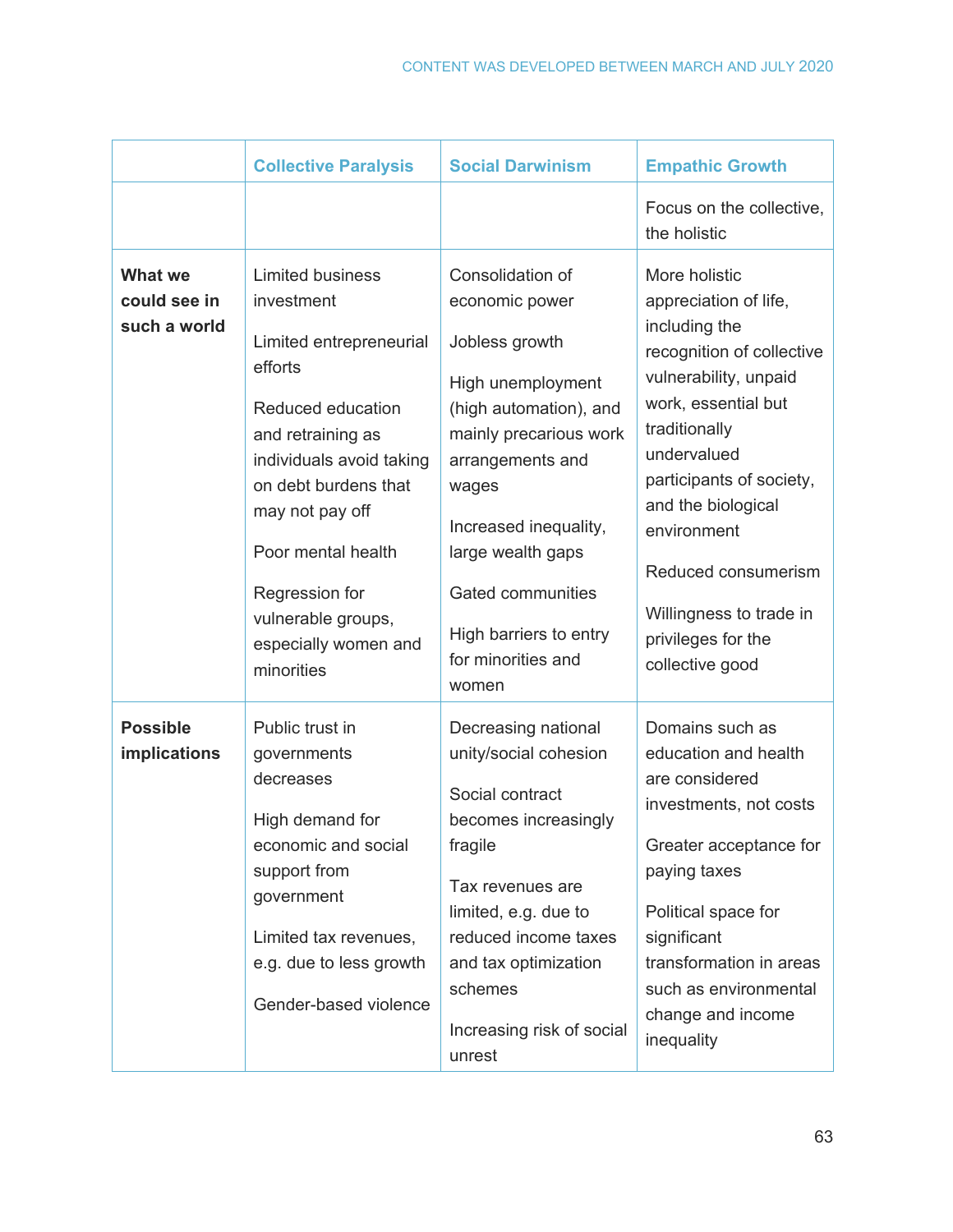| | Collective Paralysis | Social Darwinism | Empathic Growth |
|---|---|---|---|
| | | | Focus on the collective, the holistic |
| **What we could see in such a world** | Limited business investment<br><br>Limited entrepreneurial efforts<br><br>Reduced education and retraining as individuals avoid taking on debt burdens that may not pay off<br><br>Poor mental health<br><br>Regression for vulnerable groups, especially women and minorities | Consolidation of economic power<br><br>Jobless growth<br><br>High unemployment (high automation), and mainly precarious work arrangements and wages<br><br>Increased inequality, large wealth gaps<br><br>Gated communities<br><br>High barriers to entry for minorities and women | More holistic appreciation of life, including the recognition of collective vulnerability, unpaid work, essential but traditionally undervalued participants of society, and the biological environment<br><br>Reduced consumerism<br><br>Willingness to trade in privileges for the collective good |
| **Possible implications** | Public trust in governments decreases<br><br>High demand for economic and social support from government<br><br>Limited tax revenues, e.g. due to less growth<br><br>Gender-based violence | Decreasing national unity/social cohesion<br><br>Social contract becomes increasingly fragile<br><br>Tax revenues are limited, e.g. due to reduced income taxes and tax optimization schemes<br><br>Increasing risk of social unrest | Domains such as education and health are considered investments, not costs<br><br>Greater acceptance for paying taxes<br><br>Political space for significant transformation in areas such as environmental change and income inequality |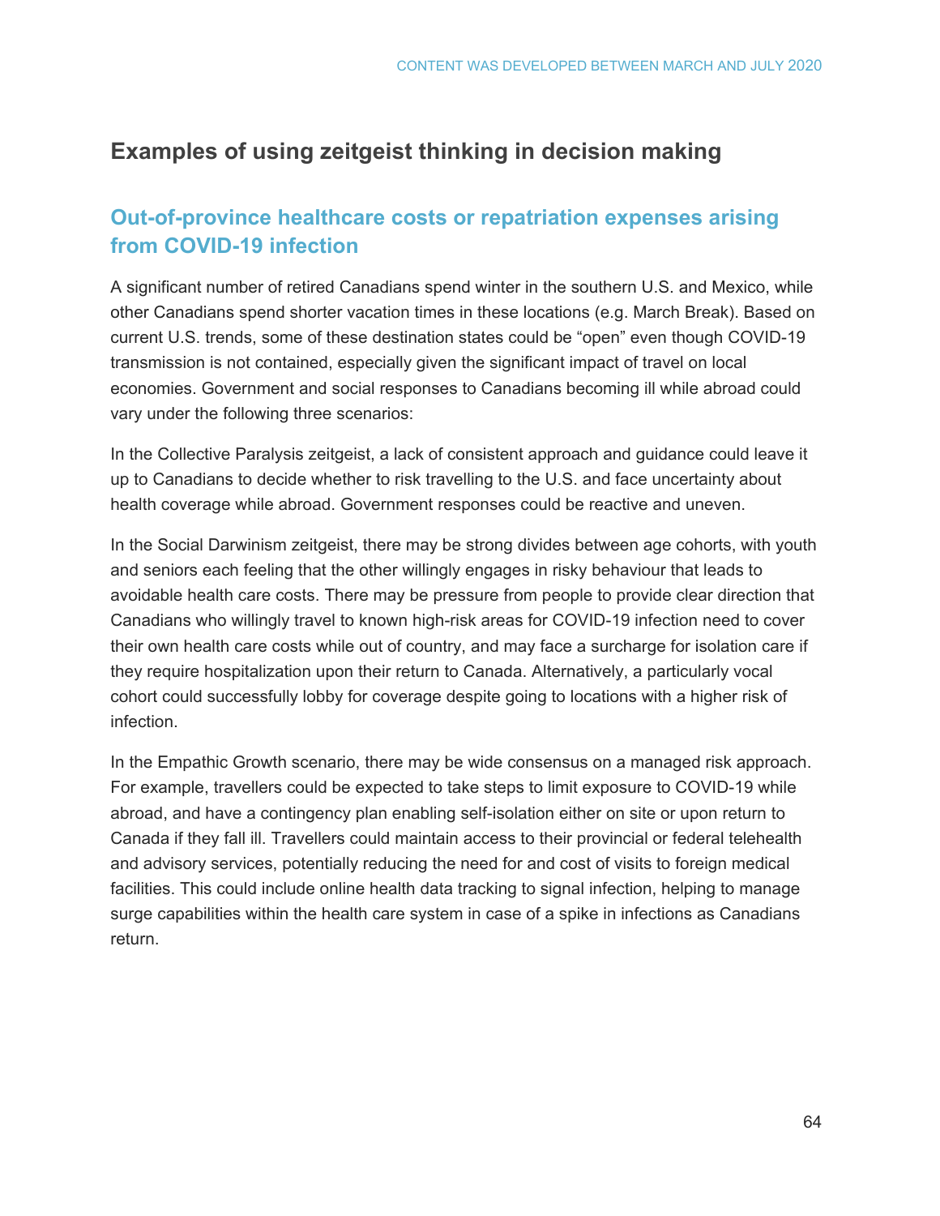## Examples of using zeitgeist thinking in decision making

### Out-of-province healthcare costs or repatriation expenses arising from COVID-19 infection

A significant number of retired Canadians spend winter in the southern U.S. and Mexico, while other Canadians spend shorter vacation times in these locations (e.g. March Break). Based on current U.S. trends, some of these destination states could be "open" even though COVID-19 transmission is not contained, especially given the significant impact of travel on local economies. Government and social responses to Canadians becoming ill while abroad could vary under the following three scenarios:

In the Collective Paralysis zeitgeist, a lack of consistent approach and guidance could leave it up to Canadians to decide whether to risk travelling to the U.S. and face uncertainty about health coverage while abroad. Government responses could be reactive and uneven.

In the Social Darwinism zeitgeist, there may be strong divides between age cohorts, with youth and seniors each feeling that the other willingly engages in risky behaviour that leads to avoidable health care costs. There may be pressure from people to provide clear direction that Canadians who willingly travel to known high-risk areas for COVID-19 infection need to cover their own health care costs while out of country, and may face a surcharge for isolation care if they require hospitalization upon their return to Canada. Alternatively, a particularly vocal cohort could successfully lobby for coverage despite going to locations with a higher risk of infection.

In the Empathic Growth scenario, there may be wide consensus on a managed risk approach. For example, travellers could be expected to take steps to limit exposure to COVID-19 while abroad, and have a contingency plan enabling self-isolation either on site or upon return to Canada if they fall ill. Travellers could maintain access to their provincial or federal telehealth and advisory services, potentially reducing the need for and cost of visits to foreign medical facilities. This could include online health data tracking to signal infection, helping to manage surge capabilities within the health care system in case of a spike in infections as Canadians return.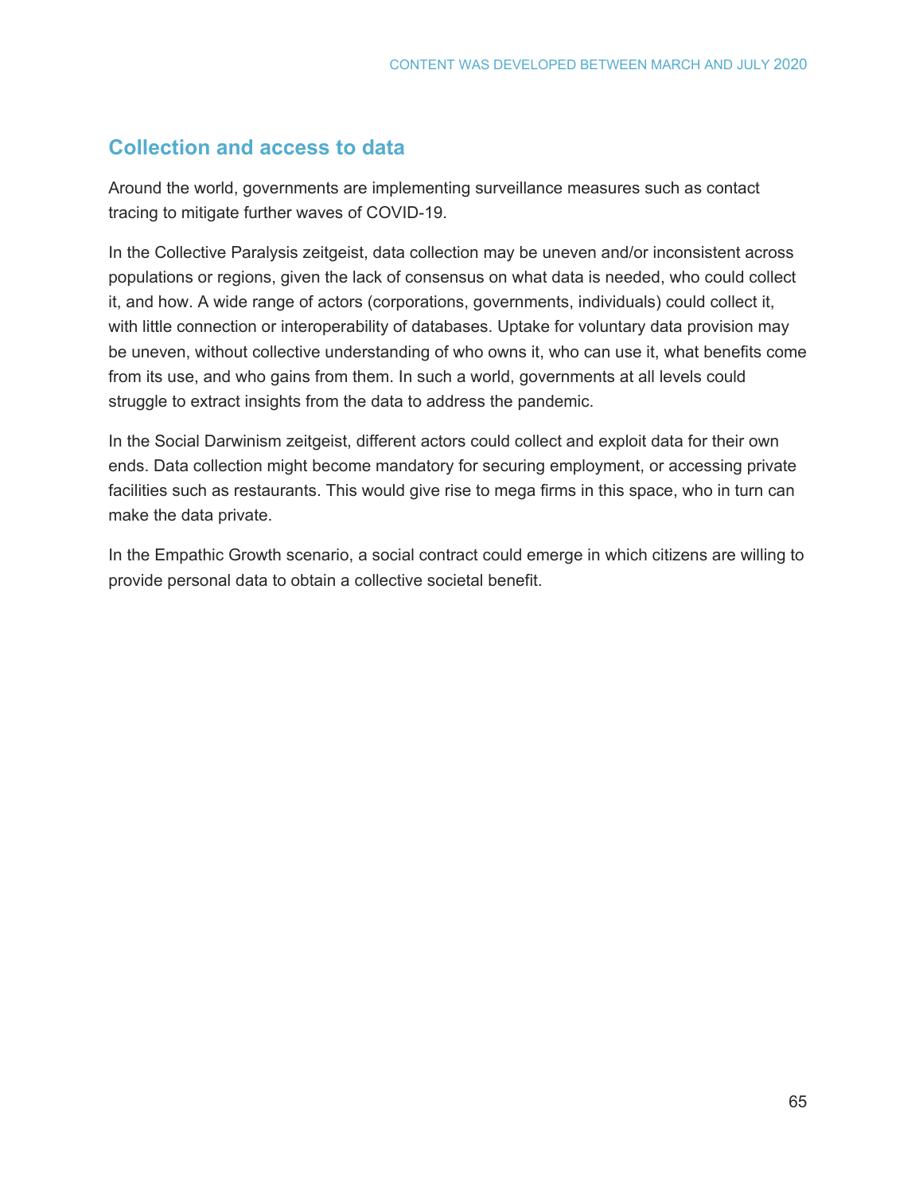## Collection and access to data

Around the world, governments are implementing surveillance measures such as contact tracing to mitigate further waves of COVID-19.

In the Collective Paralysis zeitgeist, data collection may be uneven and/or inconsistent across populations or regions, given the lack of consensus on what data is needed, who could collect it, and how. A wide range of actors (corporations, governments, individuals) could collect it, with little connection or interoperability of databases. Uptake for voluntary data provision may be uneven, without collective understanding of who owns it, who can use it, what benefits come from its use, and who gains from them. In such a world, governments at all levels could struggle to extract insights from the data to address the pandemic.

In the Social Darwinism zeitgeist, different actors could collect and exploit data for their own ends. Data collection might become mandatory for securing employment, or accessing private facilities such as restaurants. This would give rise to mega firms in this space, who in turn can make the data private.

In the Empathic Growth scenario, a social contract could emerge in which citizens are willing to provide personal data to obtain a collective societal benefit.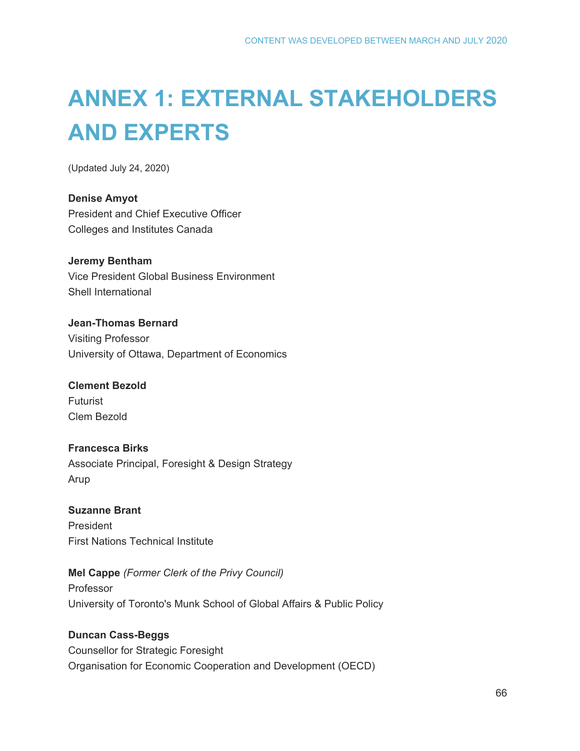# ANNEX 1: EXTERNAL STAKEHOLDERS AND EXPERTS

(Updated July 24, 2020)

**Denise Amyot**
President and Chief Executive Officer
Colleges and Institutes Canada

**Jeremy Bentham**
Vice President Global Business Environment
Shell International

**Jean-Thomas Bernard**
Visiting Professor
University of Ottawa, Department of Economics

**Clement Bezold**
Futurist
Clem Bezold

**Francesca Birks**
Associate Principal, Foresight & Design Strategy
Arup

**Suzanne Brant**
President
First Nations Technical Institute

**Mel Cappe** *(Former Clerk of the Privy Council)*
Professor
University of Toronto's Munk School of Global Affairs & Public Policy

**Duncan Cass-Beggs**
Counsellor for Strategic Foresight
Organisation for Economic Cooperation and Development (OECD)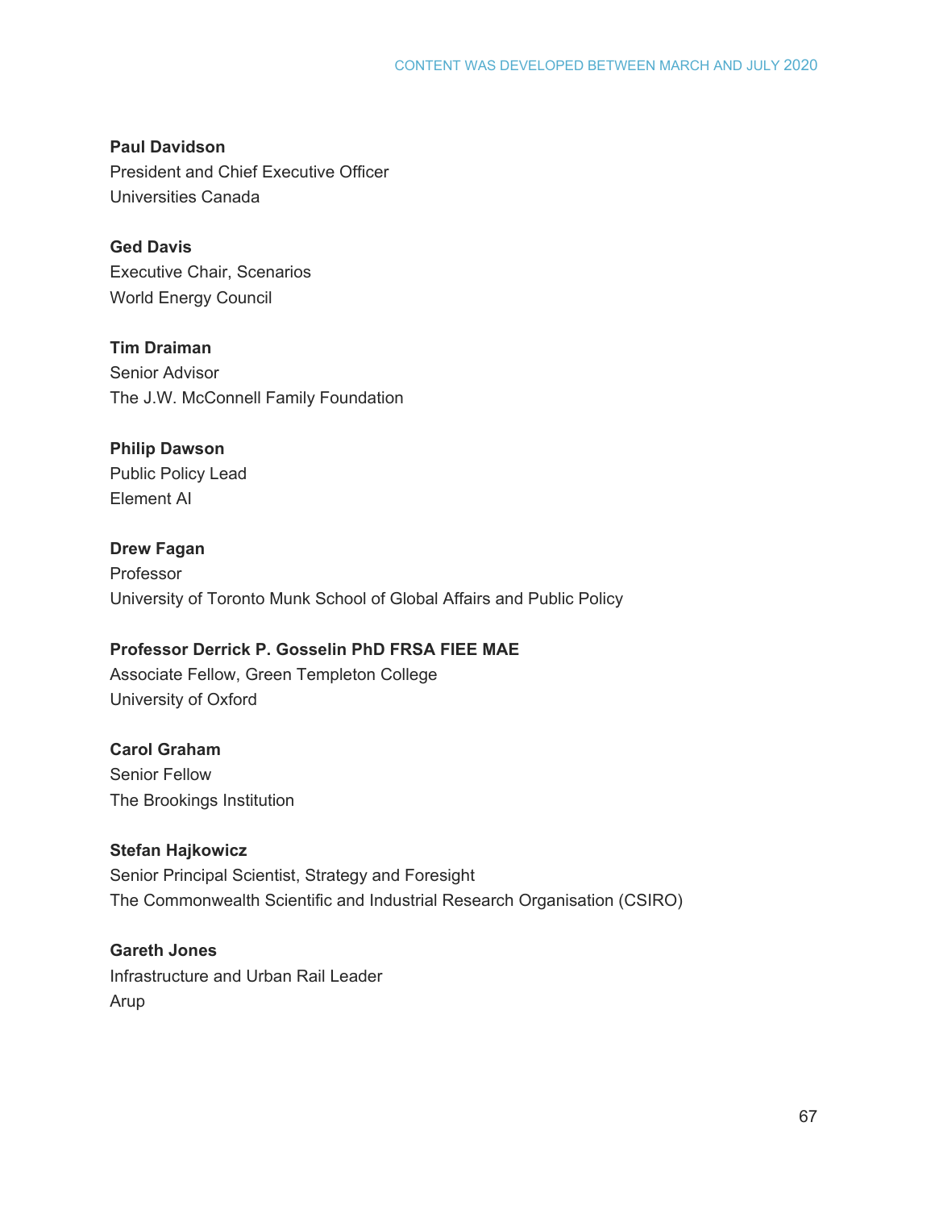**Paul Davidson**
President and Chief Executive Officer
Universities Canada

**Ged Davis**
Executive Chair, Scenarios
World Energy Council

**Tim Draiman**
Senior Advisor
The J.W. McConnell Family Foundation

**Philip Dawson**
Public Policy Lead
Element AI

**Drew Fagan**
Professor
University of Toronto Munk School of Global Affairs and Public Policy

**Professor Derrick P. Gosselin PhD FRSA FIEE MAE**
Associate Fellow, Green Templeton College
University of Oxford

**Carol Graham**
Senior Fellow
The Brookings Institution

**Stefan Hajkowicz**
Senior Principal Scientist, Strategy and Foresight
The Commonwealth Scientific and Industrial Research Organisation (CSIRO)

**Gareth Jones**
Infrastructure and Urban Rail Leader
Arup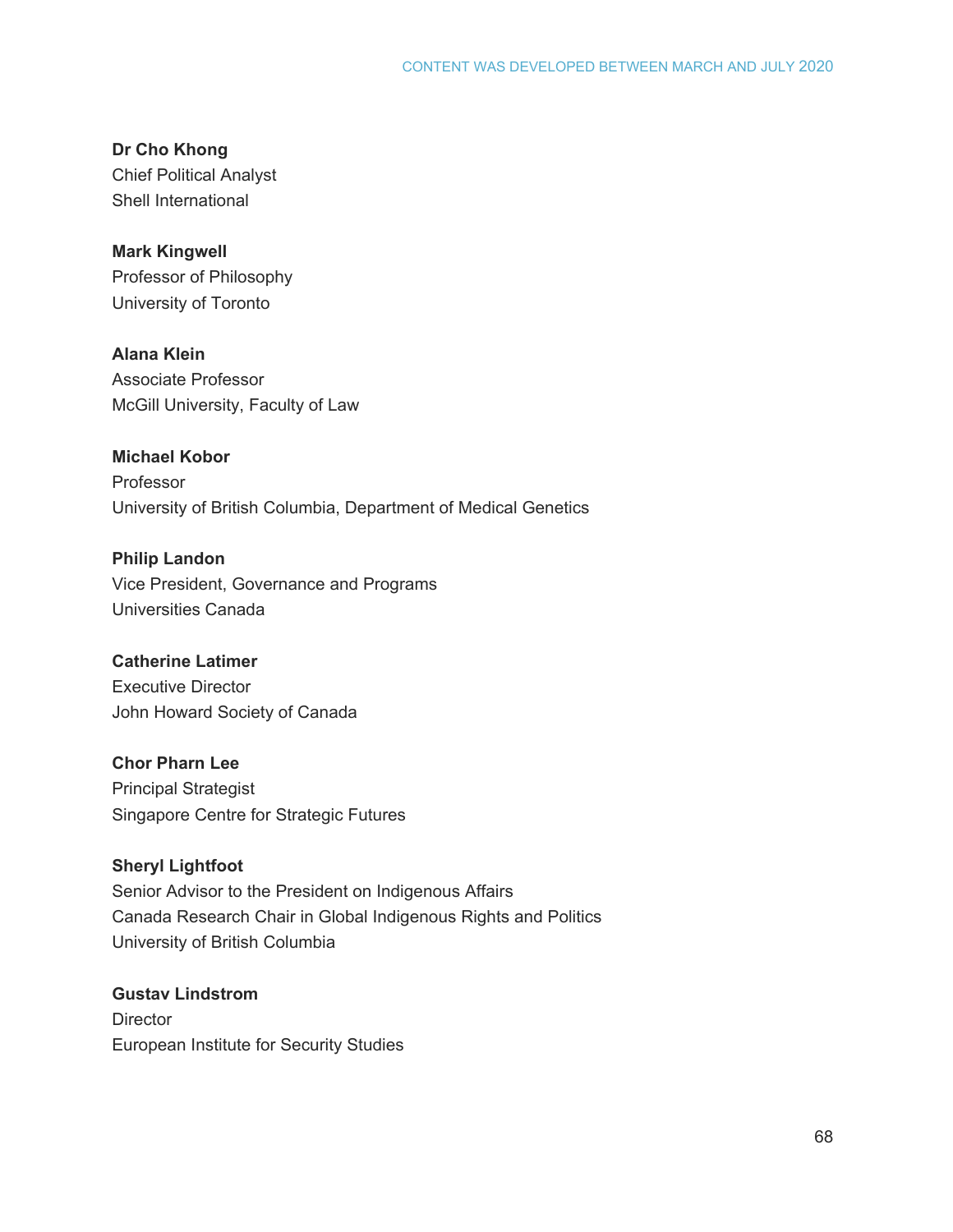**Dr Cho Khong**
Chief Political Analyst
Shell International

**Mark Kingwell**
Professor of Philosophy
University of Toronto

**Alana Klein**
Associate Professor
McGill University, Faculty of Law

**Michael Kobor**
Professor
University of British Columbia, Department of Medical Genetics

**Philip Landon**
Vice President, Governance and Programs
Universities Canada

**Catherine Latimer**
Executive Director
John Howard Society of Canada

**Chor Pharn Lee**
Principal Strategist
Singapore Centre for Strategic Futures

**Sheryl Lightfoot**
Senior Advisor to the President on Indigenous Affairs
Canada Research Chair in Global Indigenous Rights and Politics
University of British Columbia

**Gustav Lindstrom**
Director
European Institute for Security Studies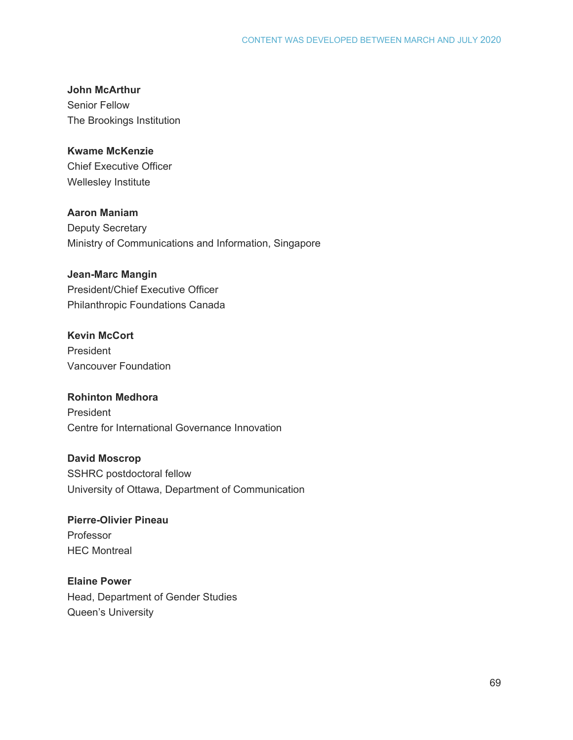**John McArthur**
Senior Fellow
The Brookings Institution

**Kwame McKenzie**
Chief Executive Officer
Wellesley Institute

**Aaron Maniam**
Deputy Secretary
Ministry of Communications and Information, Singapore

**Jean-Marc Mangin**
President/Chief Executive Officer
Philanthropic Foundations Canada

**Kevin McCort**
President
Vancouver Foundation

**Rohinton Medhora**
President
Centre for International Governance Innovation

**David Moscrop**
SSHRC postdoctoral fellow
University of Ottawa, Department of Communication

**Pierre-Olivier Pineau**
Professor
HEC Montreal

**Elaine Power**
Head, Department of Gender Studies
Queen's University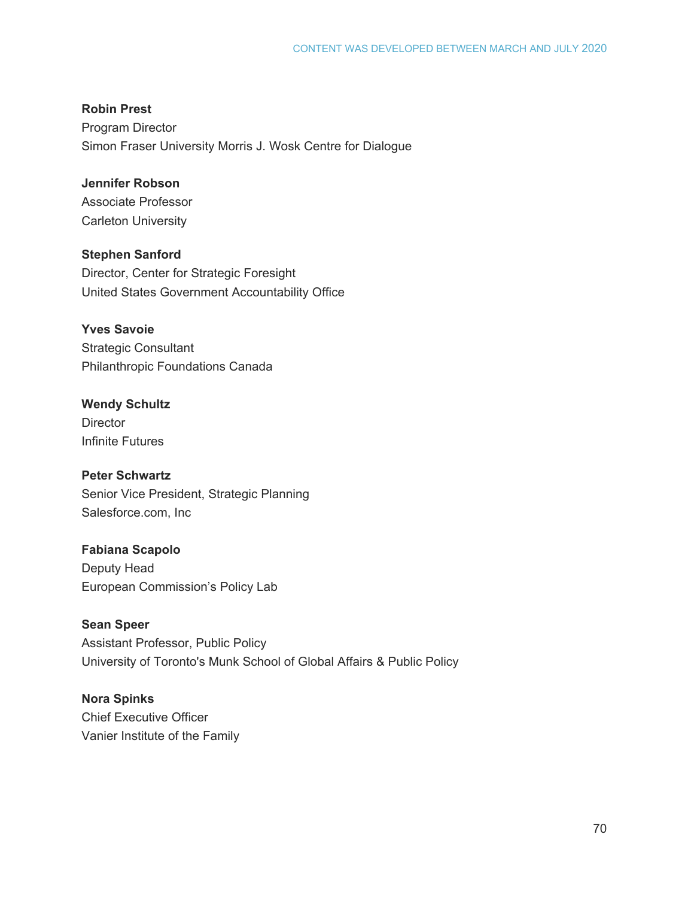**Robin Prest**
Program Director
Simon Fraser University Morris J. Wosk Centre for Dialogue

**Jennifer Robson**
Associate Professor
Carleton University

**Stephen Sanford**
Director, Center for Strategic Foresight
United States Government Accountability Office

**Yves Savoie**
Strategic Consultant
Philanthropic Foundations Canada

**Wendy Schultz**
Director
Infinite Futures

**Peter Schwartz**
Senior Vice President, Strategic Planning
Salesforce.com, Inc

**Fabiana Scapolo**
Deputy Head
European Commission's Policy Lab

**Sean Speer**
Assistant Professor, Public Policy
University of Toronto's Munk School of Global Affairs & Public Policy

**Nora Spinks**
Chief Executive Officer
Vanier Institute of the Family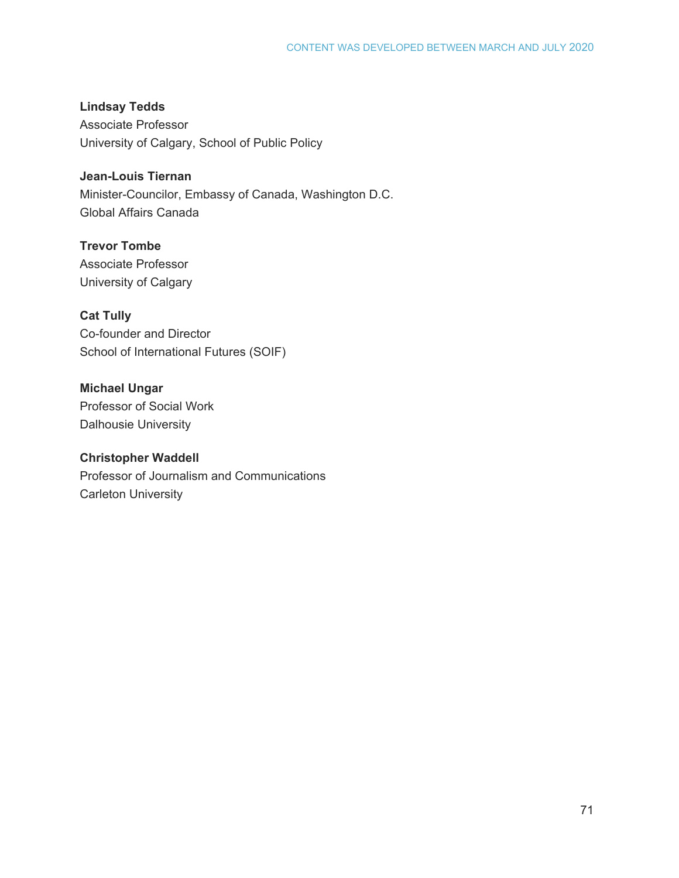**Lindsay Tedds**
Associate Professor
University of Calgary, School of Public Policy

**Jean-Louis Tiernan**
Minister-Councilor, Embassy of Canada, Washington D.C.
Global Affairs Canada

**Trevor Tombe**
Associate Professor
University of Calgary

**Cat Tully**
Co-founder and Director
School of International Futures (SOIF)

**Michael Ungar**
Professor of Social Work
Dalhousie University

**Christopher Waddell**
Professor of Journalism and Communications
Carleton University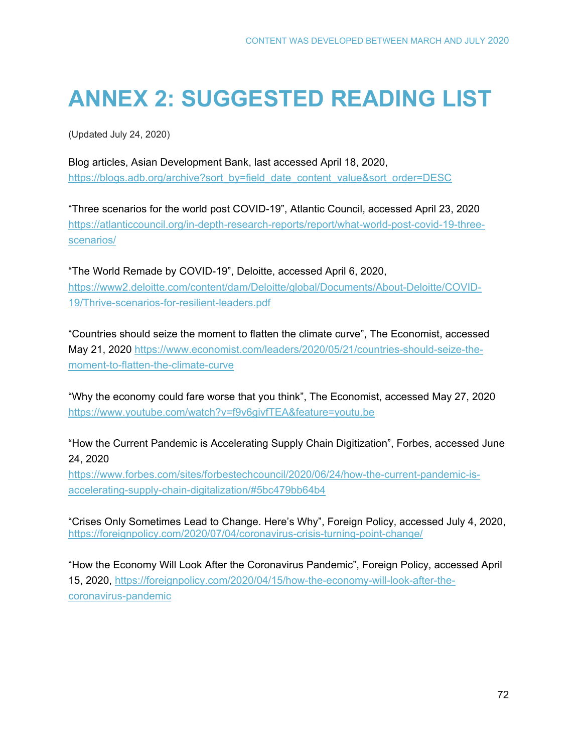# ANNEX 2: SUGGESTED READING LIST

(Updated July 24, 2020)

Blog articles, Asian Development Bank, last accessed April 18, 2020, https://blogs.adb.org/archive?sort_by=field_date_content_value&sort_order=DESC

"Three scenarios for the world post COVID-19", Atlantic Council, accessed April 23, 2020 https://atlanticcouncil.org/in-depth-research-reports/report/what-world-post-covid-19-three-scenarios/

"The World Remade by COVID-19", Deloitte, accessed April 6, 2020, https://www2.deloitte.com/content/dam/Deloitte/global/Documents/About-Deloitte/COVID-19/Thrive-scenarios-for-resilient-leaders.pdf

"Countries should seize the moment to flatten the climate curve", The Economist, accessed May 21, 2020 https://www.economist.com/leaders/2020/05/21/countries-should-seize-the-moment-to-flatten-the-climate-curve

"Why the economy could fare worse that you think", The Economist, accessed May 27, 2020 https://www.youtube.com/watch?v=f9v6givfTEA&feature=youtu.be

"How the Current Pandemic is Accelerating Supply Chain Digitization", Forbes, accessed June 24, 2020 https://www.forbes.com/sites/forbestechcouncil/2020/06/24/how-the-current-pandemic-is-accelerating-supply-chain-digitalization/#5bc479bb64b4

"Crises Only Sometimes Lead to Change. Here's Why", Foreign Policy, accessed July 4, 2020, https://foreignpolicy.com/2020/07/04/coronavirus-crisis-turning-point-change/

"How the Economy Will Look After the Coronavirus Pandemic", Foreign Policy, accessed April 15, 2020, https://foreignpolicy.com/2020/04/15/how-the-economy-will-look-after-the-coronavirus-pandemic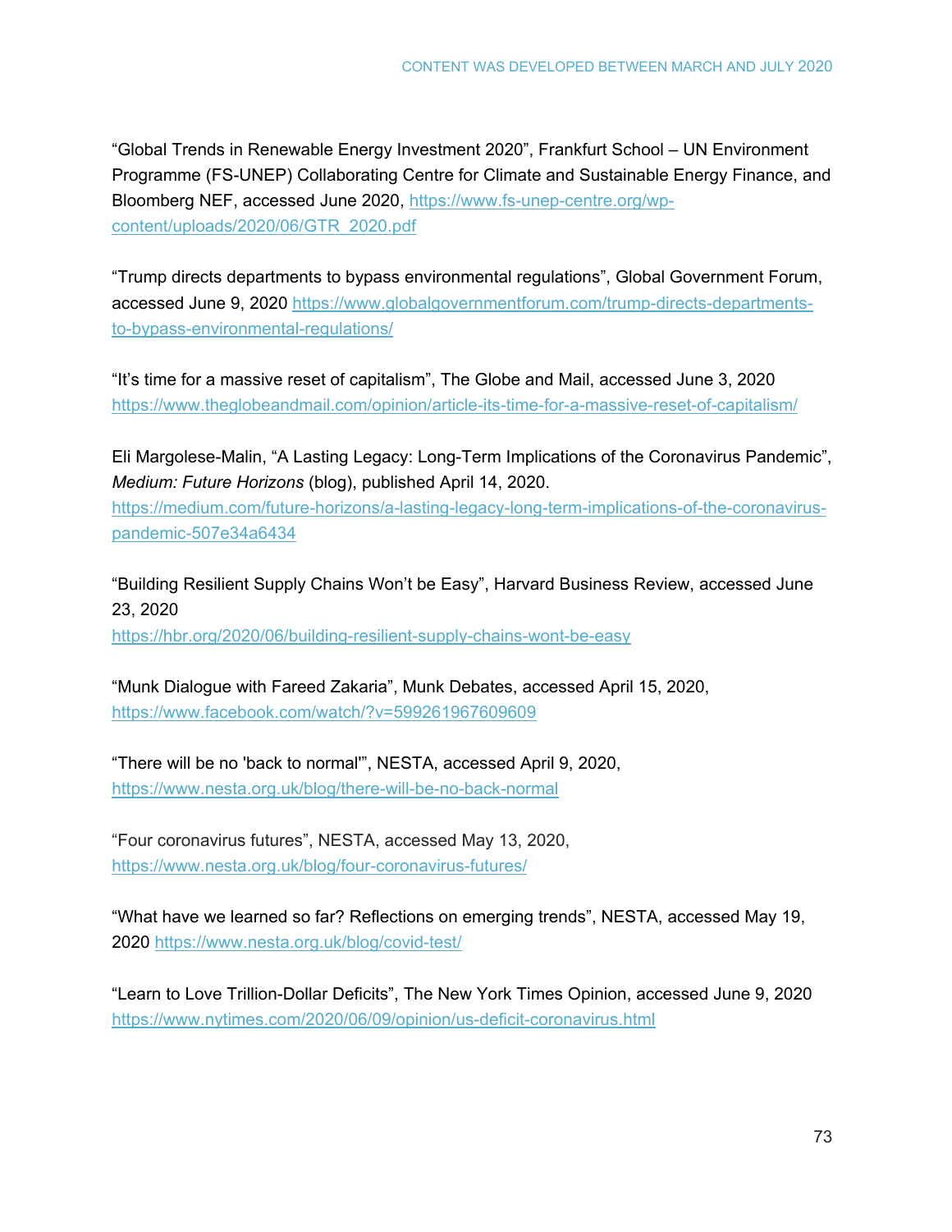"Global Trends in Renewable Energy Investment 2020", Frankfurt School – UN Environment Programme (FS-UNEP) Collaborating Centre for Climate and Sustainable Energy Finance, and Bloomberg NEF, accessed June 2020, https://www.fs-unep-centre.org/wp-content/uploads/2020/06/GTR_2020.pdf

"Trump directs departments to bypass environmental regulations", Global Government Forum, accessed June 9, 2020 https://www.globalgovernmentforum.com/trump-directs-departments-to-bypass-environmental-regulations/

"It's time for a massive reset of capitalism", The Globe and Mail, accessed June 3, 2020 https://www.theglobeandmail.com/opinion/article-its-time-for-a-massive-reset-of-capitalism/

Eli Margolese-Malin, "A Lasting Legacy: Long-Term Implications of the Coronavirus Pandemic", *Medium: Future Horizons* (blog), published April 14, 2020. https://medium.com/future-horizons/a-lasting-legacy-long-term-implications-of-the-coronavirus-pandemic-507e34a6434

"Building Resilient Supply Chains Won't be Easy", Harvard Business Review, accessed June 23, 2020 https://hbr.org/2020/06/building-resilient-supply-chains-wont-be-easy

"Munk Dialogue with Fareed Zakaria", Munk Debates, accessed April 15, 2020, https://www.facebook.com/watch/?v=599261967609609

"There will be no 'back to normal'", NESTA, accessed April 9, 2020, https://www.nesta.org.uk/blog/there-will-be-no-back-normal

"Four coronavirus futures", NESTA, accessed May 13, 2020, https://www.nesta.org.uk/blog/four-coronavirus-futures/

"What have we learned so far? Reflections on emerging trends", NESTA, accessed May 19, 2020 https://www.nesta.org.uk/blog/covid-test/

"Learn to Love Trillion-Dollar Deficits", The New York Times Opinion, accessed June 9, 2020 https://www.nytimes.com/2020/06/09/opinion/us-deficit-coronavirus.html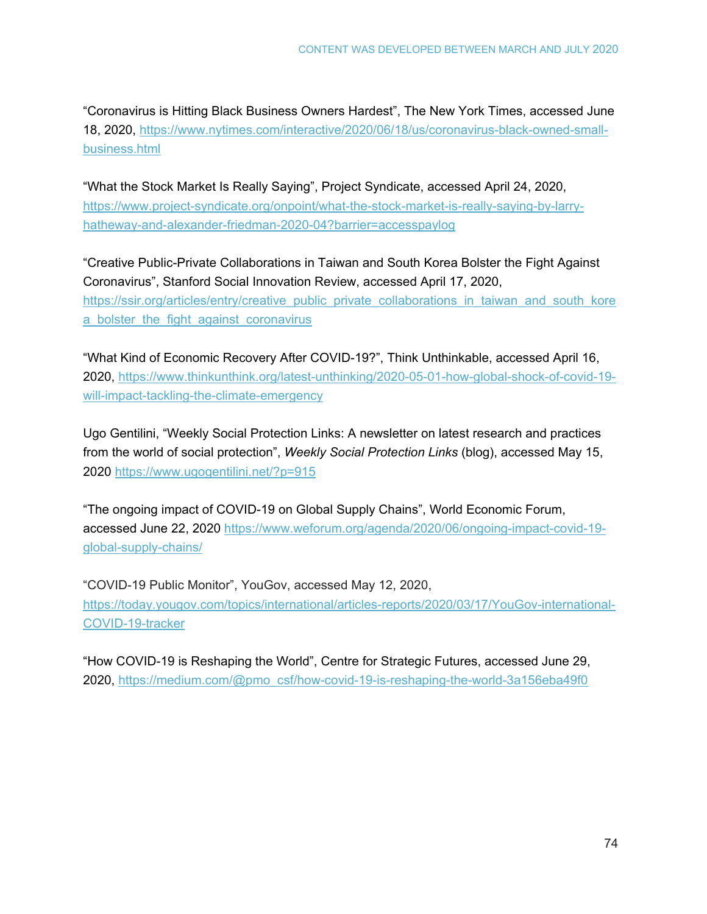“Coronavirus is Hitting Black Business Owners Hardest”, The New York Times, accessed June 18, 2020, https://www.nytimes.com/interactive/2020/06/18/us/coronavirus-black-owned-small-business.html

“What the Stock Market Is Really Saying”, Project Syndicate, accessed April 24, 2020, https://www.project-syndicate.org/onpoint/what-the-stock-market-is-really-saying-by-larry-hatheway-and-alexander-friedman-2020-04?barrier=accesspaylog

“Creative Public-Private Collaborations in Taiwan and South Korea Bolster the Fight Against Coronavirus”, Stanford Social Innovation Review, accessed April 17, 2020, https://ssir.org/articles/entry/creative_public_private_collaborations_in_taiwan_and_south_korea_bolster_the_fight_against_coronavirus

“What Kind of Economic Recovery After COVID-19?”, Think Unthinkable, accessed April 16, 2020, https://www.thinkunthink.org/latest-unthinking/2020-05-01-how-global-shock-of-covid-19-will-impact-tackling-the-climate-emergency

Ugo Gentilini, “Weekly Social Protection Links: A newsletter on latest research and practices from the world of social protection”, *Weekly Social Protection Links* (blog), accessed May 15, 2020 https://www.ugogentilini.net/?p=915

“The ongoing impact of COVID-19 on Global Supply Chains”, World Economic Forum, accessed June 22, 2020 https://www.weforum.org/agenda/2020/06/ongoing-impact-covid-19-global-supply-chains/

“COVID-19 Public Monitor”, YouGov, accessed May 12, 2020, https://today.yougov.com/topics/international/articles-reports/2020/03/17/YouGov-international-COVID-19-tracker

“How COVID-19 is Reshaping the World”, Centre for Strategic Futures, accessed June 29, 2020, https://medium.com/@pmo_csf/how-covid-19-is-reshaping-the-world-3a156eba49f0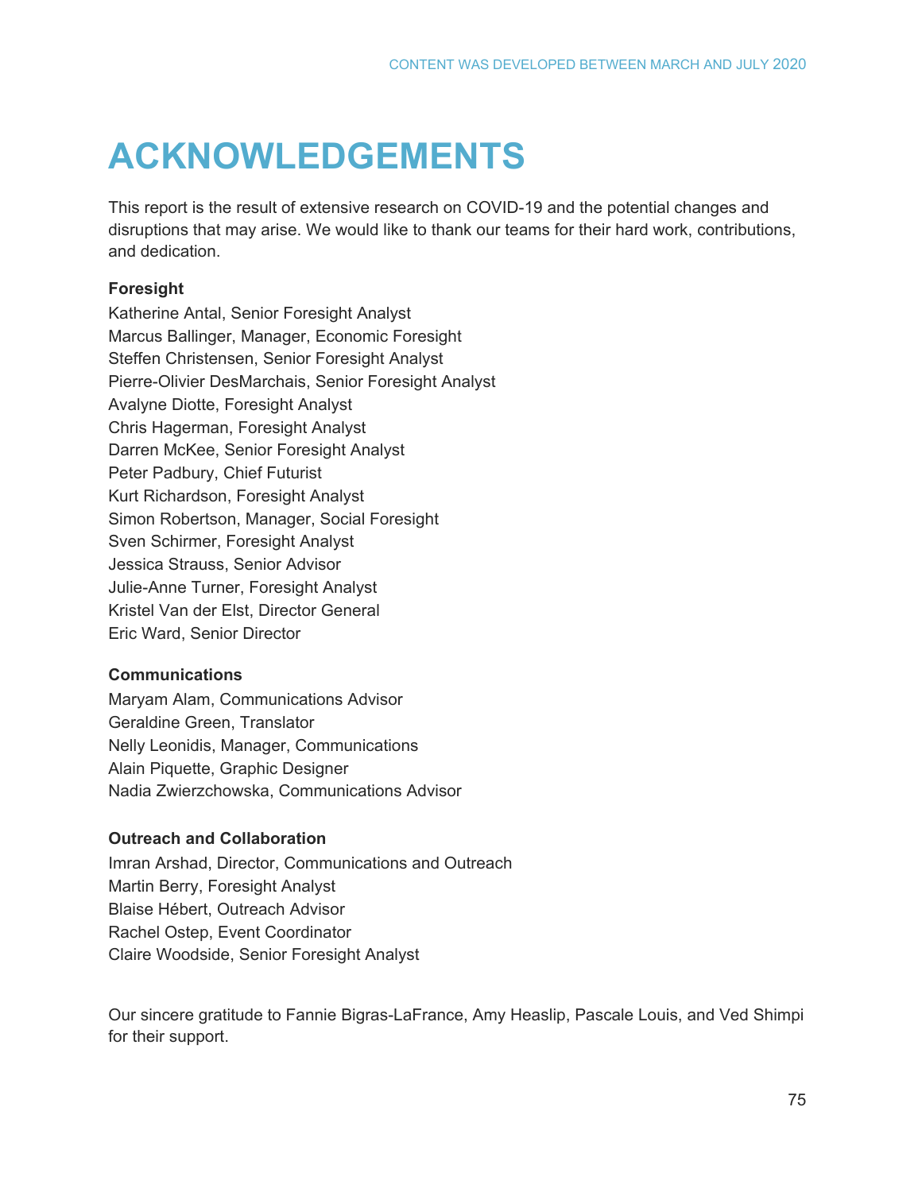# ACKNOWLEDGEMENTS

This report is the result of extensive research on COVID-19 and the potential changes and disruptions that may arise. We would like to thank our teams for their hard work, contributions, and dedication.

**Foresight**

Katherine Antal, Senior Foresight Analyst
Marcus Ballinger, Manager, Economic Foresight
Steffen Christensen, Senior Foresight Analyst
Pierre-Olivier DesMarchais, Senior Foresight Analyst
Avalyne Diotte, Foresight Analyst
Chris Hagerman, Foresight Analyst
Darren McKee, Senior Foresight Analyst
Peter Padbury, Chief Futurist
Kurt Richardson, Foresight Analyst
Simon Robertson, Manager, Social Foresight
Sven Schirmer, Foresight Analyst
Jessica Strauss, Senior Advisor
Julie-Anne Turner, Foresight Analyst
Kristel Van der Elst, Director General
Eric Ward, Senior Director

**Communications**

Maryam Alam, Communications Advisor
Geraldine Green, Translator
Nelly Leonidis, Manager, Communications
Alain Piquette, Graphic Designer
Nadia Zwierzchowska, Communications Advisor

**Outreach and Collaboration**

Imran Arshad, Director, Communications and Outreach
Martin Berry, Foresight Analyst
Blaise Hébert, Outreach Advisor
Rachel Ostep, Event Coordinator
Claire Woodside, Senior Foresight Analyst

Our sincere gratitude to Fannie Bigras-LaFrance, Amy Heaslip, Pascale Louis, and Ved Shimpi for their support.